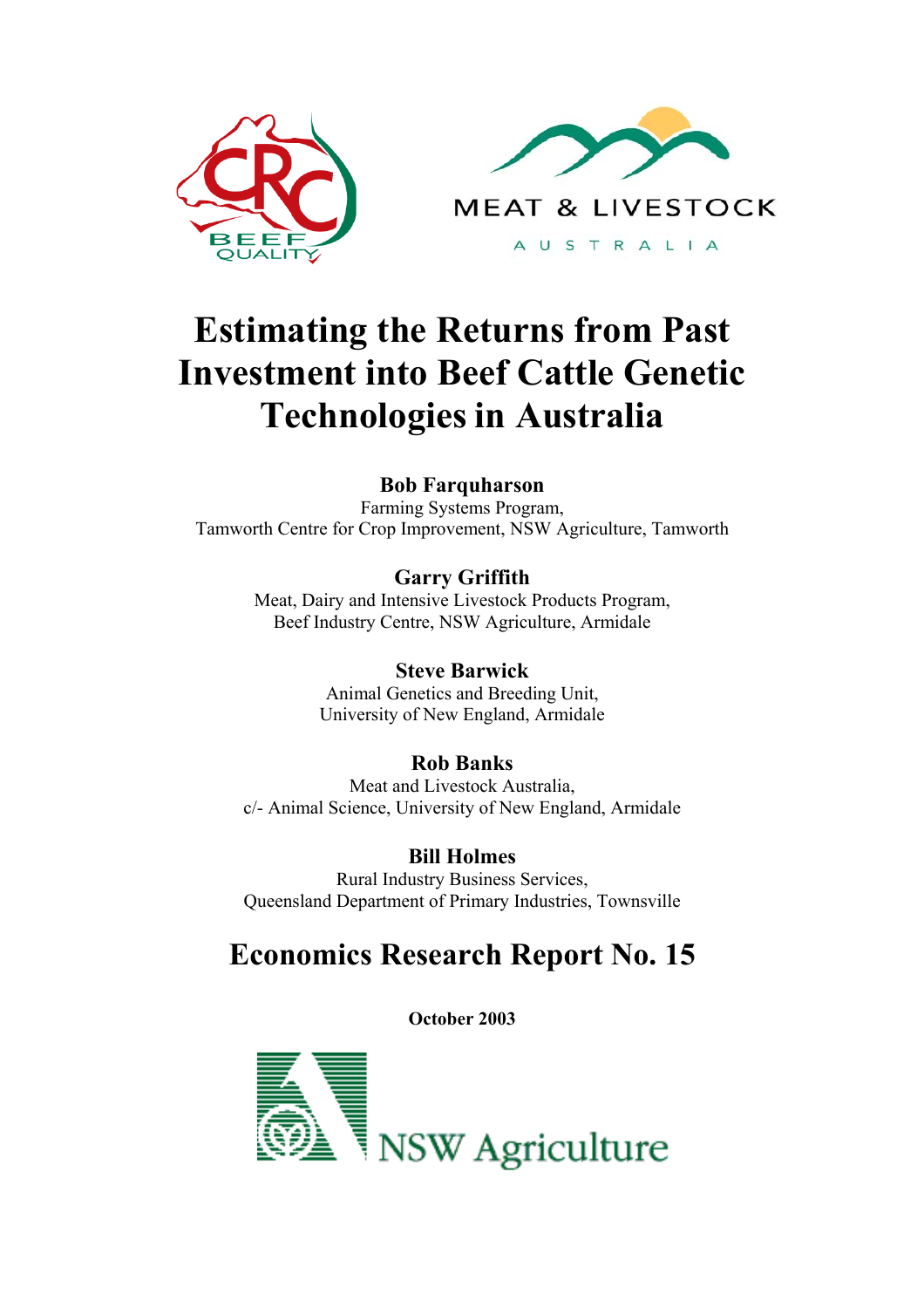# Estimating the Returns from Past Investment into Beef Cattle Genetic Technologies in Australia

**Bob Farquharson**
Farming Systems Program,
Tamworth Centre for Crop Improvement, NSW Agriculture, Tamworth

**Garry Griffith**
Meat, Dairy and Intensive Livestock Products Program,
Beef Industry Centre, NSW Agriculture, Armidale

**Steve Barwick**
Animal Genetics and Breeding Unit,
University of New England, Armidale

**Rob Banks**
Meat and Livestock Australia,
c/- Animal Science, University of New England, Armidale

**Bill Holmes**
Rural Industry Business Services,
Queensland Department of Primary Industries, Townsville

## Economics Research Report No. 15

**October 2003**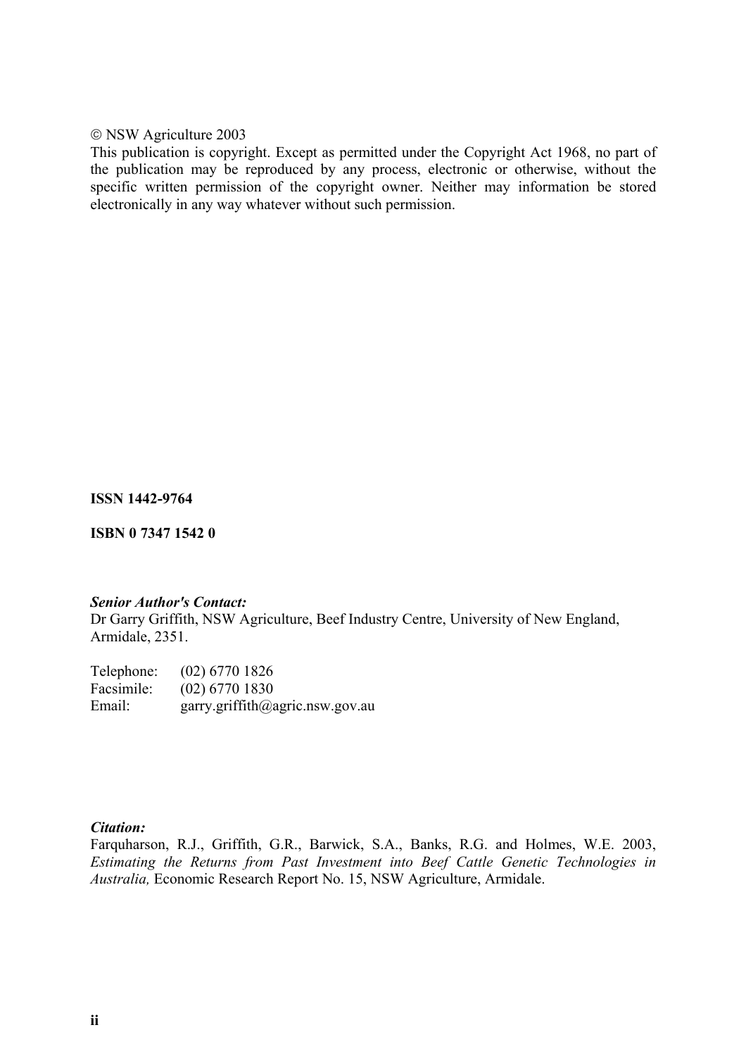© NSW Agriculture 2003

This publication is copyright. Except as permitted under the Copyright Act 1968, no part of the publication may be reproduced by any process, electronic or otherwise, without the specific written permission of the copyright owner. Neither may information be stored electronically in any way whatever without such permission.

**ISSN 1442-9764**

**ISBN 0 7347 1542 0**

***Senior Author's Contact:***

Dr Garry Griffith, NSW Agriculture, Beef Industry Centre, University of New England, Armidale, 2351.

Telephone: (02) 6770 1826
Facsimile: (02) 6770 1830
Email: garry.griffith@agric.nsw.gov.au

***Citation:***

Farquharson, R.J., Griffith, G.R., Barwick, S.A., Banks, R.G. and Holmes, W.E. 2003, *Estimating the Returns from Past Investment into Beef Cattle Genetic Technologies in Australia,* Economic Research Report No. 15, NSW Agriculture, Armidale.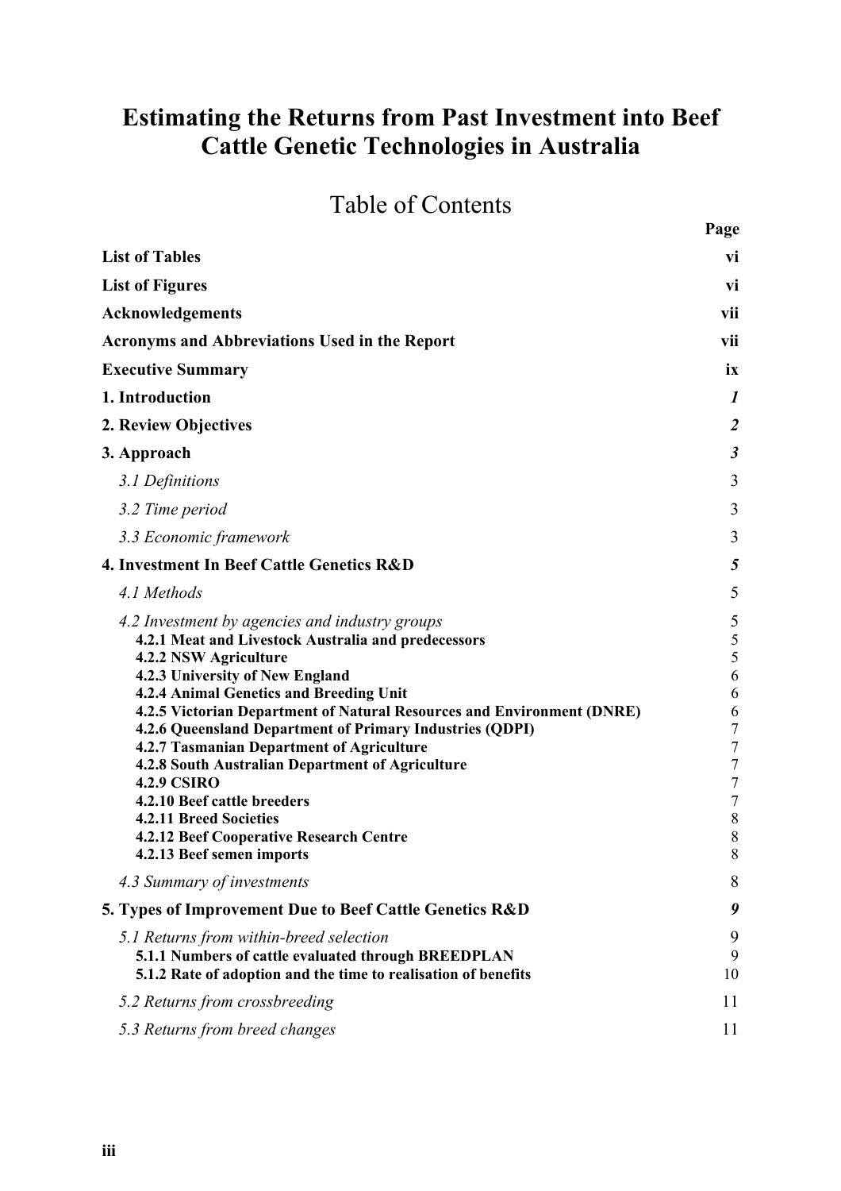# Estimating the Returns from Past Investment into Beef Cattle Genetic Technologies in Australia

## Table of Contents

| | Page |
|---|---|
| **List of Tables** | **vi** |
| **List of Figures** | **vi** |
| **Acknowledgements** | **vii** |
| **Acronyms and Abbreviations Used in the Report** | **vii** |
| **Executive Summary** | **ix** |
| **1. Introduction** | ***1*** |
| **2. Review Objectives** | ***2*** |
| **3. Approach** | ***3*** |
| *3.1 Definitions* | 3 |
| *3.2 Time period* | 3 |
| *3.3 Economic framework* | 3 |
| **4. Investment In Beef Cattle Genetics R&D** | ***5*** |
| *4.1 Methods* | 5 |
| *4.2 Investment by agencies and industry groups* | 5 |
| **4.2.1 Meat and Livestock Australia and predecessors** | 5 |
| **4.2.2 NSW Agriculture** | 5 |
| **4.2.3 University of New England** | 6 |
| **4.2.4 Animal Genetics and Breeding Unit** | 6 |
| **4.2.5 Victorian Department of Natural Resources and Environment (DNRE)** | 6 |
| **4.2.6 Queensland Department of Primary Industries (QDPI)** | 7 |
| **4.2.7 Tasmanian Department of Agriculture** | 7 |
| **4.2.8 South Australian Department of Agriculture** | 7 |
| **4.2.9 CSIRO** | 7 |
| **4.2.10 Beef cattle breeders** | 7 |
| **4.2.11 Breed Societies** | 8 |
| **4.2.12 Beef Cooperative Research Centre** | 8 |
| **4.2.13 Beef semen imports** | 8 |
| *4.3 Summary of investments* | 8 |
| **5. Types of Improvement Due to Beef Cattle Genetics R&D** | ***9*** |
| *5.1 Returns from within-breed selection* | 9 |
| **5.1.1 Numbers of cattle evaluated through BREEDPLAN** | 9 |
| **5.1.2 Rate of adoption and the time to realisation of benefits** | 10 |
| *5.2 Returns from crossbreeding* | 11 |
| *5.3 Returns from breed changes* | 11 |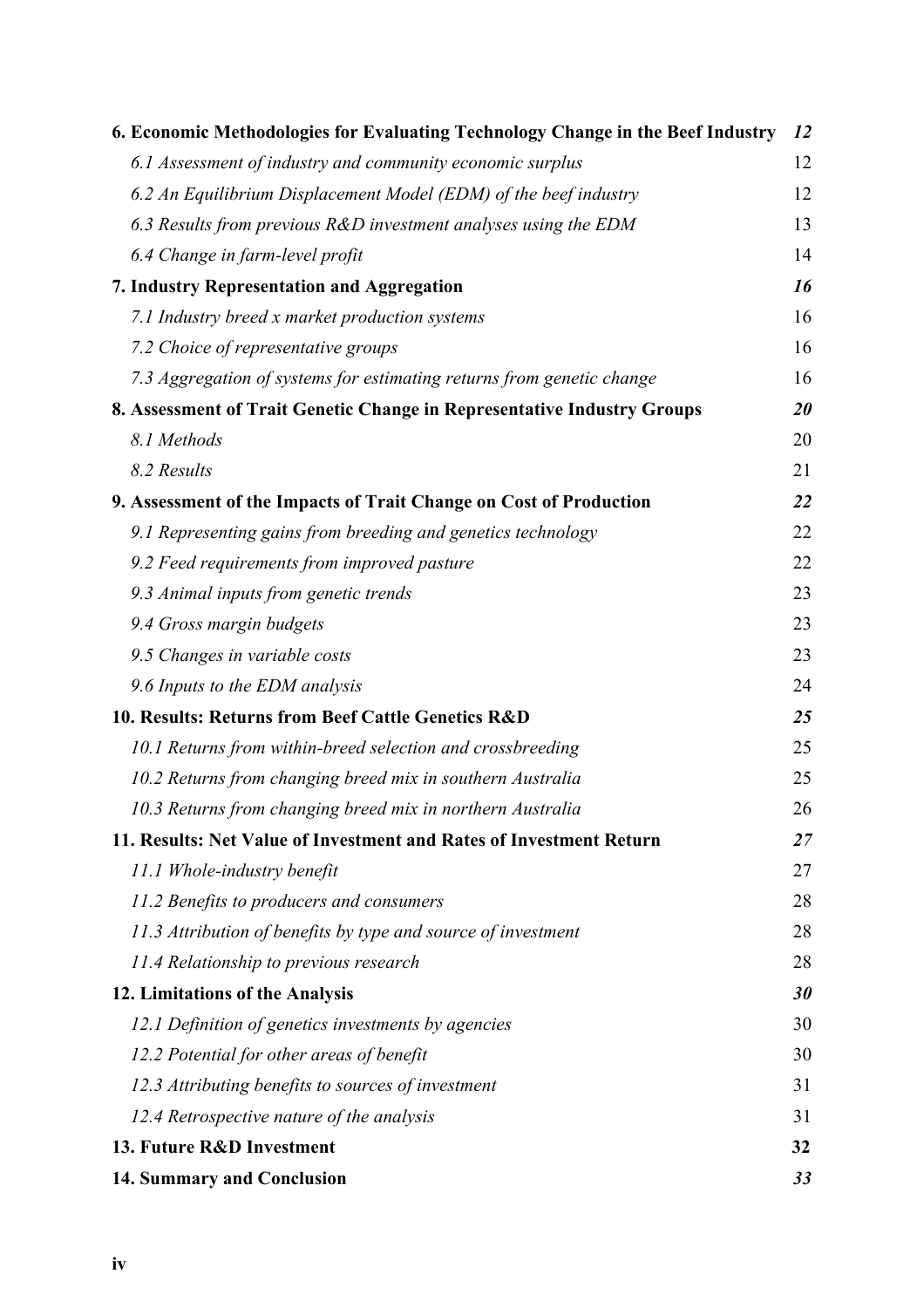| | |
|---|---|
| **6. Economic Methodologies for Evaluating Technology Change in the Beef Industry** | ***12*** |
| *6.1 Assessment of industry and community economic surplus* | 12 |
| *6.2 An Equilibrium Displacement Model (EDM) of the beef industry* | 12 |
| *6.3 Results from previous R&D investment analyses using the EDM* | 13 |
| *6.4 Change in farm-level profit* | 14 |
| **7. Industry Representation and Aggregation** | ***16*** |
| *7.1 Industry breed x market production systems* | 16 |
| *7.2 Choice of representative groups* | 16 |
| *7.3 Aggregation of systems for estimating returns from genetic change* | 16 |
| **8. Assessment of Trait Genetic Change in Representative Industry Groups** | ***20*** |
| *8.1 Methods* | 20 |
| *8.2 Results* | 21 |
| **9. Assessment of the Impacts of Trait Change on Cost of Production** | ***22*** |
| *9.1 Representing gains from breeding and genetics technology* | 22 |
| *9.2 Feed requirements from improved pasture* | 22 |
| *9.3 Animal inputs from genetic trends* | 23 |
| *9.4 Gross margin budgets* | 23 |
| *9.5 Changes in variable costs* | 23 |
| *9.6 Inputs to the EDM analysis* | 24 |
| **10. Results: Returns from Beef Cattle Genetics R&D** | ***25*** |
| *10.1 Returns from within-breed selection and crossbreeding* | 25 |
| *10.2 Returns from changing breed mix in southern Australia* | 25 |
| *10.3 Returns from changing breed mix in northern Australia* | 26 |
| **11. Results: Net Value of Investment and Rates of Investment Return** | ***27*** |
| *11.1 Whole-industry benefit* | 27 |
| *11.2 Benefits to producers and consumers* | 28 |
| *11.3 Attribution of benefits by type and source of investment* | 28 |
| *11.4 Relationship to previous research* | 28 |
| **12. Limitations of the Analysis** | ***30*** |
| *12.1 Definition of genetics investments by agencies* | 30 |
| *12.2 Potential for other areas of benefit* | 30 |
| *12.3 Attributing benefits to sources of investment* | 31 |
| *12.4 Retrospective nature of the analysis* | 31 |
| **13. Future R&D Investment** | **32** |
| **14. Summary and Conclusion** | ***33*** |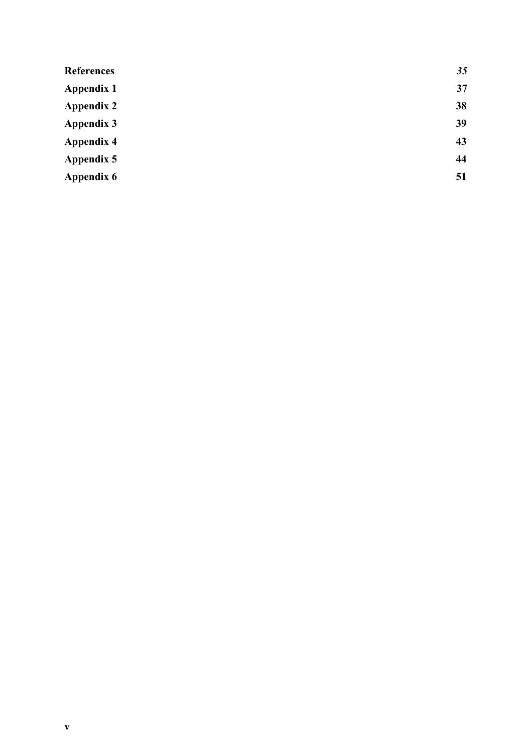| | |
|---|---|
| **References** | ***35*** |
| **Appendix 1** | **37** |
| **Appendix 2** | **38** |
| **Appendix 3** | **39** |
| **Appendix 4** | **43** |
| **Appendix 5** | **44** |
| **Appendix 6** | **51** |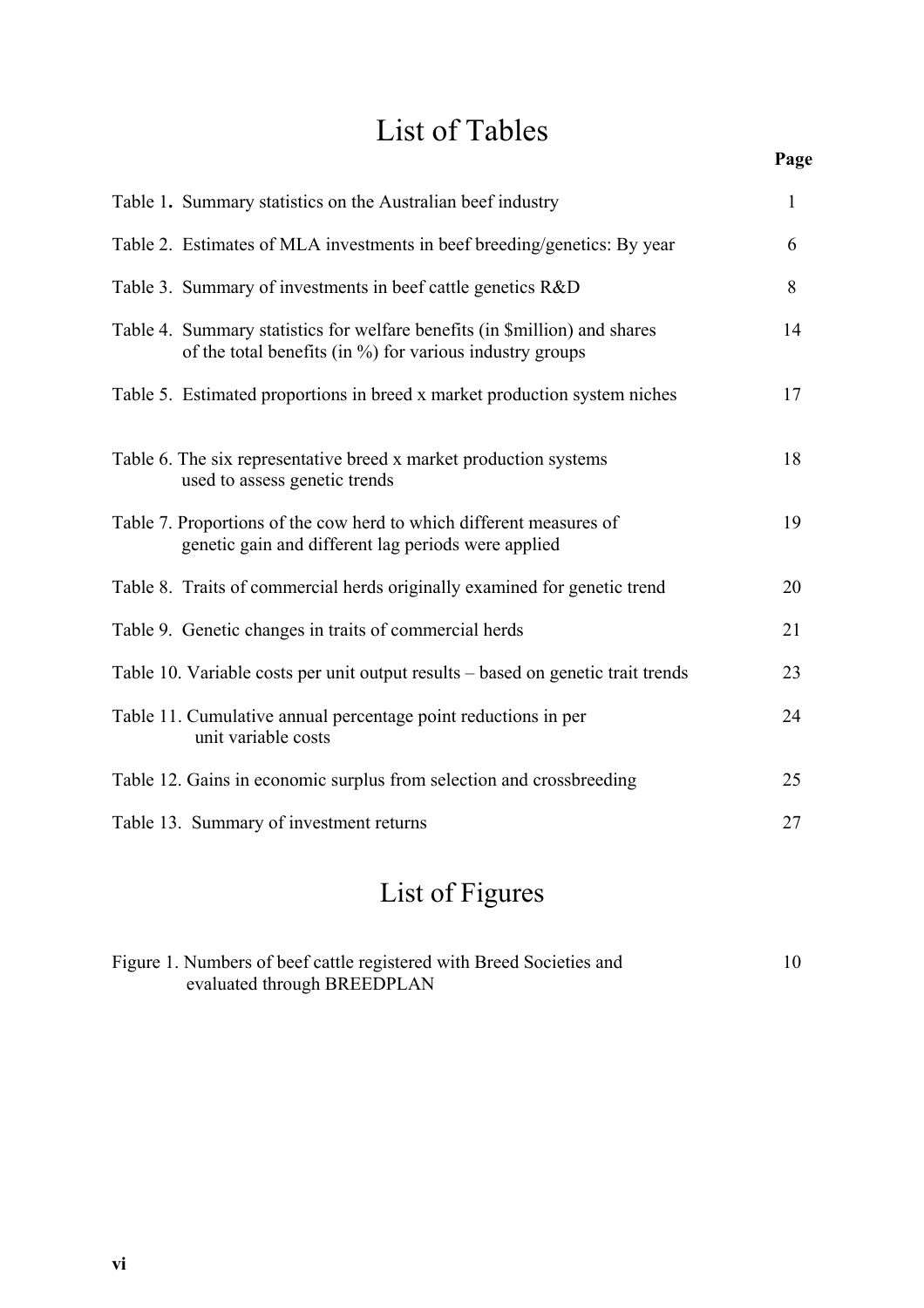# List of Tables

| | Page |
|---|---|
| Table 1. Summary statistics on the Australian beef industry | 1 |
| Table 2. Estimates of MLA investments in beef breeding/genetics: By year | 6 |
| Table 3. Summary of investments in beef cattle genetics R&D | 8 |
| Table 4. Summary statistics for welfare benefits (in $million) and shares of the total benefits (in %) for various industry groups | 14 |
| Table 5. Estimated proportions in breed x market production system niches | 17 |
| Table 6. The six representative breed x market production systems used to assess genetic trends | 18 |
| Table 7. Proportions of the cow herd to which different measures of genetic gain and different lag periods were applied | 19 |
| Table 8. Traits of commercial herds originally examined for genetic trend | 20 |
| Table 9. Genetic changes in traits of commercial herds | 21 |
| Table 10. Variable costs per unit output results – based on genetic trait trends | 23 |
| Table 11. Cumulative annual percentage point reductions in per unit variable costs | 24 |
| Table 12. Gains in economic surplus from selection and crossbreeding | 25 |
| Table 13. Summary of investment returns | 27 |

# List of Figures

| | |
|---|---|
| Figure 1. Numbers of beef cattle registered with Breed Societies and evaluated through BREEDPLAN | 10 |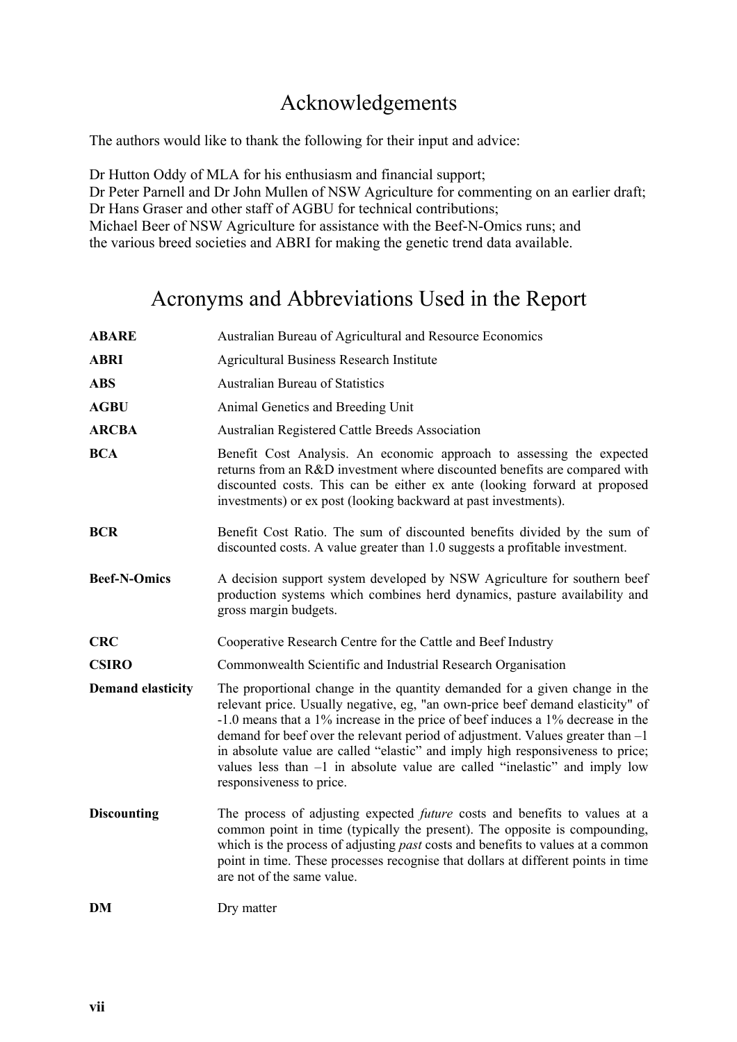# Acknowledgements

The authors would like to thank the following for their input and advice:

Dr Hutton Oddy of MLA for his enthusiasm and financial support;
Dr Peter Parnell and Dr John Mullen of NSW Agriculture for commenting on an earlier draft;
Dr Hans Graser and other staff of AGBU for technical contributions;
Michael Beer of NSW Agriculture for assistance with the Beef-N-Omics runs; and
the various breed societies and ABRI for making the genetic trend data available.

# Acronyms and Abbreviations Used in the Report

| | |
|---|---|
| **ABARE** | Australian Bureau of Agricultural and Resource Economics |
| **ABRI** | Agricultural Business Research Institute |
| **ABS** | Australian Bureau of Statistics |
| **AGBU** | Animal Genetics and Breeding Unit |
| **ARCBA** | Australian Registered Cattle Breeds Association |
| **BCA** | Benefit Cost Analysis. An economic approach to assessing the expected returns from an R&D investment where discounted benefits are compared with discounted costs. This can be either ex ante (looking forward at proposed investments) or ex post (looking backward at past investments). |
| **BCR** | Benefit Cost Ratio. The sum of discounted benefits divided by the sum of discounted costs. A value greater than 1.0 suggests a profitable investment. |
| **Beef-N-Omics** | A decision support system developed by NSW Agriculture for southern beef production systems which combines herd dynamics, pasture availability and gross margin budgets. |
| **CRC** | Cooperative Research Centre for the Cattle and Beef Industry |
| **CSIRO** | Commonwealth Scientific and Industrial Research Organisation |
| **Demand elasticity** | The proportional change in the quantity demanded for a given change in the relevant price. Usually negative, eg, "an own-price beef demand elasticity" of -1.0 means that a 1% increase in the price of beef induces a 1% decrease in the demand for beef over the relevant period of adjustment. Values greater than –1 in absolute value are called "elastic" and imply high responsiveness to price; values less than –1 in absolute value are called "inelastic" and imply low responsiveness to price. |
| **Discounting** | The process of adjusting expected *future* costs and benefits to values at a common point in time (typically the present). The opposite is compounding, which is the process of adjusting *past* costs and benefits to values at a common point in time. These processes recognise that dollars at different points in time are not of the same value. |
| **DM** | Dry matter |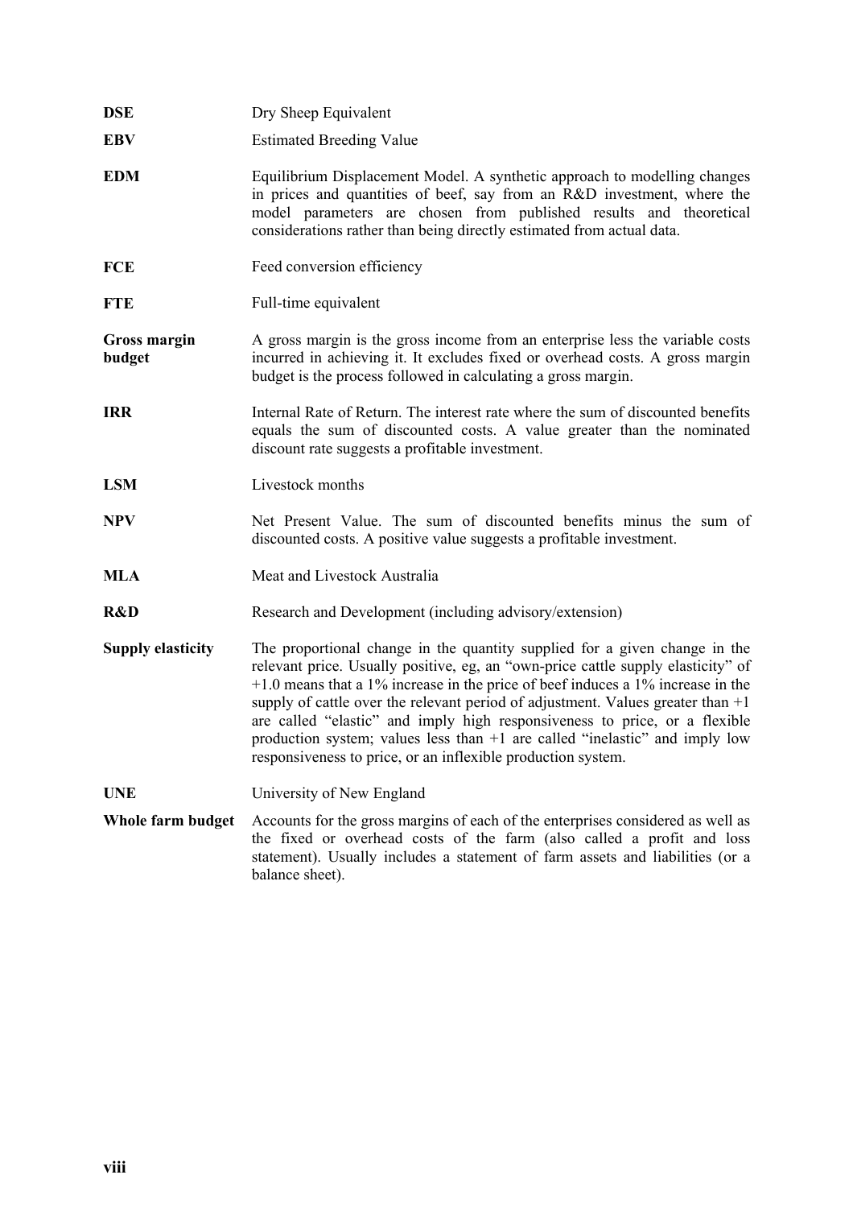| | |
|---|---|
| **DSE** | Dry Sheep Equivalent |
| **EBV** | Estimated Breeding Value |
| **EDM** | Equilibrium Displacement Model. A synthetic approach to modelling changes in prices and quantities of beef, say from an R&D investment, where the model parameters are chosen from published results and theoretical considerations rather than being directly estimated from actual data. |
| **FCE** | Feed conversion efficiency |
| **FTE** | Full-time equivalent |
| **Gross margin budget** | A gross margin is the gross income from an enterprise less the variable costs incurred in achieving it. It excludes fixed or overhead costs. A gross margin budget is the process followed in calculating a gross margin. |
| **IRR** | Internal Rate of Return. The interest rate where the sum of discounted benefits equals the sum of discounted costs. A value greater than the nominated discount rate suggests a profitable investment. |
| **LSM** | Livestock months |
| **NPV** | Net Present Value. The sum of discounted benefits minus the sum of discounted costs. A positive value suggests a profitable investment. |
| **MLA** | Meat and Livestock Australia |
| **R&D** | Research and Development (including advisory/extension) |
| **Supply elasticity** | The proportional change in the quantity supplied for a given change in the relevant price. Usually positive, eg, an "own-price cattle supply elasticity" of +1.0 means that a 1% increase in the price of beef induces a 1% increase in the supply of cattle over the relevant period of adjustment. Values greater than +1 are called "elastic" and imply high responsiveness to price, or a flexible production system; values less than +1 are called "inelastic" and imply low responsiveness to price, or an inflexible production system. |
| **UNE** | University of New England |
| **Whole farm budget** | Accounts for the gross margins of each of the enterprises considered as well as the fixed or overhead costs of the farm (also called a profit and loss statement). Usually includes a statement of farm assets and liabilities (or a balance sheet). |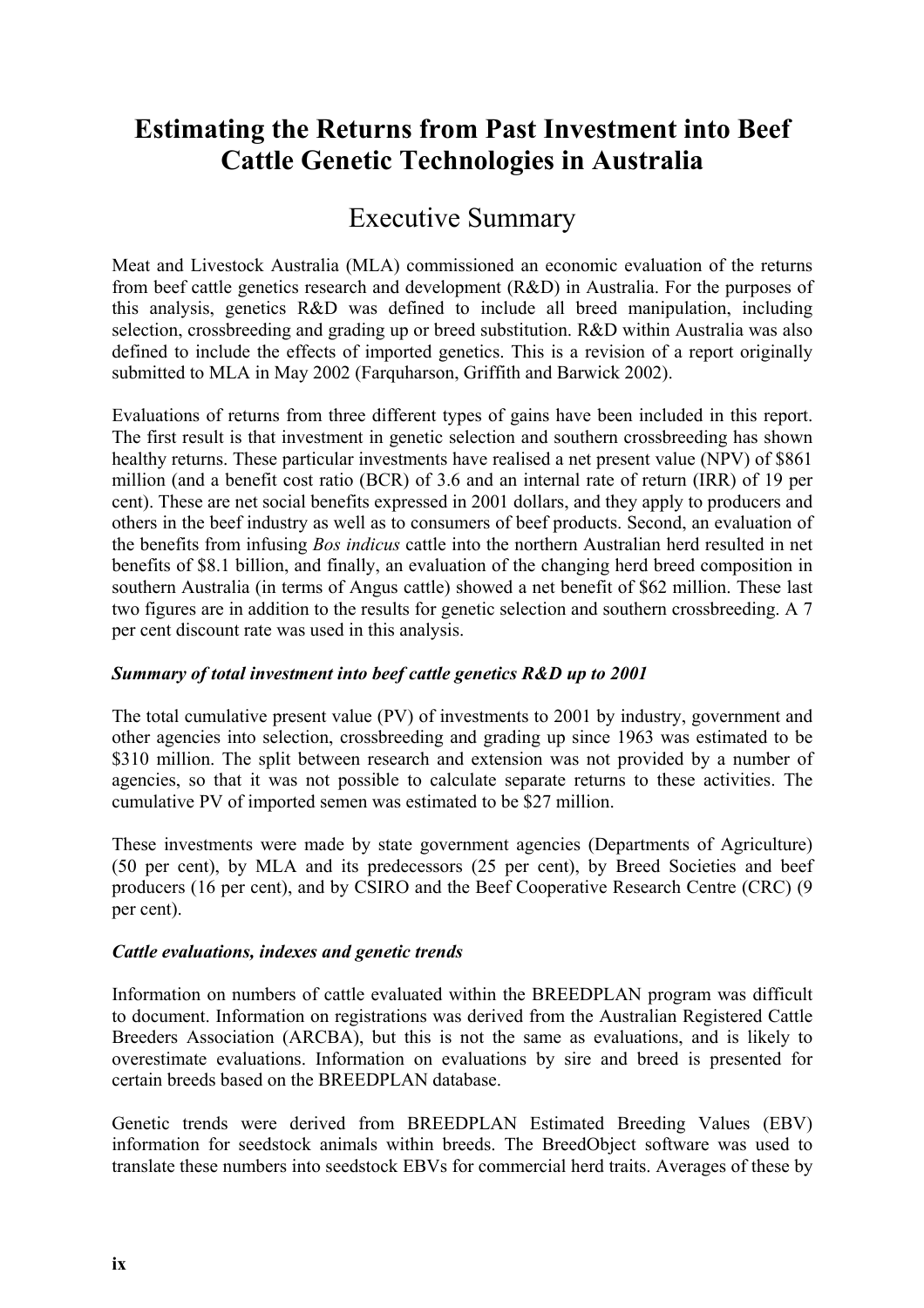# Estimating the Returns from Past Investment into Beef Cattle Genetic Technologies in Australia

## Executive Summary

Meat and Livestock Australia (MLA) commissioned an economic evaluation of the returns from beef cattle genetics research and development (R&D) in Australia. For the purposes of this analysis, genetics R&D was defined to include all breed manipulation, including selection, crossbreeding and grading up or breed substitution. R&D within Australia was also defined to include the effects of imported genetics. This is a revision of a report originally submitted to MLA in May 2002 (Farquharson, Griffith and Barwick 2002).

Evaluations of returns from three different types of gains have been included in this report. The first result is that investment in genetic selection and southern crossbreeding has shown healthy returns. These particular investments have realised a net present value (NPV) of $861 million (and a benefit cost ratio (BCR) of 3.6 and an internal rate of return (IRR) of 19 per cent). These are net social benefits expressed in 2001 dollars, and they apply to producers and others in the beef industry as well as to consumers of beef products. Second, an evaluation of the benefits from infusing *Bos indicus* cattle into the northern Australian herd resulted in net benefits of $8.1 billion, and finally, an evaluation of the changing herd breed composition in southern Australia (in terms of Angus cattle) showed a net benefit of $62 million. These last two figures are in addition to the results for genetic selection and southern crossbreeding. A 7 per cent discount rate was used in this analysis.

***Summary of total investment into beef cattle genetics R&D up to 2001***

The total cumulative present value (PV) of investments to 2001 by industry, government and other agencies into selection, crossbreeding and grading up since 1963 was estimated to be $310 million. The split between research and extension was not provided by a number of agencies, so that it was not possible to calculate separate returns to these activities. The cumulative PV of imported semen was estimated to be $27 million.

These investments were made by state government agencies (Departments of Agriculture) (50 per cent), by MLA and its predecessors (25 per cent), by Breed Societies and beef producers (16 per cent), and by CSIRO and the Beef Cooperative Research Centre (CRC) (9 per cent).

***Cattle evaluations, indexes and genetic trends***

Information on numbers of cattle evaluated within the BREEDPLAN program was difficult to document. Information on registrations was derived from the Australian Registered Cattle Breeders Association (ARCBA), but this is not the same as evaluations, and is likely to overestimate evaluations. Information on evaluations by sire and breed is presented for certain breeds based on the BREEDPLAN database.

Genetic trends were derived from BREEDPLAN Estimated Breeding Values (EBV) information for seedstock animals within breeds. The BreedObject software was used to translate these numbers into seedstock EBVs for commercial herd traits. Averages of these by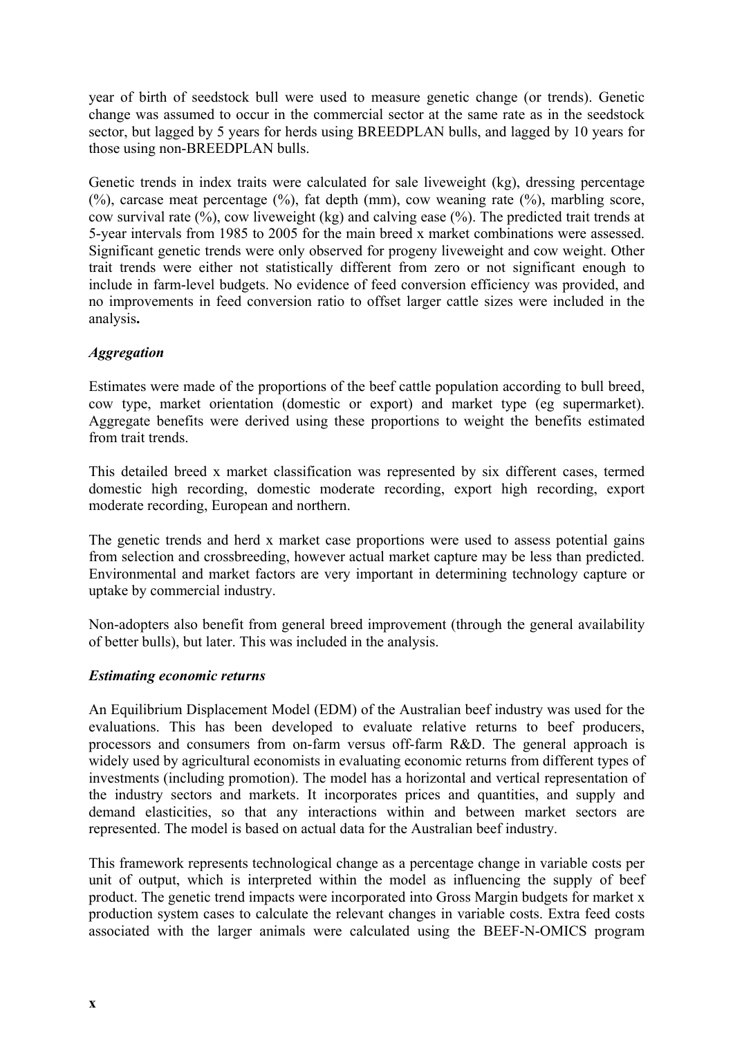year of birth of seedstock bull were used to measure genetic change (or trends). Genetic change was assumed to occur in the commercial sector at the same rate as in the seedstock sector, but lagged by 5 years for herds using BREEDPLAN bulls, and lagged by 10 years for those using non-BREEDPLAN bulls.

Genetic trends in index traits were calculated for sale liveweight (kg), dressing percentage (%), carcase meat percentage (%), fat depth (mm), cow weaning rate (%), marbling score, cow survival rate (%), cow liveweight (kg) and calving ease (%). The predicted trait trends at 5-year intervals from 1985 to 2005 for the main breed x market combinations were assessed. Significant genetic trends were only observed for progeny liveweight and cow weight. Other trait trends were either not statistically different from zero or not significant enough to include in farm-level budgets. No evidence of feed conversion efficiency was provided, and no improvements in feed conversion ratio to offset larger cattle sizes were included in the analysis**.**

### *Aggregation*

Estimates were made of the proportions of the beef cattle population according to bull breed, cow type, market orientation (domestic or export) and market type (eg supermarket). Aggregate benefits were derived using these proportions to weight the benefits estimated from trait trends.

This detailed breed x market classification was represented by six different cases, termed domestic high recording, domestic moderate recording, export high recording, export moderate recording, European and northern.

The genetic trends and herd x market case proportions were used to assess potential gains from selection and crossbreeding, however actual market capture may be less than predicted. Environmental and market factors are very important in determining technology capture or uptake by commercial industry.

Non-adopters also benefit from general breed improvement (through the general availability of better bulls), but later. This was included in the analysis.

### *Estimating economic returns*

An Equilibrium Displacement Model (EDM) of the Australian beef industry was used for the evaluations. This has been developed to evaluate relative returns to beef producers, processors and consumers from on-farm versus off-farm R&D. The general approach is widely used by agricultural economists in evaluating economic returns from different types of investments (including promotion). The model has a horizontal and vertical representation of the industry sectors and markets. It incorporates prices and quantities, and supply and demand elasticities, so that any interactions within and between market sectors are represented. The model is based on actual data for the Australian beef industry.

This framework represents technological change as a percentage change in variable costs per unit of output, which is interpreted within the model as influencing the supply of beef product. The genetic trend impacts were incorporated into Gross Margin budgets for market x production system cases to calculate the relevant changes in variable costs. Extra feed costs associated with the larger animals were calculated using the BEEF-N-OMICS program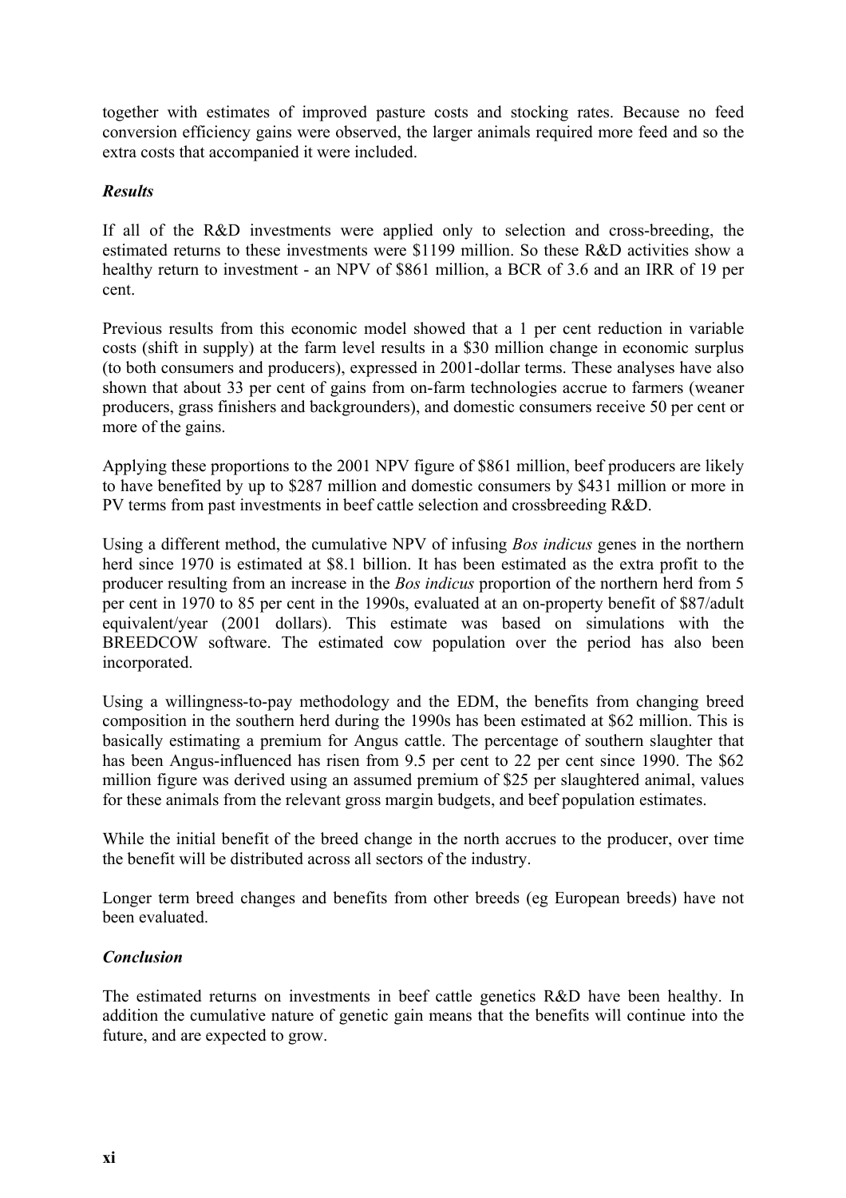together with estimates of improved pasture costs and stocking rates. Because no feed conversion efficiency gains were observed, the larger animals required more feed and so the extra costs that accompanied it were included.

### *Results*

If all of the R&D investments were applied only to selection and cross-breeding, the estimated returns to these investments were $1199 million. So these R&D activities show a healthy return to investment - an NPV of $861 million, a BCR of 3.6 and an IRR of 19 per cent.

Previous results from this economic model showed that a 1 per cent reduction in variable costs (shift in supply) at the farm level results in a $30 million change in economic surplus (to both consumers and producers), expressed in 2001-dollar terms. These analyses have also shown that about 33 per cent of gains from on-farm technologies accrue to farmers (weaner producers, grass finishers and backgrounders), and domestic consumers receive 50 per cent or more of the gains.

Applying these proportions to the 2001 NPV figure of $861 million, beef producers are likely to have benefited by up to $287 million and domestic consumers by $431 million or more in PV terms from past investments in beef cattle selection and crossbreeding R&D.

Using a different method, the cumulative NPV of infusing *Bos indicus* genes in the northern herd since 1970 is estimated at $8.1 billion. It has been estimated as the extra profit to the producer resulting from an increase in the *Bos indicus* proportion of the northern herd from 5 per cent in 1970 to 85 per cent in the 1990s, evaluated at an on-property benefit of $87/adult equivalent/year (2001 dollars). This estimate was based on simulations with the BREEDCOW software. The estimated cow population over the period has also been incorporated.

Using a willingness-to-pay methodology and the EDM, the benefits from changing breed composition in the southern herd during the 1990s has been estimated at $62 million. This is basically estimating a premium for Angus cattle. The percentage of southern slaughter that has been Angus-influenced has risen from 9.5 per cent to 22 per cent since 1990. The $62 million figure was derived using an assumed premium of $25 per slaughtered animal, values for these animals from the relevant gross margin budgets, and beef population estimates.

While the initial benefit of the breed change in the north accrues to the producer, over time the benefit will be distributed across all sectors of the industry.

Longer term breed changes and benefits from other breeds (eg European breeds) have not been evaluated.

### *Conclusion*

The estimated returns on investments in beef cattle genetics R&D have been healthy. In addition the cumulative nature of genetic gain means that the benefits will continue into the future, and are expected to grow.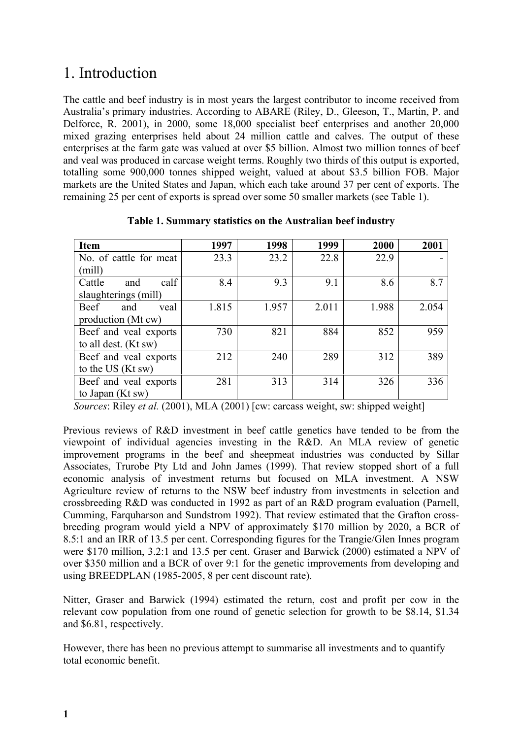# 1. Introduction

The cattle and beef industry is in most years the largest contributor to income received from Australia's primary industries. According to ABARE (Riley, D., Gleeson, T., Martin, P. and Delforce, R. 2001), in 2000, some 18,000 specialist beef enterprises and another 20,000 mixed grazing enterprises held about 24 million cattle and calves. The output of these enterprises at the farm gate was valued at over $5 billion. Almost two million tonnes of beef and veal was produced in carcase weight terms. Roughly two thirds of this output is exported, totalling some 900,000 tonnes shipped weight, valued at about $3.5 billion FOB. Major markets are the United States and Japan, which each take around 37 per cent of exports. The remaining 25 per cent of exports is spread over some 50 smaller markets (see Table 1).

**Table 1. Summary statistics on the Australian beef industry**

| Item | 1997 | 1998 | 1999 | 2000 | 2001 |
|---|---|---|---|---|---|
| No. of cattle for meat (mill) | 23.3 | 23.2 | 22.8 | 22.9 | - |
| Cattle and calf slaughterings (mill) | 8.4 | 9.3 | 9.1 | 8.6 | 8.7 |
| Beef and veal production (Mt cw) | 1.815 | 1.957 | 2.011 | 1.988 | 2.054 |
| Beef and veal exports to all dest. (Kt sw) | 730 | 821 | 884 | 852 | 959 |
| Beef and veal exports to the US (Kt sw) | 212 | 240 | 289 | 312 | 389 |
| Beef and veal exports to Japan (Kt sw) | 281 | 313 | 314 | 326 | 336 |

*Sources*: Riley *et al.* (2001), MLA (2001) [cw: carcass weight, sw: shipped weight]

Previous reviews of R&D investment in beef cattle genetics have tended to be from the viewpoint of individual agencies investing in the R&D. An MLA review of genetic improvement programs in the beef and sheepmeat industries was conducted by Sillar Associates, Trurobe Pty Ltd and John James (1999). That review stopped short of a full economic analysis of investment returns but focused on MLA investment. A NSW Agriculture review of returns to the NSW beef industry from investments in selection and crossbreeding R&D was conducted in 1992 as part of an R&D program evaluation (Parnell, Cumming, Farquharson and Sundstrom 1992). That review estimated that the Grafton cross-breeding program would yield a NPV of approximately $170 million by 2020, a BCR of 8.5:1 and an IRR of 13.5 per cent. Corresponding figures for the Trangie/Glen Innes program were $170 million, 3.2:1 and 13.5 per cent. Graser and Barwick (2000) estimated a NPV of over $350 million and a BCR of over 9:1 for the genetic improvements from developing and using BREEDPLAN (1985-2005, 8 per cent discount rate).

Nitter, Graser and Barwick (1994) estimated the return, cost and profit per cow in the relevant cow population from one round of genetic selection for growth to be $8.14, $1.34 and $6.81, respectively.

However, there has been no previous attempt to summarise all investments and to quantify total economic benefit.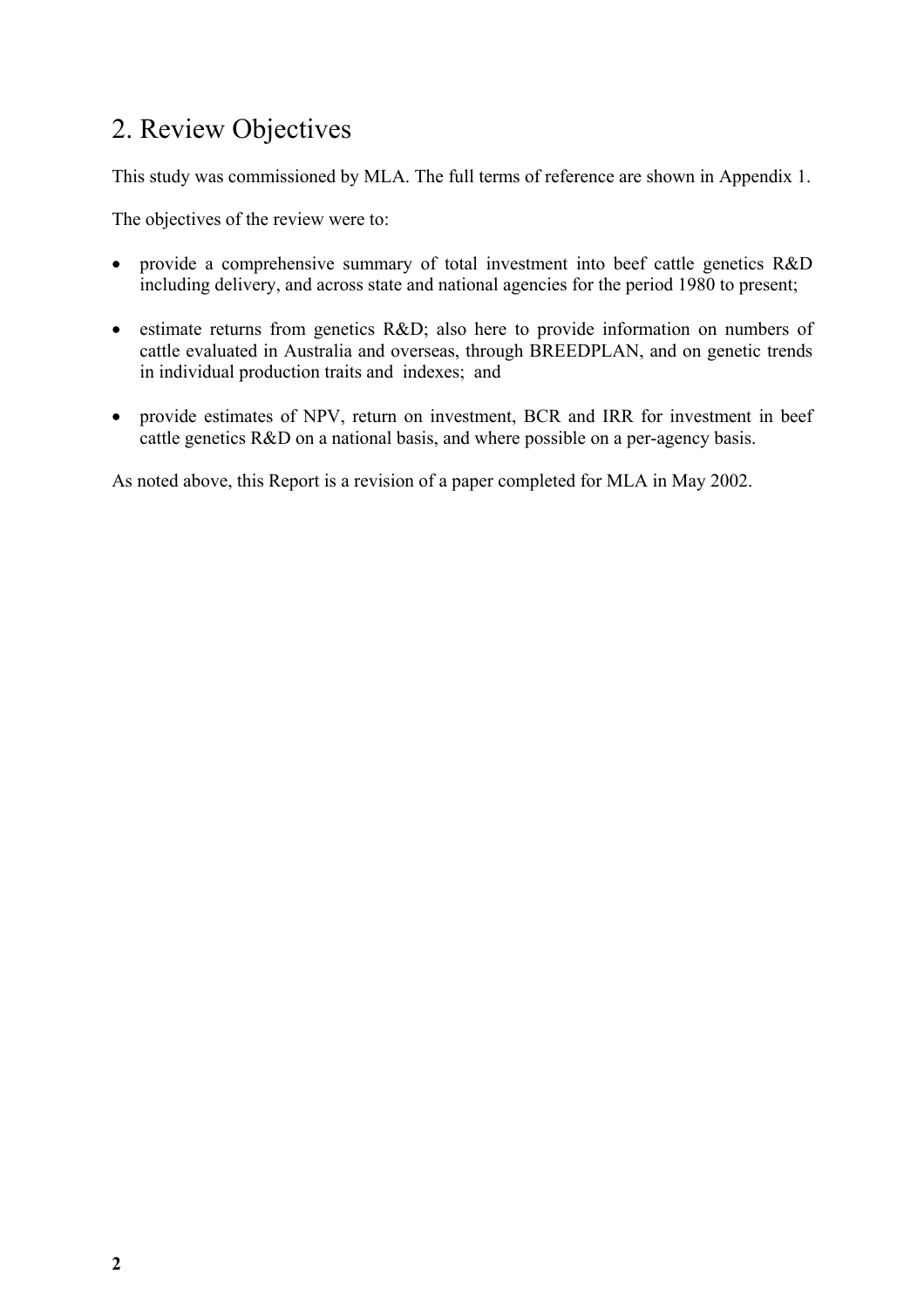## 2. Review Objectives

This study was commissioned by MLA. The full terms of reference are shown in Appendix 1.

The objectives of the review were to:

- provide a comprehensive summary of total investment into beef cattle genetics R&D including delivery, and across state and national agencies for the period 1980 to present;
- estimate returns from genetics R&D; also here to provide information on numbers of cattle evaluated in Australia and overseas, through BREEDPLAN, and on genetic trends in individual production traits and indexes; and
- provide estimates of NPV, return on investment, BCR and IRR for investment in beef cattle genetics R&D on a national basis, and where possible on a per-agency basis.

As noted above, this Report is a revision of a paper completed for MLA in May 2002.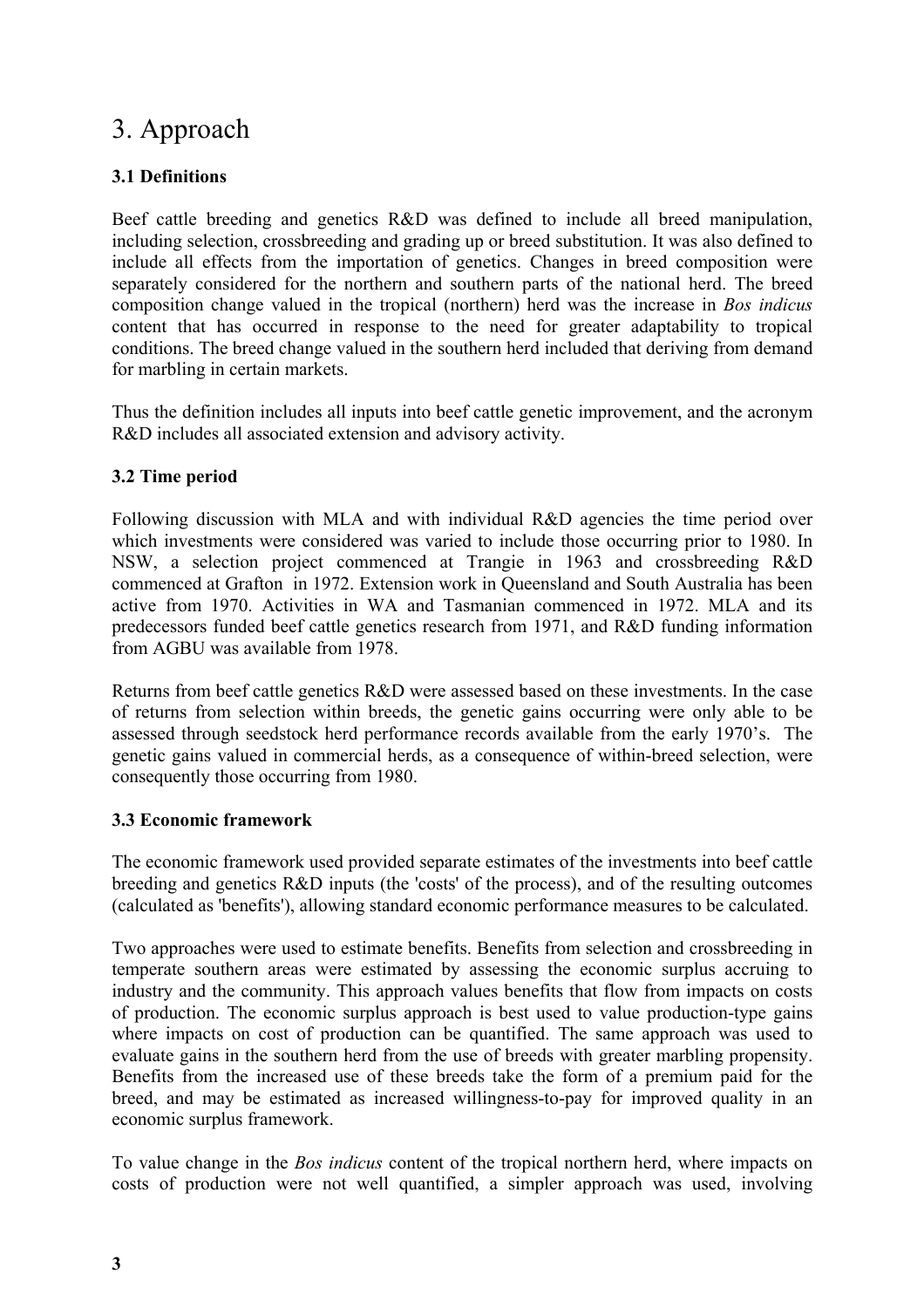# 3. Approach

### 3.1 Definitions

Beef cattle breeding and genetics R&D was defined to include all breed manipulation, including selection, crossbreeding and grading up or breed substitution. It was also defined to include all effects from the importation of genetics. Changes in breed composition were separately considered for the northern and southern parts of the national herd. The breed composition change valued in the tropical (northern) herd was the increase in *Bos indicus* content that has occurred in response to the need for greater adaptability to tropical conditions. The breed change valued in the southern herd included that deriving from demand for marbling in certain markets.

Thus the definition includes all inputs into beef cattle genetic improvement, and the acronym R&D includes all associated extension and advisory activity.

### 3.2 Time period

Following discussion with MLA and with individual R&D agencies the time period over which investments were considered was varied to include those occurring prior to 1980. In NSW, a selection project commenced at Trangie in 1963 and crossbreeding R&D commenced at Grafton in 1972. Extension work in Queensland and South Australia has been active from 1970. Activities in WA and Tasmanian commenced in 1972. MLA and its predecessors funded beef cattle genetics research from 1971, and R&D funding information from AGBU was available from 1978.

Returns from beef cattle genetics R&D were assessed based on these investments. In the case of returns from selection within breeds, the genetic gains occurring were only able to be assessed through seedstock herd performance records available from the early 1970's. The genetic gains valued in commercial herds, as a consequence of within-breed selection, were consequently those occurring from 1980.

### 3.3 Economic framework

The economic framework used provided separate estimates of the investments into beef cattle breeding and genetics R&D inputs (the 'costs' of the process), and of the resulting outcomes (calculated as 'benefits'), allowing standard economic performance measures to be calculated.

Two approaches were used to estimate benefits. Benefits from selection and crossbreeding in temperate southern areas were estimated by assessing the economic surplus accruing to industry and the community. This approach values benefits that flow from impacts on costs of production. The economic surplus approach is best used to value production-type gains where impacts on cost of production can be quantified. The same approach was used to evaluate gains in the southern herd from the use of breeds with greater marbling propensity. Benefits from the increased use of these breeds take the form of a premium paid for the breed, and may be estimated as increased willingness-to-pay for improved quality in an economic surplus framework.

To value change in the *Bos indicus* content of the tropical northern herd, where impacts on costs of production were not well quantified, a simpler approach was used, involving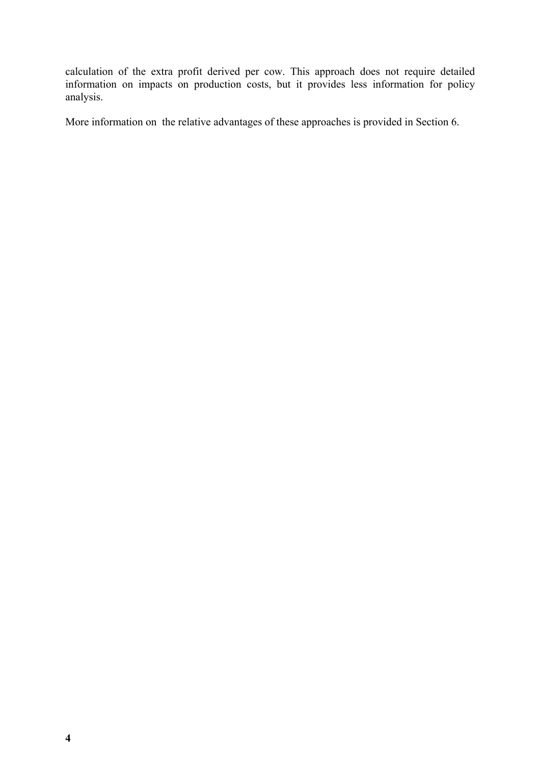calculation of the extra profit derived per cow. This approach does not require detailed information on impacts on production costs, but it provides less information for policy analysis.

More information on the relative advantages of these approaches is provided in Section 6.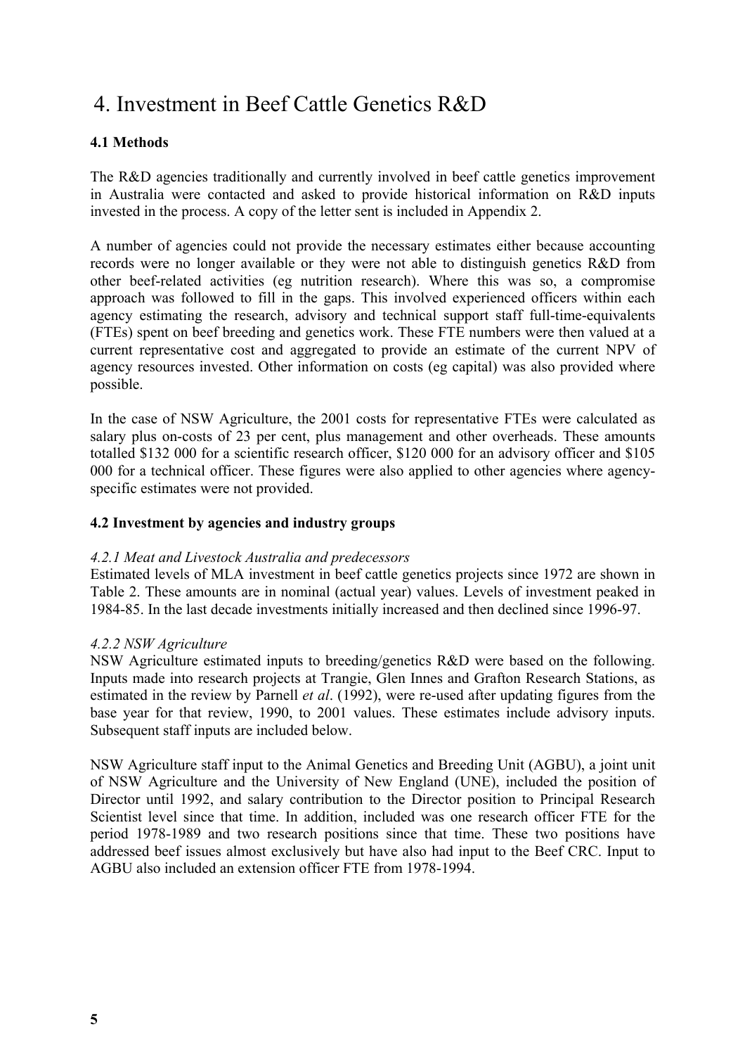# 4. Investment in Beef Cattle Genetics R&D

### 4.1 Methods

The R&D agencies traditionally and currently involved in beef cattle genetics improvement in Australia were contacted and asked to provide historical information on R&D inputs invested in the process. A copy of the letter sent is included in Appendix 2.

A number of agencies could not provide the necessary estimates either because accounting records were no longer available or they were not able to distinguish genetics R&D from other beef-related activities (eg nutrition research). Where this was so, a compromise approach was followed to fill in the gaps. This involved experienced officers within each agency estimating the research, advisory and technical support staff full-time-equivalents (FTEs) spent on beef breeding and genetics work. These FTE numbers were then valued at a current representative cost and aggregated to provide an estimate of the current NPV of agency resources invested. Other information on costs (eg capital) was also provided where possible.

In the case of NSW Agriculture, the 2001 costs for representative FTEs were calculated as salary plus on-costs of 23 per cent, plus management and other overheads. These amounts totalled \$132 000 for a scientific research officer, \$120 000 for an advisory officer and \$105 000 for a technical officer. These figures were also applied to other agencies where agency-specific estimates were not provided.

### 4.2 Investment by agencies and industry groups

#### *4.2.1 Meat and Livestock Australia and predecessors*

Estimated levels of MLA investment in beef cattle genetics projects since 1972 are shown in Table 2. These amounts are in nominal (actual year) values. Levels of investment peaked in 1984-85. In the last decade investments initially increased and then declined since 1996-97.

#### *4.2.2 NSW Agriculture*

NSW Agriculture estimated inputs to breeding/genetics R&D were based on the following. Inputs made into research projects at Trangie, Glen Innes and Grafton Research Stations, as estimated in the review by Parnell *et al*. (1992), were re-used after updating figures from the base year for that review, 1990, to 2001 values. These estimates include advisory inputs. Subsequent staff inputs are included below.

NSW Agriculture staff input to the Animal Genetics and Breeding Unit (AGBU), a joint unit of NSW Agriculture and the University of New England (UNE), included the position of Director until 1992, and salary contribution to the Director position to Principal Research Scientist level since that time. In addition, included was one research officer FTE for the period 1978-1989 and two research positions since that time. These two positions have addressed beef issues almost exclusively but have also had input to the Beef CRC. Input to AGBU also included an extension officer FTE from 1978-1994.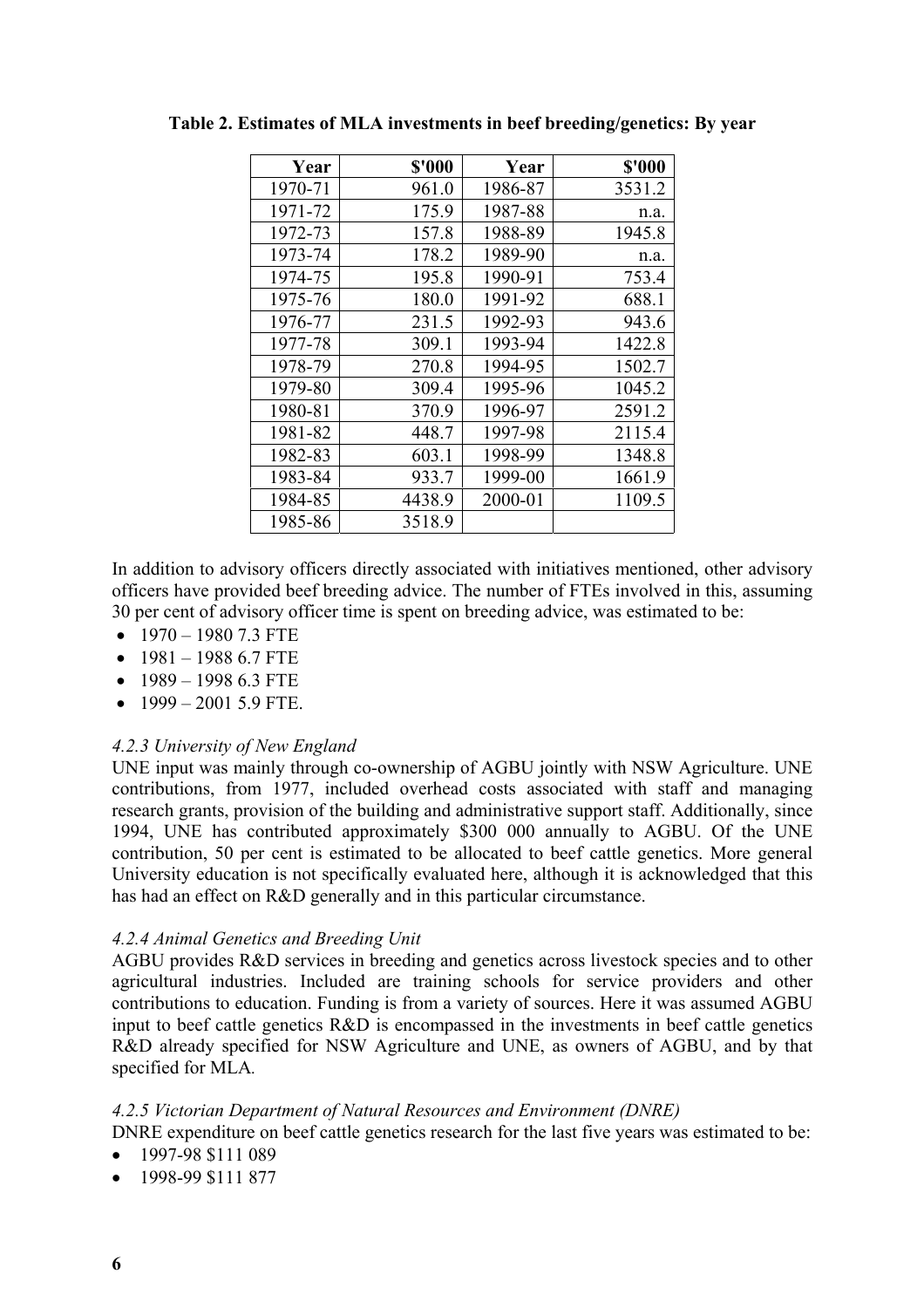**Table 2. Estimates of MLA investments in beef breeding/genetics: By year**

| Year | \$'000 | Year | \$'000 |
|---|---|---|---|
| 1970-71 | 961.0 | 1986-87 | 3531.2 |
| 1971-72 | 175.9 | 1987-88 | n.a. |
| 1972-73 | 157.8 | 1988-89 | 1945.8 |
| 1973-74 | 178.2 | 1989-90 | n.a. |
| 1974-75 | 195.8 | 1990-91 | 753.4 |
| 1975-76 | 180.0 | 1991-92 | 688.1 |
| 1976-77 | 231.5 | 1992-93 | 943.6 |
| 1977-78 | 309.1 | 1993-94 | 1422.8 |
| 1978-79 | 270.8 | 1994-95 | 1502.7 |
| 1979-80 | 309.4 | 1995-96 | 1045.2 |
| 1980-81 | 370.9 | 1996-97 | 2591.2 |
| 1981-82 | 448.7 | 1997-98 | 2115.4 |
| 1982-83 | 603.1 | 1998-99 | 1348.8 |
| 1983-84 | 933.7 | 1999-00 | 1661.9 |
| 1984-85 | 4438.9 | 2000-01 | 1109.5 |
| 1985-86 | 3518.9 | | |

In addition to advisory officers directly associated with initiatives mentioned, other advisory officers have provided beef breeding advice. The number of FTEs involved in this, assuming 30 per cent of advisory officer time is spent on breeding advice, was estimated to be:

- 1970 – 1980 7.3 FTE
- 1981 – 1988 6.7 FTE
- 1989 – 1998 6.3 FTE
- 1999 – 2001 5.9 FTE.

#### *4.2.3 University of New England*

UNE input was mainly through co-ownership of AGBU jointly with NSW Agriculture. UNE contributions, from 1977, included overhead costs associated with staff and managing research grants, provision of the building and administrative support staff. Additionally, since 1994, UNE has contributed approximately \$300 000 annually to AGBU. Of the UNE contribution, 50 per cent is estimated to be allocated to beef cattle genetics. More general University education is not specifically evaluated here, although it is acknowledged that this has had an effect on R&D generally and in this particular circumstance.

#### *4.2.4 Animal Genetics and Breeding Unit*

AGBU provides R&D services in breeding and genetics across livestock species and to other agricultural industries. Included are training schools for service providers and other contributions to education. Funding is from a variety of sources. Here it was assumed AGBU input to beef cattle genetics R&D is encompassed in the investments in beef cattle genetics R&D already specified for NSW Agriculture and UNE, as owners of AGBU, and by that specified for MLA.

#### *4.2.5 Victorian Department of Natural Resources and Environment (DNRE)*

DNRE expenditure on beef cattle genetics research for the last five years was estimated to be:

- 1997-98 \$111 089
- 1998-99 \$111 877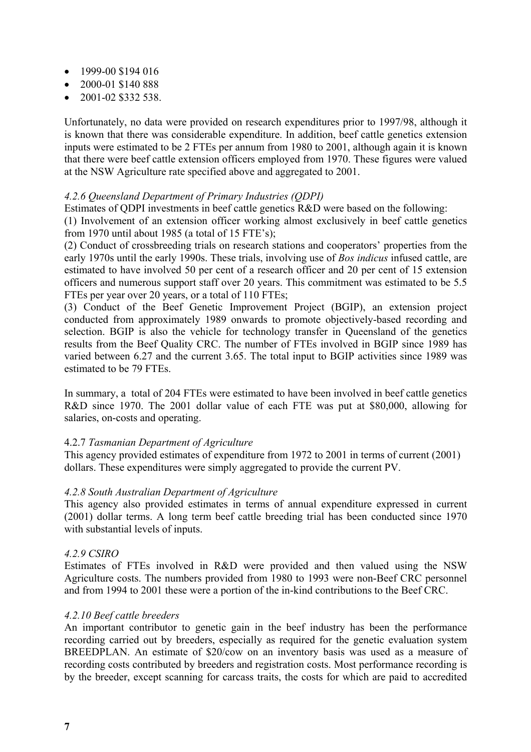- 1999-00 $194 016
- 2000-01 $140 888
- 2001-02 $332 538.

Unfortunately, no data were provided on research expenditures prior to 1997/98, although it is known that there was considerable expenditure. In addition, beef cattle genetics extension inputs were estimated to be 2 FTEs per annum from 1980 to 2001, although again it is known that there were beef cattle extension officers employed from 1970. These figures were valued at the NSW Agriculture rate specified above and aggregated to 2001.

#### *4.2.6 Queensland Department of Primary Industries (QDPI)*

Estimates of QDPI investments in beef cattle genetics R&D were based on the following:

(1) Involvement of an extension officer working almost exclusively in beef cattle genetics from 1970 until about 1985 (a total of 15 FTE's);

(2) Conduct of crossbreeding trials on research stations and cooperators' properties from the early 1970s until the early 1990s. These trials, involving use of *Bos indicus* infused cattle, are estimated to have involved 50 per cent of a research officer and 20 per cent of 15 extension officers and numerous support staff over 20 years. This commitment was estimated to be 5.5 FTEs per year over 20 years, or a total of 110 FTEs;

(3) Conduct of the Beef Genetic Improvement Project (BGIP), an extension project conducted from approximately 1989 onwards to promote objectively-based recording and selection. BGIP is also the vehicle for technology transfer in Queensland of the genetics results from the Beef Quality CRC. The number of FTEs involved in BGIP since 1989 has varied between 6.27 and the current 3.65. The total input to BGIP activities since 1989 was estimated to be 79 FTEs.

In summary, a total of 204 FTEs were estimated to have been involved in beef cattle genetics R&D since 1970. The 2001 dollar value of each FTE was put at $80,000, allowing for salaries, on-costs and operating.

#### 4.2.7 *Tasmanian Department of Agriculture*

This agency provided estimates of expenditure from 1972 to 2001 in terms of current (2001) dollars. These expenditures were simply aggregated to provide the current PV.

#### *4.2.8 South Australian Department of Agriculture*

This agency also provided estimates in terms of annual expenditure expressed in current (2001) dollar terms. A long term beef cattle breeding trial has been conducted since 1970 with substantial levels of inputs.

#### *4.2.9 CSIRO*

Estimates of FTEs involved in R&D were provided and then valued using the NSW Agriculture costs. The numbers provided from 1980 to 1993 were non-Beef CRC personnel and from 1994 to 2001 these were a portion of the in-kind contributions to the Beef CRC.

#### *4.2.10 Beef cattle breeders*

An important contributor to genetic gain in the beef industry has been the performance recording carried out by breeders, especially as required for the genetic evaluation system BREEDPLAN. An estimate of $20/cow on an inventory basis was used as a measure of recording costs contributed by breeders and registration costs. Most performance recording is by the breeder, except scanning for carcass traits, the costs for which are paid to accredited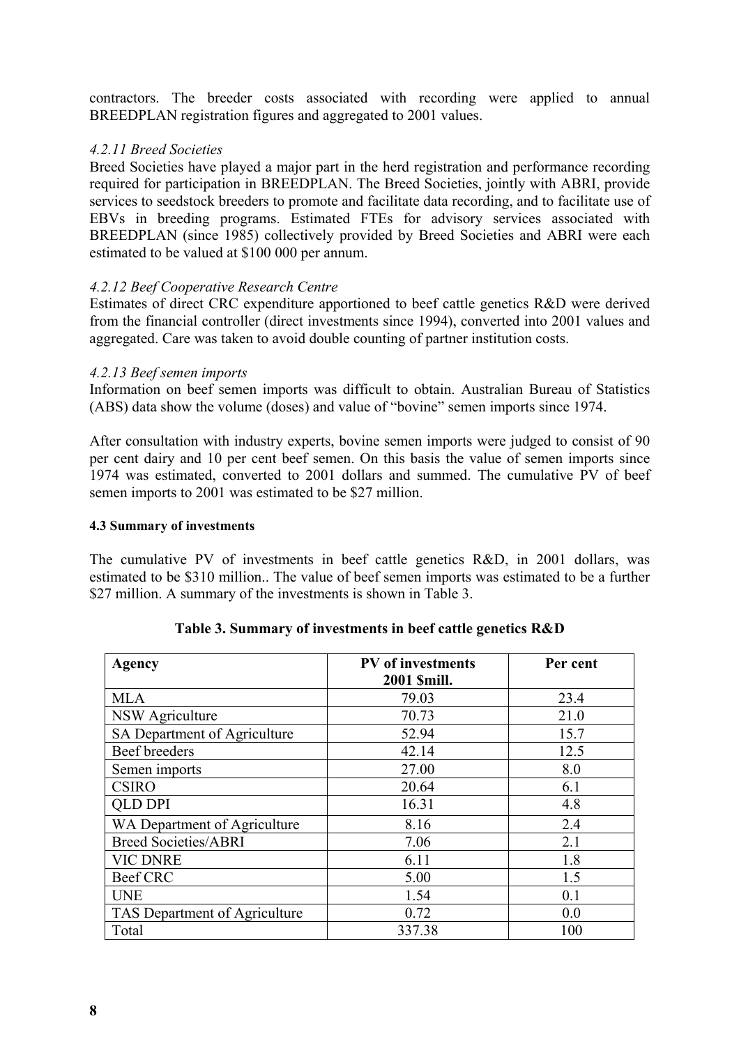contractors. The breeder costs associated with recording were applied to annual BREEDPLAN registration figures and aggregated to 2001 values.

#### *4.2.11 Breed Societies*

Breed Societies have played a major part in the herd registration and performance recording required for participation in BREEDPLAN. The Breed Societies, jointly with ABRI, provide services to seedstock breeders to promote and facilitate data recording, and to facilitate use of EBVs in breeding programs. Estimated FTEs for advisory services associated with BREEDPLAN (since 1985) collectively provided by Breed Societies and ABRI were each estimated to be valued at $100 000 per annum.

#### *4.2.12 Beef Cooperative Research Centre*

Estimates of direct CRC expenditure apportioned to beef cattle genetics R&D were derived from the financial controller (direct investments since 1994), converted into 2001 values and aggregated. Care was taken to avoid double counting of partner institution costs.

#### *4.2.13 Beef semen imports*

Information on beef semen imports was difficult to obtain. Australian Bureau of Statistics (ABS) data show the volume (doses) and value of "bovine" semen imports since 1974.

After consultation with industry experts, bovine semen imports were judged to consist of 90 per cent dairy and 10 per cent beef semen. On this basis the value of semen imports since 1974 was estimated, converted to 2001 dollars and summed. The cumulative PV of beef semen imports to 2001 was estimated to be $27 million.

### 4.3 Summary of investments

The cumulative PV of investments in beef cattle genetics R&D, in 2001 dollars, was estimated to be $310 million.. The value of beef semen imports was estimated to be a further $27 million. A summary of the investments is shown in Table 3.

**Table 3. Summary of investments in beef cattle genetics R&D**

| Agency | PV of investments 2001 $mill. | Per cent |
|---|---|---|
| MLA | 79.03 | 23.4 |
| NSW Agriculture | 70.73 | 21.0 |
| SA Department of Agriculture | 52.94 | 15.7 |
| Beef breeders | 42.14 | 12.5 |
| Semen imports | 27.00 | 8.0 |
| CSIRO | 20.64 | 6.1 |
| QLD DPI | 16.31 | 4.8 |
| WA Department of Agriculture | 8.16 | 2.4 |
| Breed Societies/ABRI | 7.06 | 2.1 |
| VIC DNRE | 6.11 | 1.8 |
| Beef CRC | 5.00 | 1.5 |
| UNE | 1.54 | 0.1 |
| TAS Department of Agriculture | 0.72 | 0.0 |
| Total | 337.38 | 100 |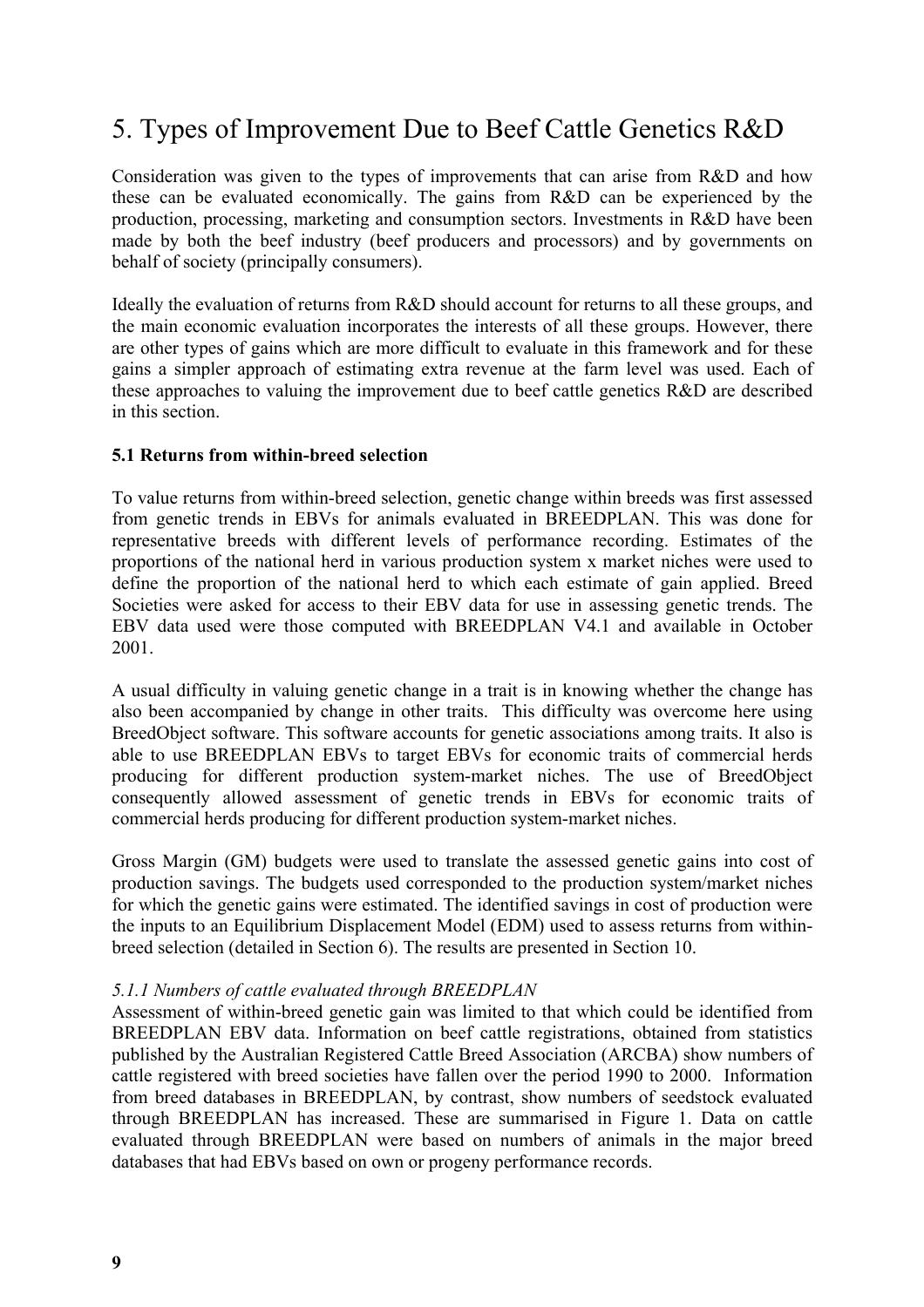# 5. Types of Improvement Due to Beef Cattle Genetics R&D

Consideration was given to the types of improvements that can arise from R&D and how these can be evaluated economically. The gains from R&D can be experienced by the production, processing, marketing and consumption sectors. Investments in R&D have been made by both the beef industry (beef producers and processors) and by governments on behalf of society (principally consumers).

Ideally the evaluation of returns from R&D should account for returns to all these groups, and the main economic evaluation incorporates the interests of all these groups. However, there are other types of gains which are more difficult to evaluate in this framework and for these gains a simpler approach of estimating extra revenue at the farm level was used. Each of these approaches to valuing the improvement due to beef cattle genetics R&D are described in this section.

### 5.1 Returns from within-breed selection

To value returns from within-breed selection, genetic change within breeds was first assessed from genetic trends in EBVs for animals evaluated in BREEDPLAN. This was done for representative breeds with different levels of performance recording. Estimates of the proportions of the national herd in various production system x market niches were used to define the proportion of the national herd to which each estimate of gain applied. Breed Societies were asked for access to their EBV data for use in assessing genetic trends. The EBV data used were those computed with BREEDPLAN V4.1 and available in October 2001.

A usual difficulty in valuing genetic change in a trait is in knowing whether the change has also been accompanied by change in other traits. This difficulty was overcome here using BreedObject software. This software accounts for genetic associations among traits. It also is able to use BREEDPLAN EBVs to target EBVs for economic traits of commercial herds producing for different production system-market niches. The use of BreedObject consequently allowed assessment of genetic trends in EBVs for economic traits of commercial herds producing for different production system-market niches.

Gross Margin (GM) budgets were used to translate the assessed genetic gains into cost of production savings. The budgets used corresponded to the production system/market niches for which the genetic gains were estimated. The identified savings in cost of production were the inputs to an Equilibrium Displacement Model (EDM) used to assess returns from within-breed selection (detailed in Section 6). The results are presented in Section 10.

#### *5.1.1 Numbers of cattle evaluated through BREEDPLAN*

Assessment of within-breed genetic gain was limited to that which could be identified from BREEDPLAN EBV data. Information on beef cattle registrations, obtained from statistics published by the Australian Registered Cattle Breed Association (ARCBA) show numbers of cattle registered with breed societies have fallen over the period 1990 to 2000. Information from breed databases in BREEDPLAN, by contrast, show numbers of seedstock evaluated through BREEDPLAN has increased. These are summarised in Figure 1. Data on cattle evaluated through BREEDPLAN were based on numbers of animals in the major breed databases that had EBVs based on own or progeny performance records.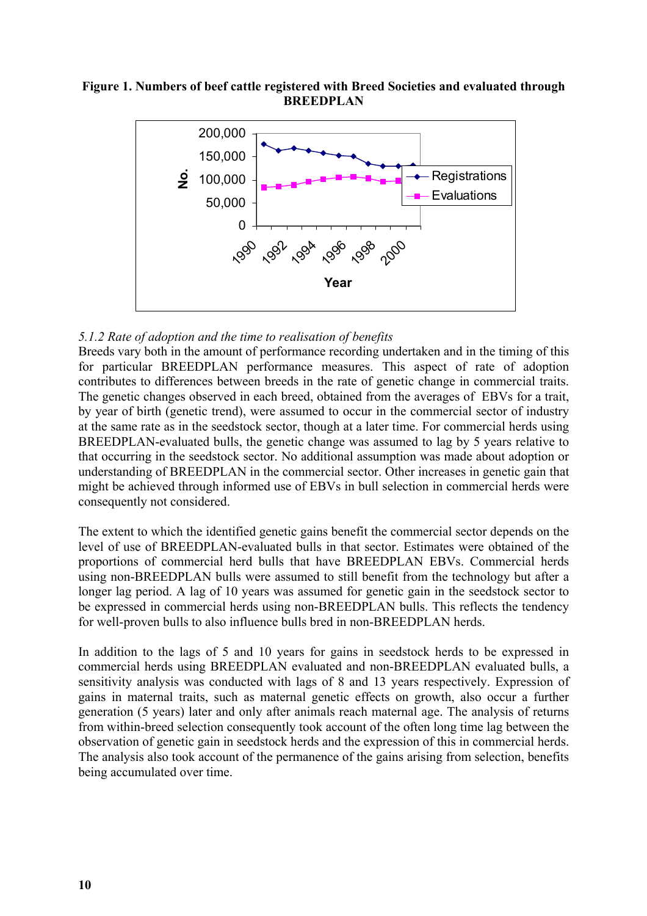**Figure 1. Numbers of beef cattle registered with Breed Societies and evaluated through BREEDPLAN**

*5.1.2 Rate of adoption and the time to realisation of benefits*

Breeds vary both in the amount of performance recording undertaken and in the timing of this for particular BREEDPLAN performance measures. This aspect of rate of adoption contributes to differences between breeds in the rate of genetic change in commercial traits. The genetic changes observed in each breed, obtained from the averages of EBVs for a trait, by year of birth (genetic trend), were assumed to occur in the commercial sector of industry at the same rate as in the seedstock sector, though at a later time. For commercial herds using BREEDPLAN-evaluated bulls, the genetic change was assumed to lag by 5 years relative to that occurring in the seedstock sector. No additional assumption was made about adoption or understanding of BREEDPLAN in the commercial sector. Other increases in genetic gain that might be achieved through informed use of EBVs in bull selection in commercial herds were consequently not considered.

The extent to which the identified genetic gains benefit the commercial sector depends on the level of use of BREEDPLAN-evaluated bulls in that sector. Estimates were obtained of the proportions of commercial herd bulls that have BREEDPLAN EBVs. Commercial herds using non-BREEDPLAN bulls were assumed to still benefit from the technology but after a longer lag period. A lag of 10 years was assumed for genetic gain in the seedstock sector to be expressed in commercial herds using non-BREEDPLAN bulls. This reflects the tendency for well-proven bulls to also influence bulls bred in non-BREEDPLAN herds.

In addition to the lags of 5 and 10 years for gains in seedstock herds to be expressed in commercial herds using BREEDPLAN evaluated and non-BREEDPLAN evaluated bulls, a sensitivity analysis was conducted with lags of 8 and 13 years respectively. Expression of gains in maternal traits, such as maternal genetic effects on growth, also occur a further generation (5 years) later and only after animals reach maternal age. The analysis of returns from within-breed selection consequently took account of the often long time lag between the observation of genetic gain in seedstock herds and the expression of this in commercial herds. The analysis also took account of the permanence of the gains arising from selection, benefits being accumulated over time.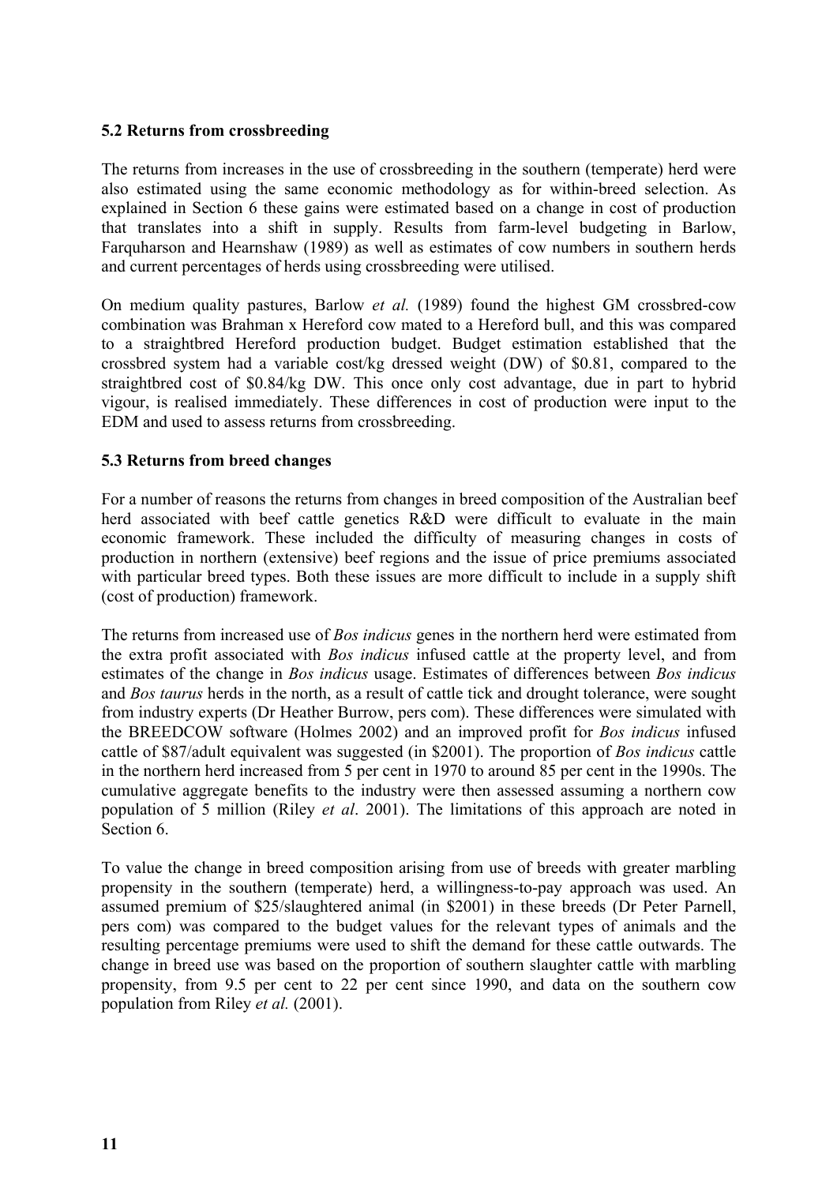### 5.2 Returns from crossbreeding

The returns from increases in the use of crossbreeding in the southern (temperate) herd were also estimated using the same economic methodology as for within-breed selection. As explained in Section 6 these gains were estimated based on a change in cost of production that translates into a shift in supply. Results from farm-level budgeting in Barlow, Farquharson and Hearnshaw (1989) as well as estimates of cow numbers in southern herds and current percentages of herds using crossbreeding were utilised.

On medium quality pastures, Barlow *et al.* (1989) found the highest GM crossbred-cow combination was Brahman x Hereford cow mated to a Hereford bull, and this was compared to a straightbred Hereford production budget. Budget estimation established that the crossbred system had a variable cost/kg dressed weight (DW) of $0.81, compared to the straightbred cost of $0.84/kg DW. This once only cost advantage, due in part to hybrid vigour, is realised immediately. These differences in cost of production were input to the EDM and used to assess returns from crossbreeding.

### 5.3 Returns from breed changes

For a number of reasons the returns from changes in breed composition of the Australian beef herd associated with beef cattle genetics R&D were difficult to evaluate in the main economic framework. These included the difficulty of measuring changes in costs of production in northern (extensive) beef regions and the issue of price premiums associated with particular breed types. Both these issues are more difficult to include in a supply shift (cost of production) framework.

The returns from increased use of *Bos indicus* genes in the northern herd were estimated from the extra profit associated with *Bos indicus* infused cattle at the property level, and from estimates of the change in *Bos indicus* usage. Estimates of differences between *Bos indicus* and *Bos taurus* herds in the north, as a result of cattle tick and drought tolerance, were sought from industry experts (Dr Heather Burrow, pers com). These differences were simulated with the BREEDCOW software (Holmes 2002) and an improved profit for *Bos indicus* infused cattle of $87/adult equivalent was suggested (in $2001). The proportion of *Bos indicus* cattle in the northern herd increased from 5 per cent in 1970 to around 85 per cent in the 1990s. The cumulative aggregate benefits to the industry were then assessed assuming a northern cow population of 5 million (Riley *et al*. 2001). The limitations of this approach are noted in Section 6.

To value the change in breed composition arising from use of breeds with greater marbling propensity in the southern (temperate) herd, a willingness-to-pay approach was used. An assumed premium of $25/slaughtered animal (in $2001) in these breeds (Dr Peter Parnell, pers com) was compared to the budget values for the relevant types of animals and the resulting percentage premiums were used to shift the demand for these cattle outwards. The change in breed use was based on the proportion of southern slaughter cattle with marbling propensity, from 9.5 per cent to 22 per cent since 1990, and data on the southern cow population from Riley *et al.* (2001).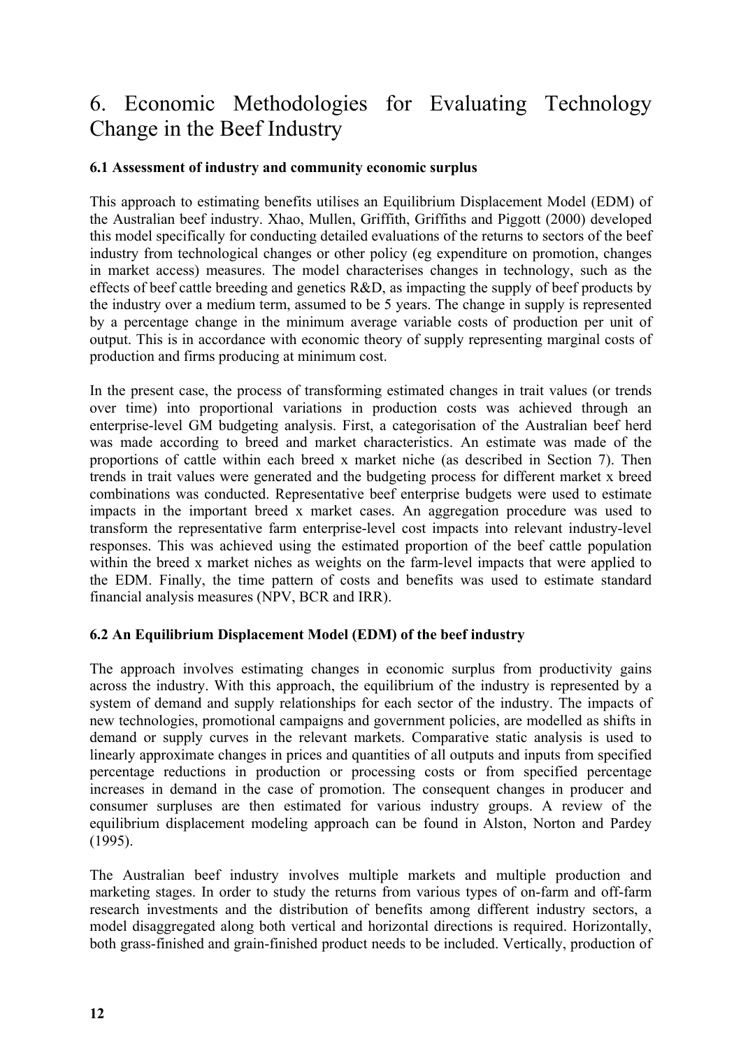# 6. Economic Methodologies for Evaluating Technology Change in the Beef Industry

### 6.1 Assessment of industry and community economic surplus

This approach to estimating benefits utilises an Equilibrium Displacement Model (EDM) of the Australian beef industry. Xhao, Mullen, Griffith, Griffiths and Piggott (2000) developed this model specifically for conducting detailed evaluations of the returns to sectors of the beef industry from technological changes or other policy (eg expenditure on promotion, changes in market access) measures. The model characterises changes in technology, such as the effects of beef cattle breeding and genetics R&D, as impacting the supply of beef products by the industry over a medium term, assumed to be 5 years. The change in supply is represented by a percentage change in the minimum average variable costs of production per unit of output. This is in accordance with economic theory of supply representing marginal costs of production and firms producing at minimum cost.

In the present case, the process of transforming estimated changes in trait values (or trends over time) into proportional variations in production costs was achieved through an enterprise-level GM budgeting analysis. First, a categorisation of the Australian beef herd was made according to breed and market characteristics. An estimate was made of the proportions of cattle within each breed x market niche (as described in Section 7). Then trends in trait values were generated and the budgeting process for different market x breed combinations was conducted. Representative beef enterprise budgets were used to estimate impacts in the important breed x market cases. An aggregation procedure was used to transform the representative farm enterprise-level cost impacts into relevant industry-level responses. This was achieved using the estimated proportion of the beef cattle population within the breed x market niches as weights on the farm-level impacts that were applied to the EDM. Finally, the time pattern of costs and benefits was used to estimate standard financial analysis measures (NPV, BCR and IRR).

### 6.2 An Equilibrium Displacement Model (EDM) of the beef industry

The approach involves estimating changes in economic surplus from productivity gains across the industry. With this approach, the equilibrium of the industry is represented by a system of demand and supply relationships for each sector of the industry. The impacts of new technologies, promotional campaigns and government policies, are modelled as shifts in demand or supply curves in the relevant markets. Comparative static analysis is used to linearly approximate changes in prices and quantities of all outputs and inputs from specified percentage reductions in production or processing costs or from specified percentage increases in demand in the case of promotion. The consequent changes in producer and consumer surpluses are then estimated for various industry groups. A review of the equilibrium displacement modeling approach can be found in Alston, Norton and Pardey (1995).

The Australian beef industry involves multiple markets and multiple production and marketing stages. In order to study the returns from various types of on-farm and off-farm research investments and the distribution of benefits among different industry sectors, a model disaggregated along both vertical and horizontal directions is required. Horizontally, both grass-finished and grain-finished product needs to be included. Vertically, production of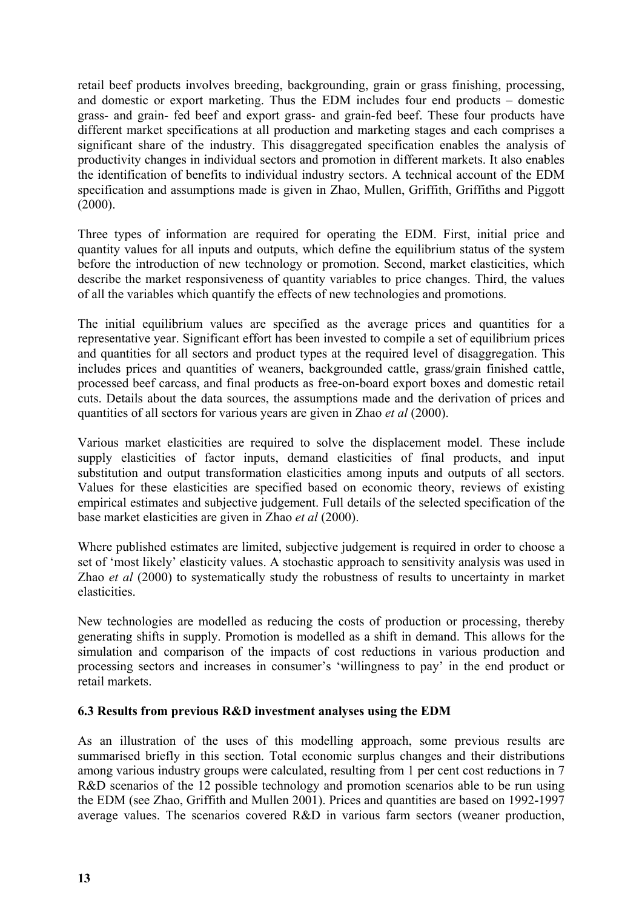retail beef products involves breeding, backgrounding, grain or grass finishing, processing, and domestic or export marketing. Thus the EDM includes four end products – domestic grass- and grain- fed beef and export grass- and grain-fed beef. These four products have different market specifications at all production and marketing stages and each comprises a significant share of the industry. This disaggregated specification enables the analysis of productivity changes in individual sectors and promotion in different markets. It also enables the identification of benefits to individual industry sectors. A technical account of the EDM specification and assumptions made is given in Zhao, Mullen, Griffith, Griffiths and Piggott (2000).

Three types of information are required for operating the EDM. First, initial price and quantity values for all inputs and outputs, which define the equilibrium status of the system before the introduction of new technology or promotion. Second, market elasticities, which describe the market responsiveness of quantity variables to price changes. Third, the values of all the variables which quantify the effects of new technologies and promotions.

The initial equilibrium values are specified as the average prices and quantities for a representative year. Significant effort has been invested to compile a set of equilibrium prices and quantities for all sectors and product types at the required level of disaggregation. This includes prices and quantities of weaners, backgrounded cattle, grass/grain finished cattle, processed beef carcass, and final products as free-on-board export boxes and domestic retail cuts. Details about the data sources, the assumptions made and the derivation of prices and quantities of all sectors for various years are given in Zhao *et al* (2000).

Various market elasticities are required to solve the displacement model. These include supply elasticities of factor inputs, demand elasticities of final products, and input substitution and output transformation elasticities among inputs and outputs of all sectors. Values for these elasticities are specified based on economic theory, reviews of existing empirical estimates and subjective judgement. Full details of the selected specification of the base market elasticities are given in Zhao *et al* (2000).

Where published estimates are limited, subjective judgement is required in order to choose a set of 'most likely' elasticity values. A stochastic approach to sensitivity analysis was used in Zhao *et al* (2000) to systematically study the robustness of results to uncertainty in market elasticities.

New technologies are modelled as reducing the costs of production or processing, thereby generating shifts in supply. Promotion is modelled as a shift in demand. This allows for the simulation and comparison of the impacts of cost reductions in various production and processing sectors and increases in consumer's 'willingness to pay' in the end product or retail markets.

### 6.3 Results from previous R&D investment analyses using the EDM

As an illustration of the uses of this modelling approach, some previous results are summarised briefly in this section. Total economic surplus changes and their distributions among various industry groups were calculated, resulting from 1 per cent cost reductions in 7 R&D scenarios of the 12 possible technology and promotion scenarios able to be run using the EDM (see Zhao, Griffith and Mullen 2001). Prices and quantities are based on 1992-1997 average values. The scenarios covered R&D in various farm sectors (weaner production,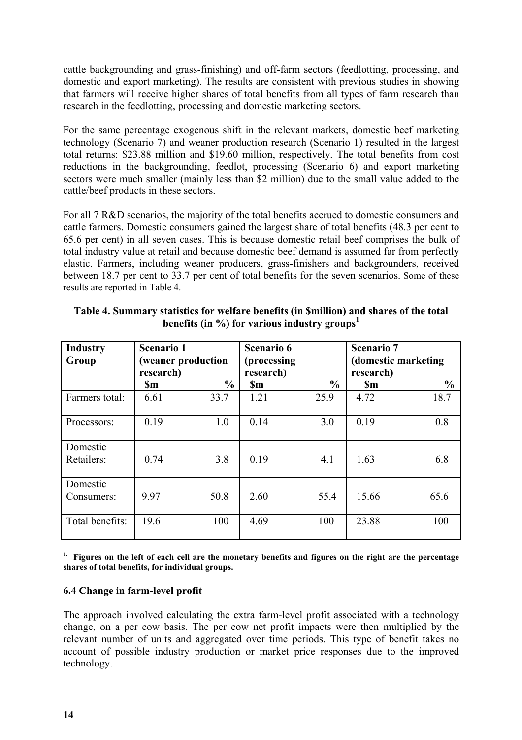cattle backgrounding and grass-finishing) and off-farm sectors (feedlotting, processing, and domestic and export marketing). The results are consistent with previous studies in showing that farmers will receive higher shares of total benefits from all types of farm research than research in the feedlotting, processing and domestic marketing sectors.

For the same percentage exogenous shift in the relevant markets, domestic beef marketing technology (Scenario 7) and weaner production research (Scenario 1) resulted in the largest total returns: $23.88 million and $19.60 million, respectively. The total benefits from cost reductions in the backgrounding, feedlot, processing (Scenario 6) and export marketing sectors were much smaller (mainly less than $2 million) due to the small value added to the cattle/beef products in these sectors.

For all 7 R&D scenarios, the majority of the total benefits accrued to domestic consumers and cattle farmers. Domestic consumers gained the largest share of total benefits (48.3 per cent to 65.6 per cent) in all seven cases. This is because domestic retail beef comprises the bulk of total industry value at retail and because domestic beef demand is assumed far from perfectly elastic. Farmers, including weaner producers, grass-finishers and backgrounders, received between 18.7 per cent to 33.7 per cent of total benefits for the seven scenarios. Some of these results are reported in Table 4.

**Table 4. Summary statistics for welfare benefits (in $million) and shares of the total benefits (in %) for various industry groups[1]**

| Industry Group | Scenario 1 (weaner production research) | | Scenario 6 (processing research) | | Scenario 7 (domestic marketing research) | |
|---|---|---|---|---|---|---|
| | $m | % | $m | % | $m | % |
| Farmers total: | 6.61 | 33.7 | 1.21 | 25.9 | 4.72 | 18.7 |
| Processors: | 0.19 | 1.0 | 0.14 | 3.0 | 0.19 | 0.8 |
| Domestic Retailers: | 0.74 | 3.8 | 0.19 | 4.1 | 1.63 | 6.8 |
| Domestic Consumers: | 9.97 | 50.8 | 2.60 | 55.4 | 15.66 | 65.6 |
| Total benefits: | 19.6 | 100 | 4.69 | 100 | 23.88 | 100 |

[1.] **Figures on the left of each cell are the monetary benefits and figures on the right are the percentage shares of total benefits, for individual groups.**

### 6.4 Change in farm-level profit

The approach involved calculating the extra farm-level profit associated with a technology change, on a per cow basis. The per cow net profit impacts were then multiplied by the relevant number of units and aggregated over time periods. This type of benefit takes no account of possible industry production or market price responses due to the improved technology.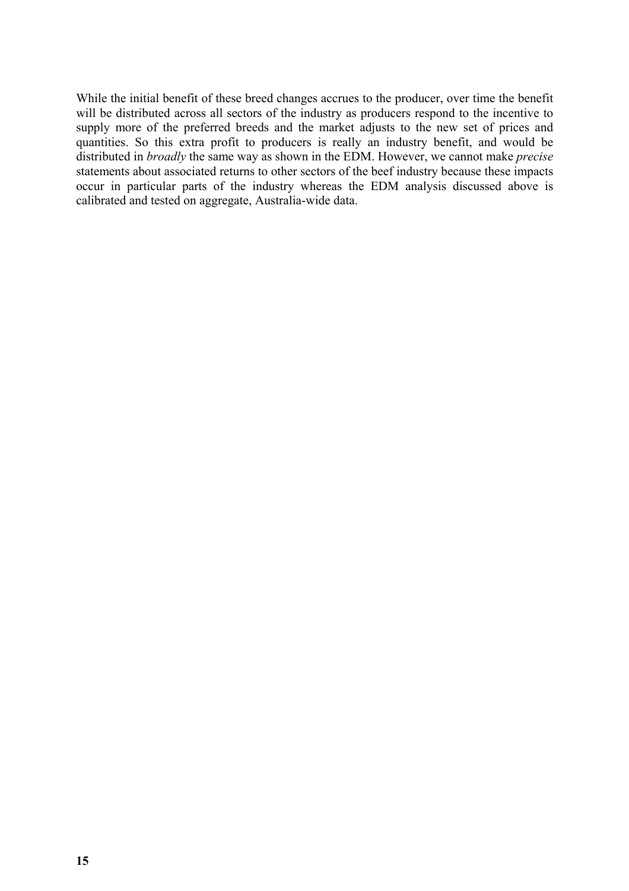While the initial benefit of these breed changes accrues to the producer, over time the benefit will be distributed across all sectors of the industry as producers respond to the incentive to supply more of the preferred breeds and the market adjusts to the new set of prices and quantities. So this extra profit to producers is really an industry benefit, and would be distributed in *broadly* the same way as shown in the EDM. However, we cannot make *precise* statements about associated returns to other sectors of the beef industry because these impacts occur in particular parts of the industry whereas the EDM analysis discussed above is calibrated and tested on aggregate, Australia-wide data.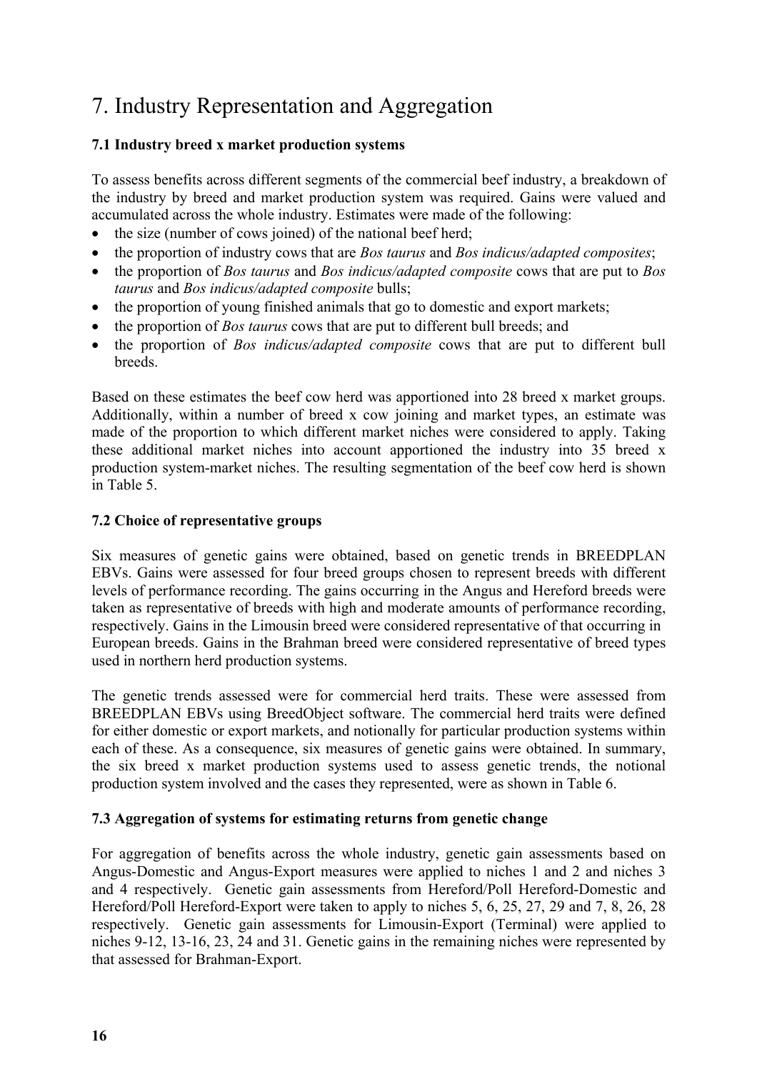# 7. Industry Representation and Aggregation

### 7.1 Industry breed x market production systems

To assess benefits across different segments of the commercial beef industry, a breakdown of the industry by breed and market production system was required. Gains were valued and accumulated across the whole industry. Estimates were made of the following:

- the size (number of cows joined) of the national beef herd;
- the proportion of industry cows that are *Bos taurus* and *Bos indicus/adapted composites*;
- the proportion of *Bos taurus* and *Bos indicus/adapted composite* cows that are put to *Bos taurus* and *Bos indicus/adapted composite* bulls;
- the proportion of young finished animals that go to domestic and export markets;
- the proportion of *Bos taurus* cows that are put to different bull breeds; and
- the proportion of *Bos indicus/adapted composite* cows that are put to different bull breeds.

Based on these estimates the beef cow herd was apportioned into 28 breed x market groups. Additionally, within a number of breed x cow joining and market types, an estimate was made of the proportion to which different market niches were considered to apply. Taking these additional market niches into account apportioned the industry into 35 breed x production system-market niches. The resulting segmentation of the beef cow herd is shown in Table 5.

### 7.2 Choice of representative groups

Six measures of genetic gains were obtained, based on genetic trends in BREEDPLAN EBVs. Gains were assessed for four breed groups chosen to represent breeds with different levels of performance recording. The gains occurring in the Angus and Hereford breeds were taken as representative of breeds with high and moderate amounts of performance recording, respectively. Gains in the Limousin breed were considered representative of that occurring in European breeds. Gains in the Brahman breed were considered representative of breed types used in northern herd production systems.

The genetic trends assessed were for commercial herd traits. These were assessed from BREEDPLAN EBVs using BreedObject software. The commercial herd traits were defined for either domestic or export markets, and notionally for particular production systems within each of these. As a consequence, six measures of genetic gains were obtained. In summary, the six breed x market production systems used to assess genetic trends, the notional production system involved and the cases they represented, were as shown in Table 6.

### 7.3 Aggregation of systems for estimating returns from genetic change

For aggregation of benefits across the whole industry, genetic gain assessments based on Angus-Domestic and Angus-Export measures were applied to niches 1 and 2 and niches 3 and 4 respectively. Genetic gain assessments from Hereford/Poll Hereford-Domestic and Hereford/Poll Hereford-Export were taken to apply to niches 5, 6, 25, 27, 29 and 7, 8, 26, 28 respectively. Genetic gain assessments for Limousin-Export (Terminal) were applied to niches 9-12, 13-16, 23, 24 and 31. Genetic gains in the remaining niches were represented by that assessed for Brahman-Export.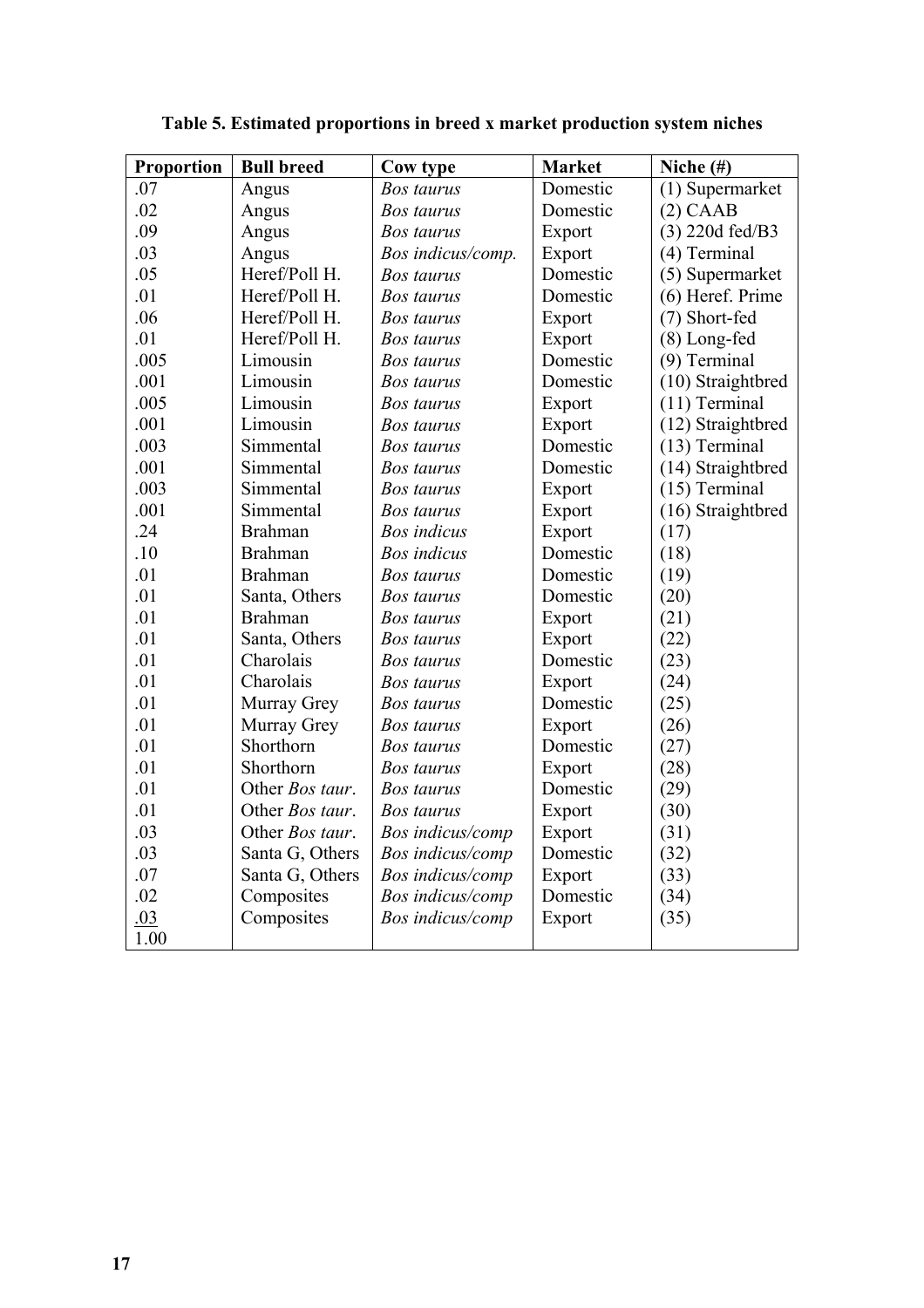**Table 5. Estimated proportions in breed x market production system niches**

| Proportion | Bull breed | Cow type | Market | Niche (#) |
|---|---|---|---|---|
| .07 | Angus | *Bos taurus* | Domestic | (1) Supermarket |
| .02 | Angus | *Bos taurus* | Domestic | (2) CAAB |
| .09 | Angus | *Bos taurus* | Export | (3) 220d fed/B3 |
| .03 | Angus | *Bos indicus/comp.* | Export | (4) Terminal |
| .05 | Heref/Poll H. | *Bos taurus* | Domestic | (5) Supermarket |
| .01 | Heref/Poll H. | *Bos taurus* | Domestic | (6) Heref. Prime |
| .06 | Heref/Poll H. | *Bos taurus* | Export | (7) Short-fed |
| .01 | Heref/Poll H. | *Bos taurus* | Export | (8) Long-fed |
| .005 | Limousin | *Bos taurus* | Domestic | (9) Terminal |
| .001 | Limousin | *Bos taurus* | Domestic | (10) Straightbred |
| .005 | Limousin | *Bos taurus* | Export | (11) Terminal |
| .001 | Limousin | *Bos taurus* | Export | (12) Straightbred |
| .003 | Simmental | *Bos taurus* | Domestic | (13) Terminal |
| .001 | Simmental | *Bos taurus* | Domestic | (14) Straightbred |
| .003 | Simmental | *Bos taurus* | Export | (15) Terminal |
| .001 | Simmental | *Bos taurus* | Export | (16) Straightbred |
| .24 | Brahman | *Bos indicus* | Export | (17) |
| .10 | Brahman | *Bos indicus* | Domestic | (18) |
| .01 | Brahman | *Bos taurus* | Domestic | (19) |
| .01 | Santa, Others | *Bos taurus* | Domestic | (20) |
| .01 | Brahman | *Bos taurus* | Export | (21) |
| .01 | Santa, Others | *Bos taurus* | Export | (22) |
| .01 | Charolais | *Bos taurus* | Domestic | (23) |
| .01 | Charolais | *Bos taurus* | Export | (24) |
| .01 | Murray Grey | *Bos taurus* | Domestic | (25) |
| .01 | Murray Grey | *Bos taurus* | Export | (26) |
| .01 | Shorthorn | *Bos taurus* | Domestic | (27) |
| .01 | Shorthorn | *Bos taurus* | Export | (28) |
| .01 | Other *Bos taur*. | *Bos taurus* | Domestic | (29) |
| .01 | Other *Bos taur*. | *Bos taurus* | Export | (30) |
| .03 | Other *Bos taur*. | *Bos indicus/comp* | Export | (31) |
| .03 | Santa G, Others | *Bos indicus/comp* | Domestic | (32) |
| .07 | Santa G, Others | *Bos indicus/comp* | Export | (33) |
| .02 | Composites | *Bos indicus/comp* | Domestic | (34) |
| .03 | Composites | *Bos indicus/comp* | Export | (35) |
| 1.00 | | | | |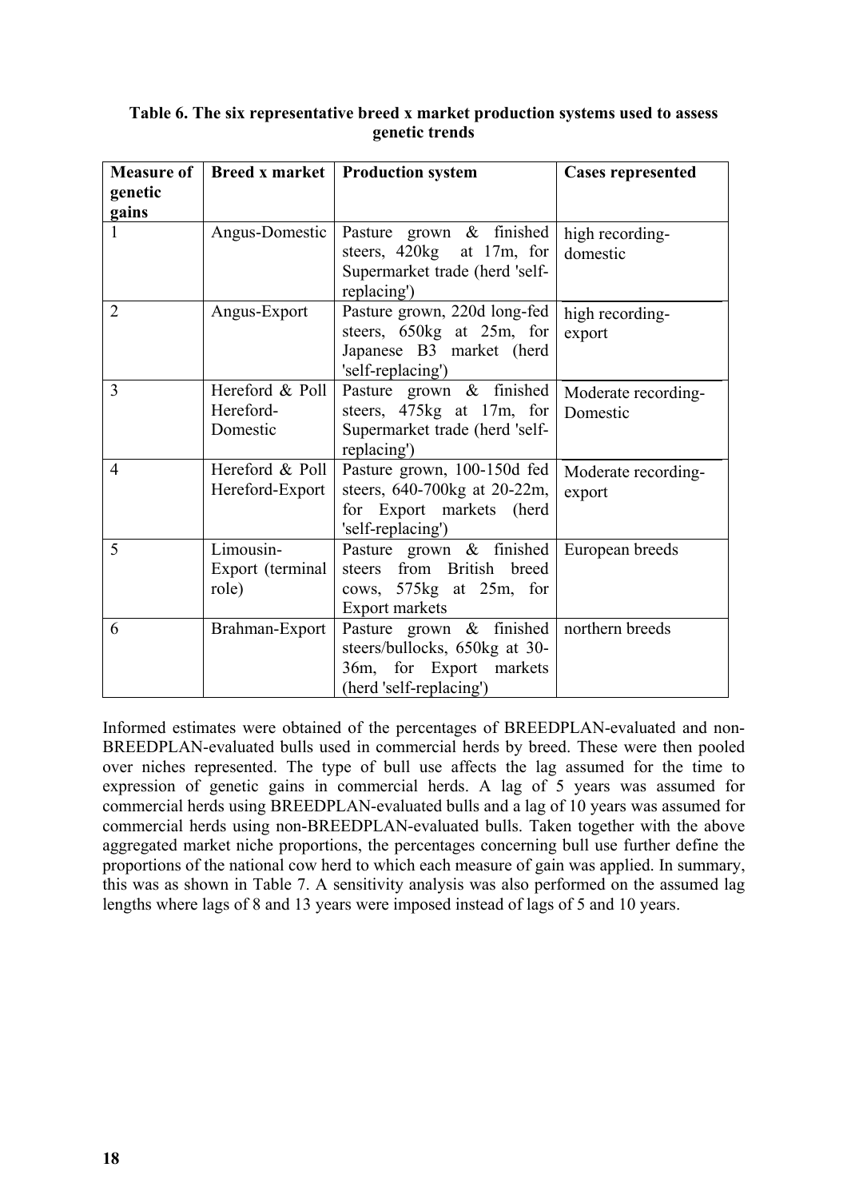**Table 6. The six representative breed x market production systems used to assess genetic trends**

| Measure of genetic gains | Breed x market | Production system | Cases represented |
|---|---|---|---|
| 1 | Angus-Domestic | Pasture grown & finished steers, 420kg at 17m, for Supermarket trade (herd 'self-replacing') | high recording-domestic |
| 2 | Angus-Export | Pasture grown, 220d long-fed steers, 650kg at 25m, for Japanese B3 market (herd 'self-replacing') | high recording-export |
| 3 | Hereford & Poll Hereford-Domestic | Pasture grown & finished steers, 475kg at 17m, for Supermarket trade (herd 'self-replacing') | Moderate recording-Domestic |
| 4 | Hereford & Poll Hereford-Export | Pasture grown, 100-150d fed steers, 640-700kg at 20-22m, for Export markets (herd 'self-replacing') | Moderate recording-export |
| 5 | Limousin-Export (terminal role) | Pasture grown & finished steers from British breed cows, 575kg at 25m, for Export markets | European breeds |
| 6 | Brahman-Export | Pasture grown & finished steers/bullocks, 650kg at 30-36m, for Export markets (herd 'self-replacing') | northern breeds |

Informed estimates were obtained of the percentages of BREEDPLAN-evaluated and non-BREEDPLAN-evaluated bulls used in commercial herds by breed. These were then pooled over niches represented. The type of bull use affects the lag assumed for the time to expression of genetic gains in commercial herds. A lag of 5 years was assumed for commercial herds using BREEDPLAN-evaluated bulls and a lag of 10 years was assumed for commercial herds using non-BREEDPLAN-evaluated bulls. Taken together with the above aggregated market niche proportions, the percentages concerning bull use further define the proportions of the national cow herd to which each measure of gain was applied. In summary, this was as shown in Table 7. A sensitivity analysis was also performed on the assumed lag lengths where lags of 8 and 13 years were imposed instead of lags of 5 and 10 years.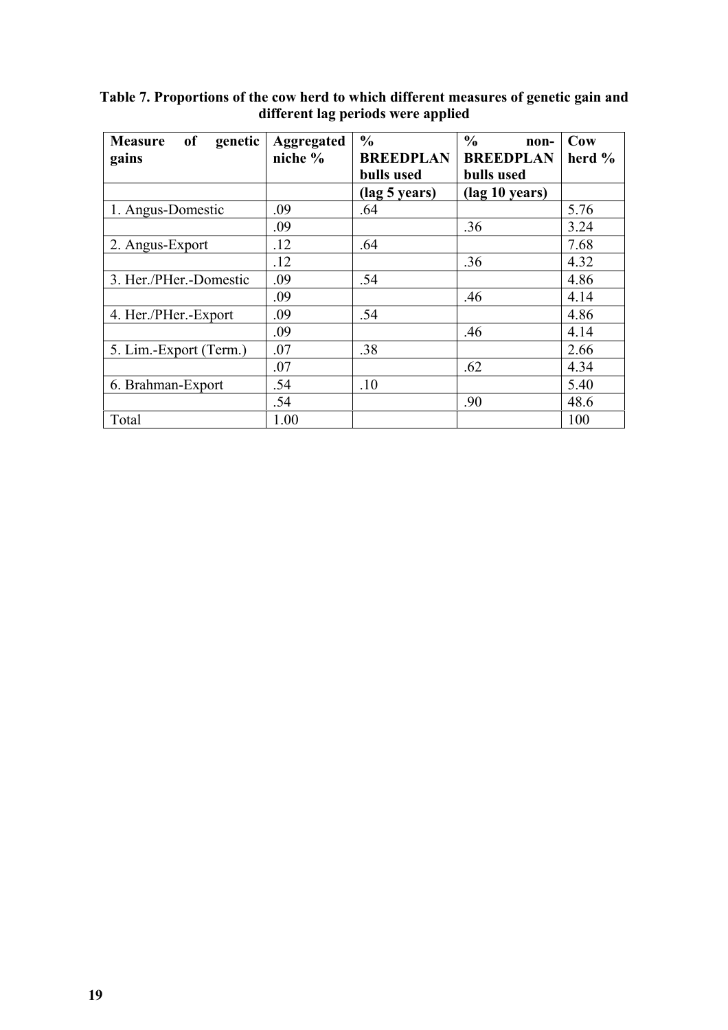**Table 7. Proportions of the cow herd to which different measures of genetic gain and different lag periods were applied**

| Measure of genetic gains | Aggregated niche % | % BREEDPLAN bulls used | % non-BREEDPLAN bulls used | Cow herd % |
|---|---|---|---|---|
| | | (lag 5 years) | (lag 10 years) | |
| 1. Angus-Domestic | .09 | .64 | | 5.76 |
| | .09 | | .36 | 3.24 |
| 2. Angus-Export | .12 | .64 | | 7.68 |
| | .12 | | .36 | 4.32 |
| 3. Her./PHer.-Domestic | .09 | .54 | | 4.86 |
| | .09 | | .46 | 4.14 |
| 4. Her./PHer.-Export | .09 | .54 | | 4.86 |
| | .09 | | .46 | 4.14 |
| 5. Lim.-Export (Term.) | .07 | .38 | | 2.66 |
| | .07 | | .62 | 4.34 |
| 6. Brahman-Export | .54 | .10 | | 5.40 |
| | .54 | | .90 | 48.6 |
| Total | 1.00 | | | 100 |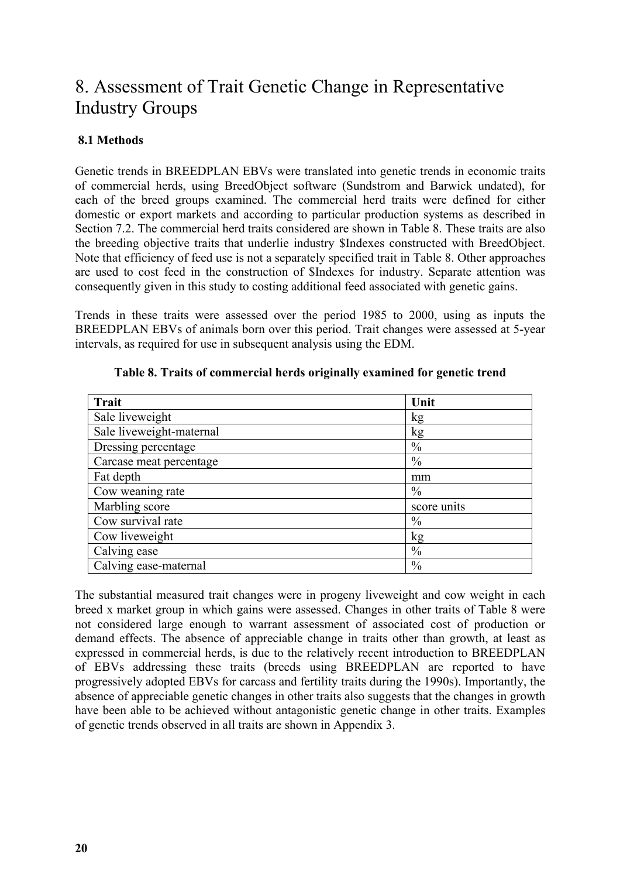# 8. Assessment of Trait Genetic Change in Representative Industry Groups

## 8.1 Methods

Genetic trends in BREEDPLAN EBVs were translated into genetic trends in economic traits of commercial herds, using BreedObject software (Sundstrom and Barwick undated), for each of the breed groups examined. The commercial herd traits were defined for either domestic or export markets and according to particular production systems as described in Section 7.2. The commercial herd traits considered are shown in Table 8. These traits are also the breeding objective traits that underlie industry $Indexes constructed with BreedObject. Note that efficiency of feed use is not a separately specified trait in Table 8. Other approaches are used to cost feed in the construction of $Indexes for industry. Separate attention was consequently given in this study to costing additional feed associated with genetic gains.

Trends in these traits were assessed over the period 1985 to 2000, using as inputs the BREEDPLAN EBVs of animals born over this period. Trait changes were assessed at 5-year intervals, as required for use in subsequent analysis using the EDM.

**Table 8. Traits of commercial herds originally examined for genetic trend**

| Trait | Unit |
|---|---|
| Sale liveweight | kg |
| Sale liveweight-maternal | kg |
| Dressing percentage | % |
| Carcase meat percentage | % |
| Fat depth | mm |
| Cow weaning rate | % |
| Marbling score | score units |
| Cow survival rate | % |
| Cow liveweight | kg |
| Calving ease | % |
| Calving ease-maternal | % |

The substantial measured trait changes were in progeny liveweight and cow weight in each breed x market group in which gains were assessed. Changes in other traits of Table 8 were not considered large enough to warrant assessment of associated cost of production or demand effects. The absence of appreciable change in traits other than growth, at least as expressed in commercial herds, is due to the relatively recent introduction to BREEDPLAN of EBVs addressing these traits (breeds using BREEDPLAN are reported to have progressively adopted EBVs for carcass and fertility traits during the 1990s). Importantly, the absence of appreciable genetic changes in other traits also suggests that the changes in growth have been able to be achieved without antagonistic genetic change in other traits. Examples of genetic trends observed in all traits are shown in Appendix 3.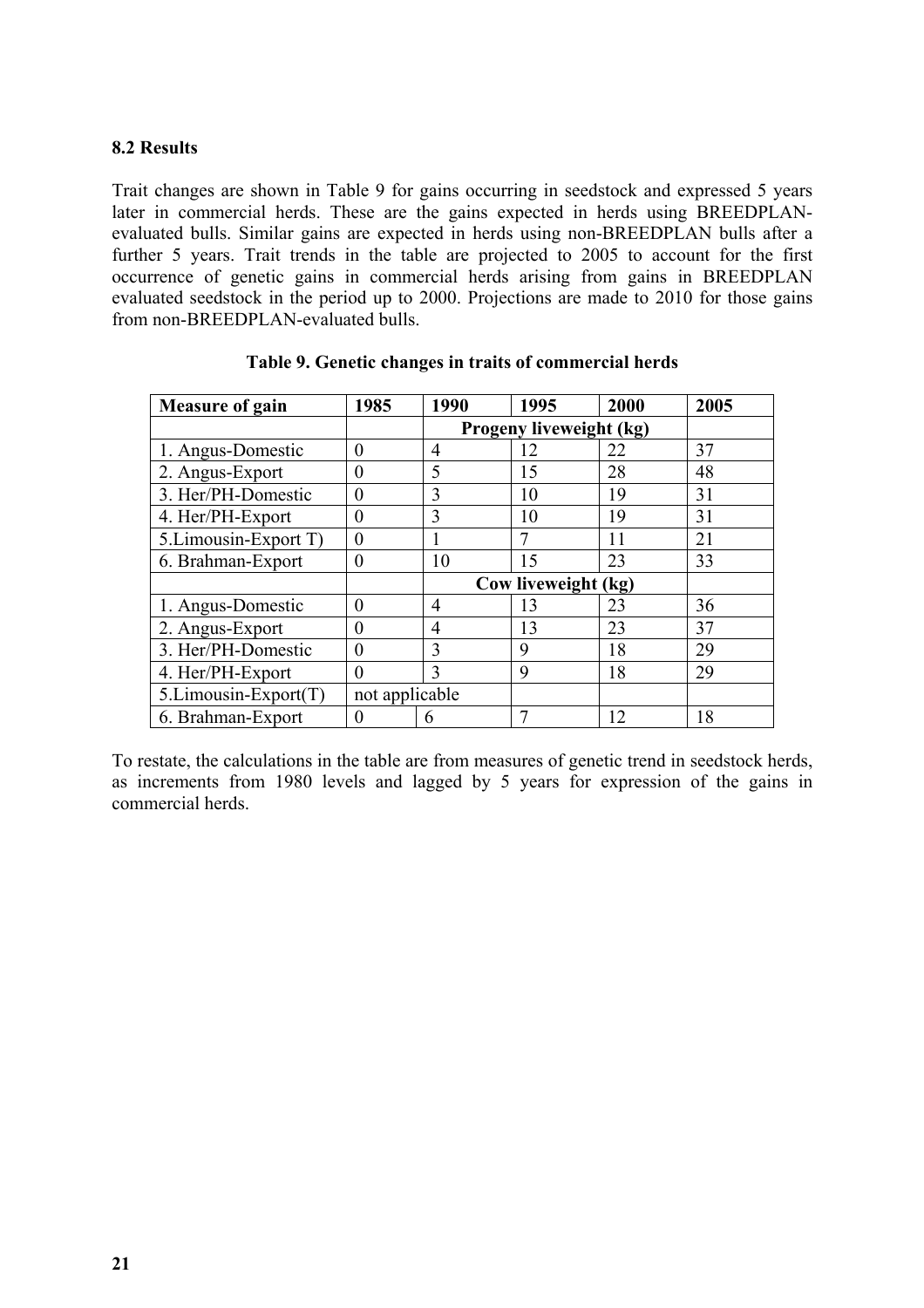## 8.2 Results

Trait changes are shown in Table 9 for gains occurring in seedstock and expressed 5 years later in commercial herds. These are the gains expected in herds using BREEDPLAN-evaluated bulls. Similar gains are expected in herds using non-BREEDPLAN bulls after a further 5 years. Trait trends in the table are projected to 2005 to account for the first occurrence of genetic gains in commercial herds arising from gains in BREEDPLAN evaluated seedstock in the period up to 2000. Projections are made to 2010 for those gains from non-BREEDPLAN-evaluated bulls.

**Table 9. Genetic changes in traits of commercial herds**

| Measure of gain | 1985 | 1990 | 1995 | 2000 | 2005 |
|---|---|---|---|---|---|
| | | Progeny liveweight (kg) | | | |
| 1. Angus-Domestic | 0 | 4 | 12 | 22 | 37 |
| 2. Angus-Export | 0 | 5 | 15 | 28 | 48 |
| 3. Her/PH-Domestic | 0 | 3 | 10 | 19 | 31 |
| 4. Her/PH-Export | 0 | 3 | 10 | 19 | 31 |
| 5.Limousin-Export T) | 0 | 1 | 7 | 11 | 21 |
| 6. Brahman-Export | 0 | 10 | 15 | 23 | 33 |
| | | Cow liveweight (kg) | | | |
| 1. Angus-Domestic | 0 | 4 | 13 | 23 | 36 |
| 2. Angus-Export | 0 | 4 | 13 | 23 | 37 |
| 3. Her/PH-Domestic | 0 | 3 | 9 | 18 | 29 |
| 4. Her/PH-Export | 0 | 3 | 9 | 18 | 29 |
| 5.Limousin-Export(T) | not applicable | | | | |
| 6. Brahman-Export | 0 | 6 | 7 | 12 | 18 |

To restate, the calculations in the table are from measures of genetic trend in seedstock herds, as increments from 1980 levels and lagged by 5 years for expression of the gains in commercial herds.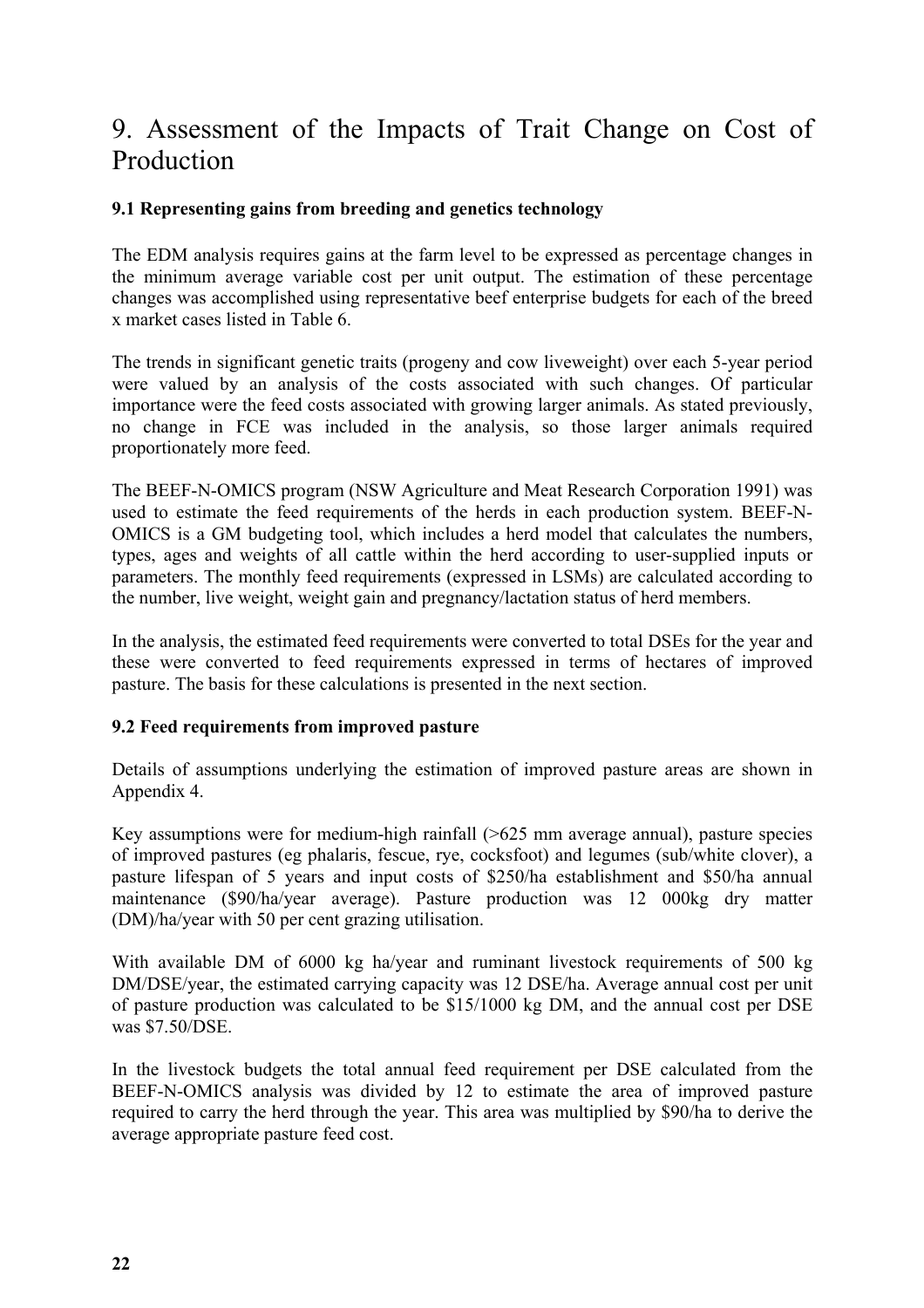# 9. Assessment of the Impacts of Trait Change on Cost of Production

### 9.1 Representing gains from breeding and genetics technology

The EDM analysis requires gains at the farm level to be expressed as percentage changes in the minimum average variable cost per unit output. The estimation of these percentage changes was accomplished using representative beef enterprise budgets for each of the breed x market cases listed in Table 6.

The trends in significant genetic traits (progeny and cow liveweight) over each 5-year period were valued by an analysis of the costs associated with such changes. Of particular importance were the feed costs associated with growing larger animals. As stated previously, no change in FCE was included in the analysis, so those larger animals required proportionately more feed.

The BEEF-N-OMICS program (NSW Agriculture and Meat Research Corporation 1991) was used to estimate the feed requirements of the herds in each production system. BEEF-N-OMICS is a GM budgeting tool, which includes a herd model that calculates the numbers, types, ages and weights of all cattle within the herd according to user-supplied inputs or parameters. The monthly feed requirements (expressed in LSMs) are calculated according to the number, live weight, weight gain and pregnancy/lactation status of herd members.

In the analysis, the estimated feed requirements were converted to total DSEs for the year and these were converted to feed requirements expressed in terms of hectares of improved pasture. The basis for these calculations is presented in the next section.

### 9.2 Feed requirements from improved pasture

Details of assumptions underlying the estimation of improved pasture areas are shown in Appendix 4.

Key assumptions were for medium-high rainfall (>625 mm average annual), pasture species of improved pastures (eg phalaris, fescue, rye, cocksfoot) and legumes (sub/white clover), a pasture lifespan of 5 years and input costs of $250/ha establishment and $50/ha annual maintenance ($90/ha/year average). Pasture production was 12 000kg dry matter (DM)/ha/year with 50 per cent grazing utilisation.

With available DM of 6000 kg ha/year and ruminant livestock requirements of 500 kg DM/DSE/year, the estimated carrying capacity was 12 DSE/ha. Average annual cost per unit of pasture production was calculated to be $15/1000 kg DM, and the annual cost per DSE was $7.50/DSE.

In the livestock budgets the total annual feed requirement per DSE calculated from the BEEF-N-OMICS analysis was divided by 12 to estimate the area of improved pasture required to carry the herd through the year. This area was multiplied by $90/ha to derive the average appropriate pasture feed cost.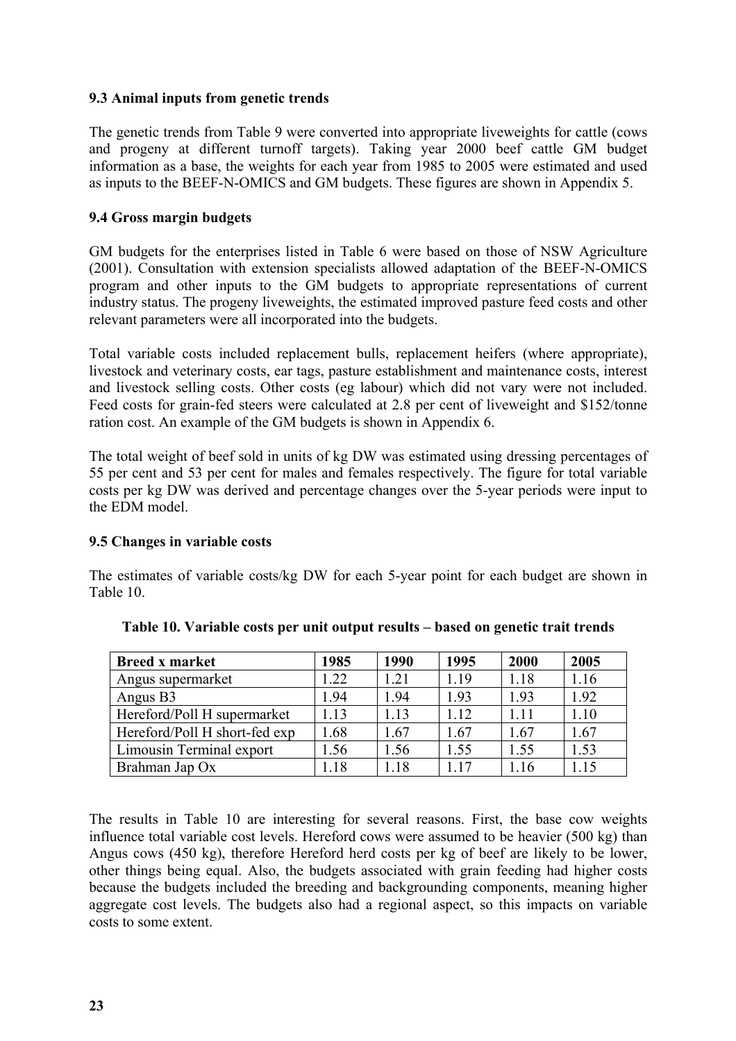### 9.3 Animal inputs from genetic trends

The genetic trends from Table 9 were converted into appropriate liveweights for cattle (cows and progeny at different turnoff targets). Taking year 2000 beef cattle GM budget information as a base, the weights for each year from 1985 to 2005 were estimated and used as inputs to the BEEF-N-OMICS and GM budgets. These figures are shown in Appendix 5.

### 9.4 Gross margin budgets

GM budgets for the enterprises listed in Table 6 were based on those of NSW Agriculture (2001). Consultation with extension specialists allowed adaptation of the BEEF-N-OMICS program and other inputs to the GM budgets to appropriate representations of current industry status. The progeny liveweights, the estimated improved pasture feed costs and other relevant parameters were all incorporated into the budgets.

Total variable costs included replacement bulls, replacement heifers (where appropriate), livestock and veterinary costs, ear tags, pasture establishment and maintenance costs, interest and livestock selling costs. Other costs (eg labour) which did not vary were not included. Feed costs for grain-fed steers were calculated at 2.8 per cent of liveweight and $152/tonne ration cost. An example of the GM budgets is shown in Appendix 6.

The total weight of beef sold in units of kg DW was estimated using dressing percentages of 55 per cent and 53 per cent for males and females respectively. The figure for total variable costs per kg DW was derived and percentage changes over the 5-year periods were input to the EDM model.

### 9.5 Changes in variable costs

The estimates of variable costs/kg DW for each 5-year point for each budget are shown in Table 10.

**Table 10. Variable costs per unit output results – based on genetic trait trends**

| Breed x market | 1985 | 1990 | 1995 | 2000 | 2005 |
|---|---|---|---|---|---|
| Angus supermarket | 1.22 | 1.21 | 1.19 | 1.18 | 1.16 |
| Angus B3 | 1.94 | 1.94 | 1.93 | 1.93 | 1.92 |
| Hereford/Poll H supermarket | 1.13 | 1.13 | 1.12 | 1.11 | 1.10 |
| Hereford/Poll H short-fed exp | 1.68 | 1.67 | 1.67 | 1.67 | 1.67 |
| Limousin Terminal export | 1.56 | 1.56 | 1.55 | 1.55 | 1.53 |
| Brahman Jap Ox | 1.18 | 1.18 | 1.17 | 1.16 | 1.15 |

The results in Table 10 are interesting for several reasons. First, the base cow weights influence total variable cost levels. Hereford cows were assumed to be heavier (500 kg) than Angus cows (450 kg), therefore Hereford herd costs per kg of beef are likely to be lower, other things being equal. Also, the budgets associated with grain feeding had higher costs because the budgets included the breeding and backgrounding components, meaning higher aggregate cost levels. The budgets also had a regional aspect, so this impacts on variable costs to some extent.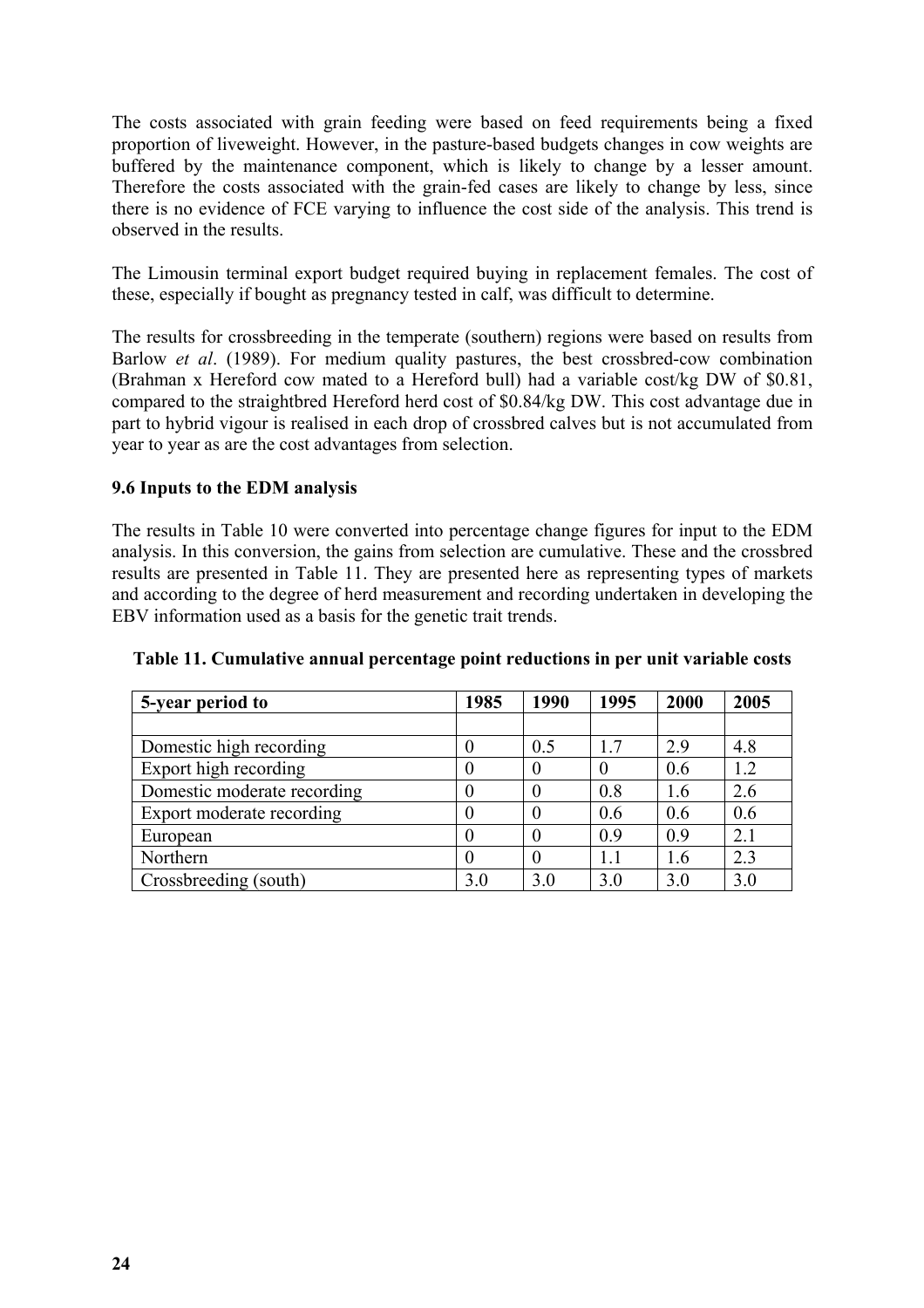The costs associated with grain feeding were based on feed requirements being a fixed proportion of liveweight. However, in the pasture-based budgets changes in cow weights are buffered by the maintenance component, which is likely to change by a lesser amount. Therefore the costs associated with the grain-fed cases are likely to change by less, since there is no evidence of FCE varying to influence the cost side of the analysis. This trend is observed in the results.

The Limousin terminal export budget required buying in replacement females. The cost of these, especially if bought as pregnancy tested in calf, was difficult to determine.

The results for crossbreeding in the temperate (southern) regions were based on results from Barlow *et al*. (1989). For medium quality pastures, the best crossbred-cow combination (Brahman x Hereford cow mated to a Hereford bull) had a variable cost/kg DW of $0.81, compared to the straightbred Hereford herd cost of $0.84/kg DW. This cost advantage due in part to hybrid vigour is realised in each drop of crossbred calves but is not accumulated from year to year as are the cost advantages from selection.

### 9.6 Inputs to the EDM analysis

The results in Table 10 were converted into percentage change figures for input to the EDM analysis. In this conversion, the gains from selection are cumulative. These and the crossbred results are presented in Table 11. They are presented here as representing types of markets and according to the degree of herd measurement and recording undertaken in developing the EBV information used as a basis for the genetic trait trends.

**Table 11. Cumulative annual percentage point reductions in per unit variable costs**

| 5-year period to | 1985 | 1990 | 1995 | 2000 | 2005 |
|---|---|---|---|---|---|
| | | | | | |
| Domestic high recording | 0 | 0.5 | 1.7 | 2.9 | 4.8 |
| Export high recording | 0 | 0 | 0 | 0.6 | 1.2 |
| Domestic moderate recording | 0 | 0 | 0.8 | 1.6 | 2.6 |
| Export moderate recording | 0 | 0 | 0.6 | 0.6 | 0.6 |
| European | 0 | 0 | 0.9 | 0.9 | 2.1 |
| Northern | 0 | 0 | 1.1 | 1.6 | 2.3 |
| Crossbreeding (south) | 3.0 | 3.0 | 3.0 | 3.0 | 3.0 |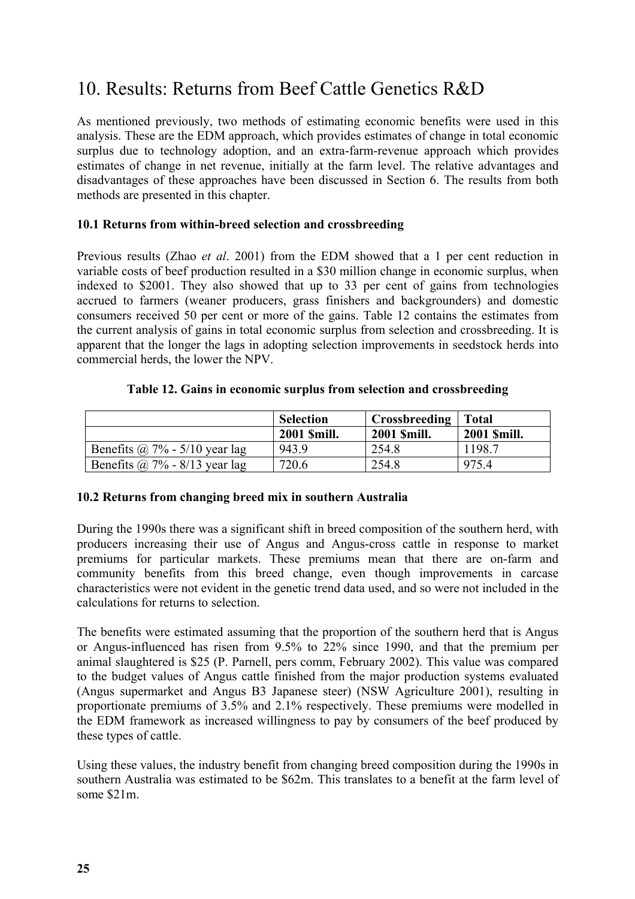# 10. Results: Returns from Beef Cattle Genetics R&D

As mentioned previously, two methods of estimating economic benefits were used in this analysis. These are the EDM approach, which provides estimates of change in total economic surplus due to technology adoption, and an extra-farm-revenue approach which provides estimates of change in net revenue, initially at the farm level. The relative advantages and disadvantages of these approaches have been discussed in Section 6. The results from both methods are presented in this chapter.

### 10.1 Returns from within-breed selection and crossbreeding

Previous results (Zhao *et al*. 2001) from the EDM showed that a 1 per cent reduction in variable costs of beef production resulted in a $30 million change in economic surplus, when indexed to $2001. They also showed that up to 33 per cent of gains from technologies accrued to farmers (weaner producers, grass finishers and backgrounders) and domestic consumers received 50 per cent or more of the gains. Table 12 contains the estimates from the current analysis of gains in total economic surplus from selection and crossbreeding. It is apparent that the longer the lags in adopting selection improvements in seedstock herds into commercial herds, the lower the NPV.

**Table 12. Gains in economic surplus from selection and crossbreeding**

| | Selection | Crossbreeding | Total |
|---|---|---|---|
| | 2001 $mill. | 2001 $mill. | 2001 $mill. |
| Benefits @ 7% - 5/10 year lag | 943.9 | 254.8 | 1198.7 |
| Benefits @ 7% - 8/13 year lag | 720.6 | 254.8 | 975.4 |

### 10.2 Returns from changing breed mix in southern Australia

During the 1990s there was a significant shift in breed composition of the southern herd, with producers increasing their use of Angus and Angus-cross cattle in response to market premiums for particular markets. These premiums mean that there are on-farm and community benefits from this breed change, even though improvements in carcase characteristics were not evident in the genetic trend data used, and so were not included in the calculations for returns to selection.

The benefits were estimated assuming that the proportion of the southern herd that is Angus or Angus-influenced has risen from 9.5% to 22% since 1990, and that the premium per animal slaughtered is $25 (P. Parnell, pers comm, February 2002). This value was compared to the budget values of Angus cattle finished from the major production systems evaluated (Angus supermarket and Angus B3 Japanese steer) (NSW Agriculture 2001), resulting in proportionate premiums of 3.5% and 2.1% respectively. These premiums were modelled in the EDM framework as increased willingness to pay by consumers of the beef produced by these types of cattle.

Using these values, the industry benefit from changing breed composition during the 1990s in southern Australia was estimated to be $62m. This translates to a benefit at the farm level of some $21m.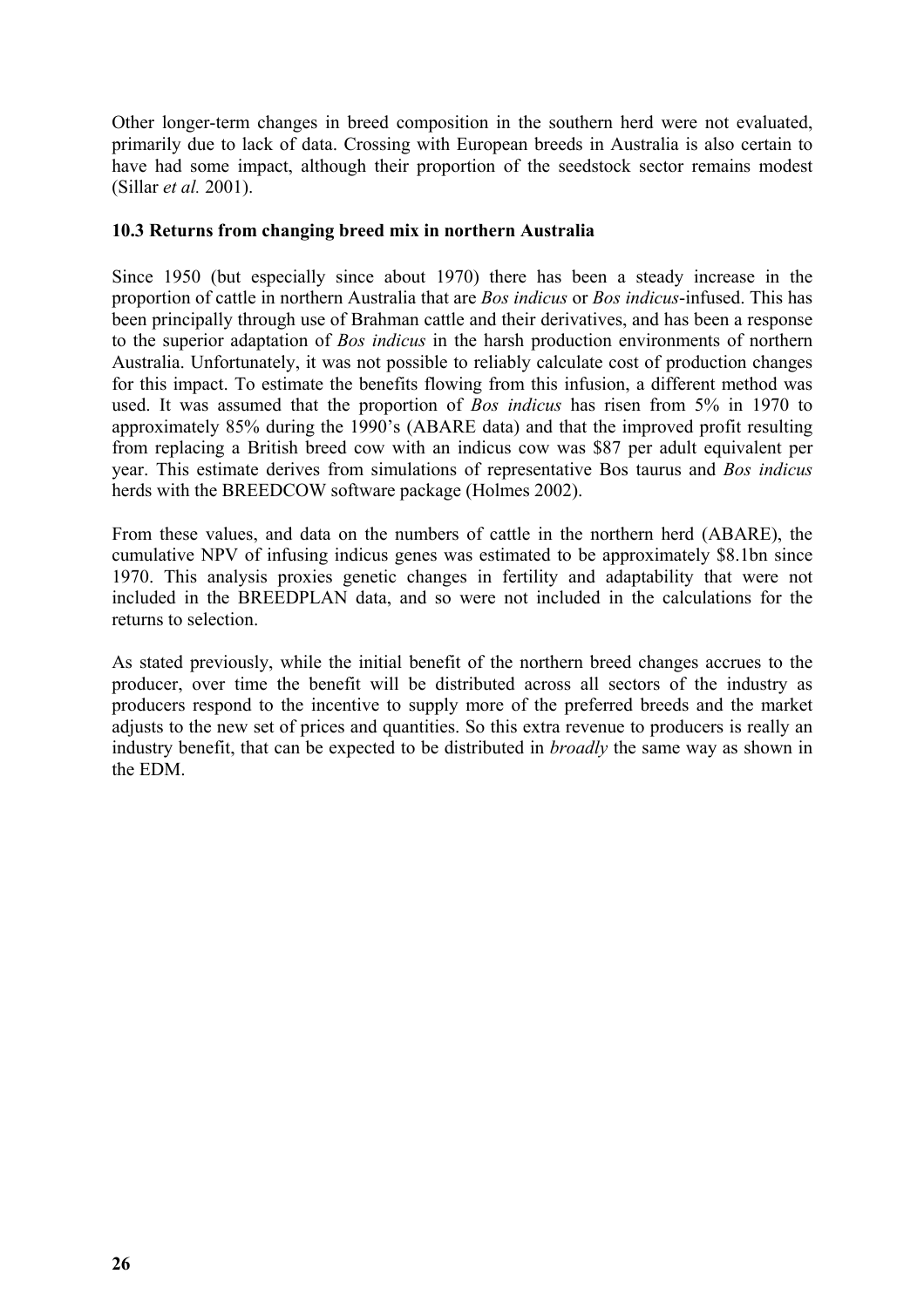Other longer-term changes in breed composition in the southern herd were not evaluated, primarily due to lack of data. Crossing with European breeds in Australia is also certain to have had some impact, although their proportion of the seedstock sector remains modest (Sillar *et al.* 2001).

### 10.3 Returns from changing breed mix in northern Australia

Since 1950 (but especially since about 1970) there has been a steady increase in the proportion of cattle in northern Australia that are *Bos indicus* or *Bos indicus*-infused. This has been principally through use of Brahman cattle and their derivatives, and has been a response to the superior adaptation of *Bos indicus* in the harsh production environments of northern Australia. Unfortunately, it was not possible to reliably calculate cost of production changes for this impact. To estimate the benefits flowing from this infusion, a different method was used. It was assumed that the proportion of *Bos indicus* has risen from 5% in 1970 to approximately 85% during the 1990's (ABARE data) and that the improved profit resulting from replacing a British breed cow with an indicus cow was $87 per adult equivalent per year. This estimate derives from simulations of representative Bos taurus and *Bos indicus* herds with the BREEDCOW software package (Holmes 2002).

From these values, and data on the numbers of cattle in the northern herd (ABARE), the cumulative NPV of infusing indicus genes was estimated to be approximately $8.1bn since 1970. This analysis proxies genetic changes in fertility and adaptability that were not included in the BREEDPLAN data, and so were not included in the calculations for the returns to selection.

As stated previously, while the initial benefit of the northern breed changes accrues to the producer, over time the benefit will be distributed across all sectors of the industry as producers respond to the incentive to supply more of the preferred breeds and the market adjusts to the new set of prices and quantities. So this extra revenue to producers is really an industry benefit, that can be expected to be distributed in *broadly* the same way as shown in the EDM.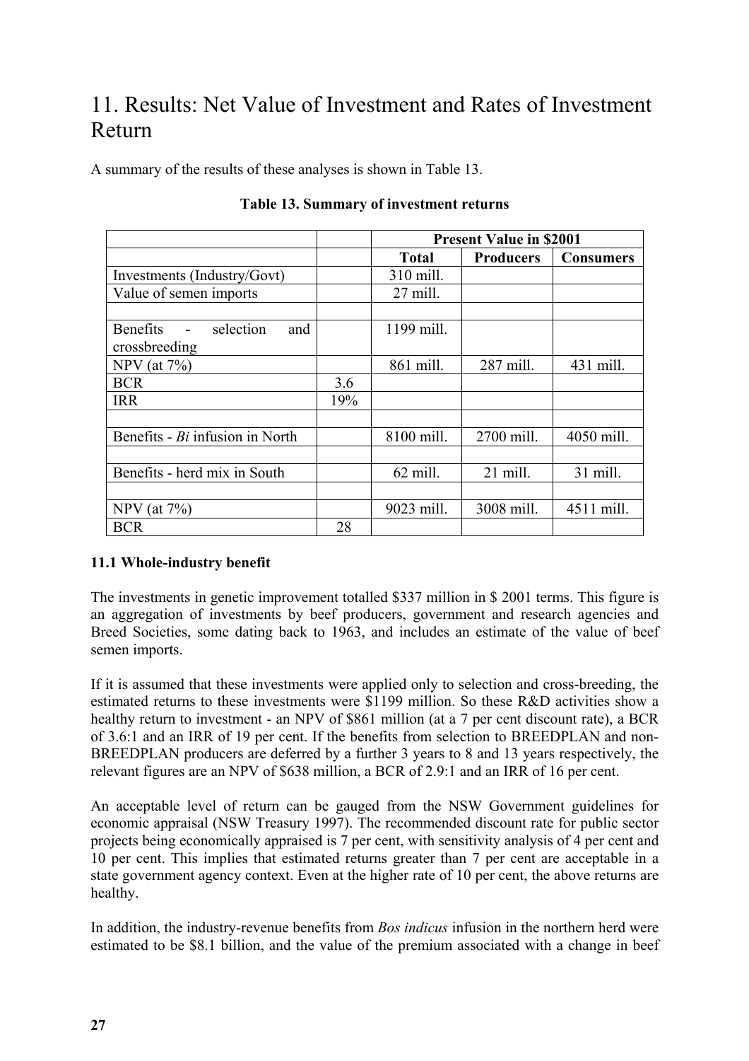# 11. Results: Net Value of Investment and Rates of Investment Return

A summary of the results of these analyses is shown in Table 13.

**Table 13. Summary of investment returns**

| | | Present Value in $2001 | | |
|---|---|---|---|---|
| | | **Total** | **Producers** | **Consumers** |
| Investments (Industry/Govt) | | 310 mill. | | |
| Value of semen imports | | 27 mill. | | |
| | | | | |
| Benefits - selection and crossbreeding | | 1199 mill. | | |
| NPV (at 7%) | | 861 mill. | 287 mill. | 431 mill. |
| BCR | 3.6 | | | |
| IRR | 19% | | | |
| | | | | |
| Benefits - *Bi* infusion in North | | 8100 mill. | 2700 mill. | 4050 mill. |
| | | | | |
| Benefits - herd mix in South | | 62 mill. | 21 mill. | 31 mill. |
| | | | | |
| NPV (at 7%) | | 9023 mill. | 3008 mill. | 4511 mill. |
| BCR | 28 | | | |

### 11.1 Whole-industry benefit

The investments in genetic improvement totalled $337 million in $ 2001 terms. This figure is an aggregation of investments by beef producers, government and research agencies and Breed Societies, some dating back to 1963, and includes an estimate of the value of beef semen imports.

If it is assumed that these investments were applied only to selection and cross-breeding, the estimated returns to these investments were $1199 million. So these R&D activities show a healthy return to investment - an NPV of $861 million (at a 7 per cent discount rate), a BCR of 3.6:1 and an IRR of 19 per cent. If the benefits from selection to BREEDPLAN and non-BREEDPLAN producers are deferred by a further 3 years to 8 and 13 years respectively, the relevant figures are an NPV of $638 million, a BCR of 2.9:1 and an IRR of 16 per cent.

An acceptable level of return can be gauged from the NSW Government guidelines for economic appraisal (NSW Treasury 1997). The recommended discount rate for public sector projects being economically appraised is 7 per cent, with sensitivity analysis of 4 per cent and 10 per cent. This implies that estimated returns greater than 7 per cent are acceptable in a state government agency context. Even at the higher rate of 10 per cent, the above returns are healthy.

In addition, the industry-revenue benefits from *Bos indicus* infusion in the northern herd were estimated to be $8.1 billion, and the value of the premium associated with a change in beef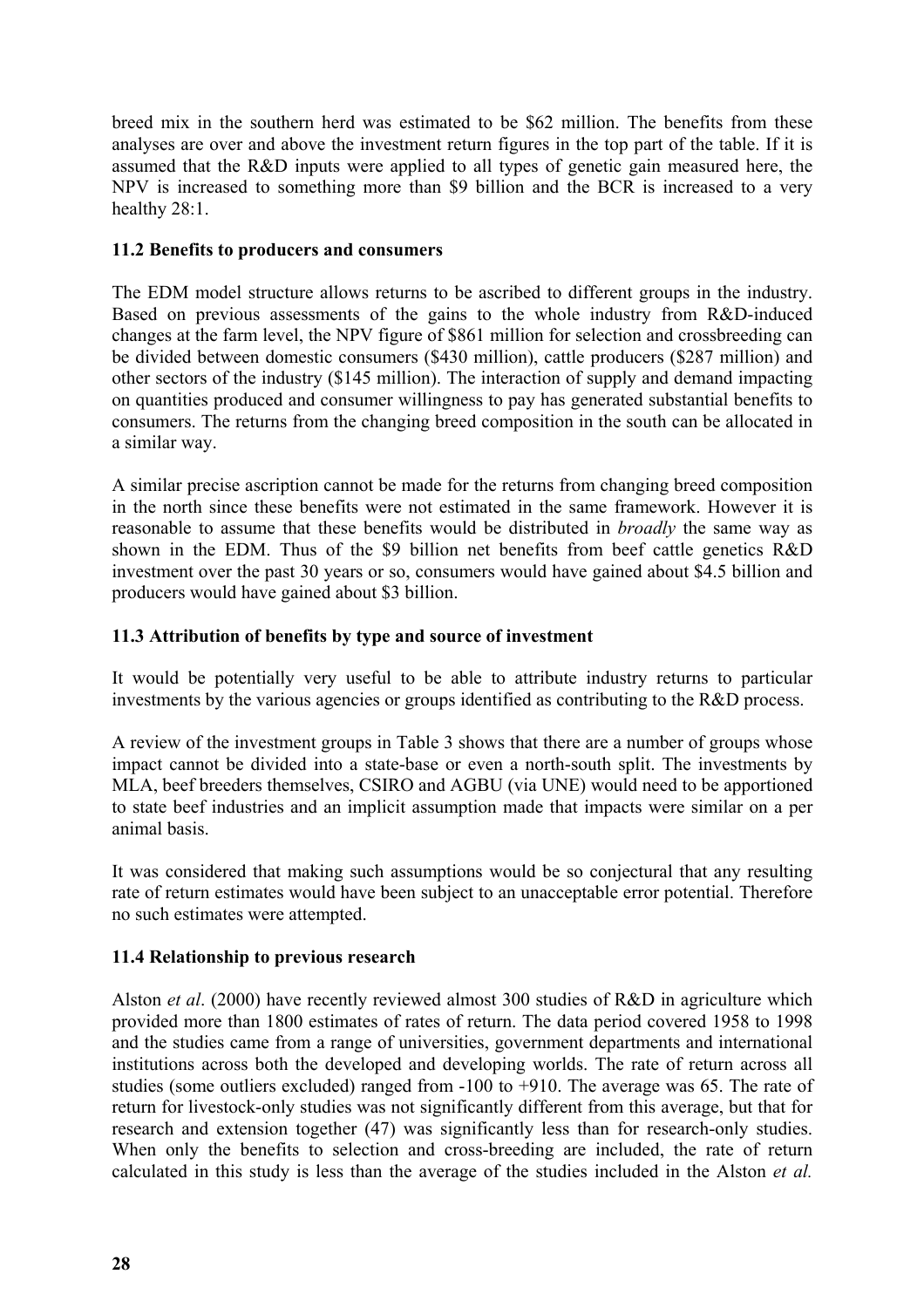breed mix in the southern herd was estimated to be $62 million. The benefits from these analyses are over and above the investment return figures in the top part of the table. If it is assumed that the R&D inputs were applied to all types of genetic gain measured here, the NPV is increased to something more than $9 billion and the BCR is increased to a very healthy 28:1.

### 11.2 Benefits to producers and consumers

The EDM model structure allows returns to be ascribed to different groups in the industry. Based on previous assessments of the gains to the whole industry from R&D-induced changes at the farm level, the NPV figure of $861 million for selection and crossbreeding can be divided between domestic consumers ($430 million), cattle producers ($287 million) and other sectors of the industry ($145 million). The interaction of supply and demand impacting on quantities produced and consumer willingness to pay has generated substantial benefits to consumers. The returns from the changing breed composition in the south can be allocated in a similar way.

A similar precise ascription cannot be made for the returns from changing breed composition in the north since these benefits were not estimated in the same framework. However it is reasonable to assume that these benefits would be distributed in *broadly* the same way as shown in the EDM. Thus of the $9 billion net benefits from beef cattle genetics R&D investment over the past 30 years or so, consumers would have gained about $4.5 billion and producers would have gained about $3 billion.

### 11.3 Attribution of benefits by type and source of investment

It would be potentially very useful to be able to attribute industry returns to particular investments by the various agencies or groups identified as contributing to the R&D process.

A review of the investment groups in Table 3 shows that there are a number of groups whose impact cannot be divided into a state-base or even a north-south split. The investments by MLA, beef breeders themselves, CSIRO and AGBU (via UNE) would need to be apportioned to state beef industries and an implicit assumption made that impacts were similar on a per animal basis.

It was considered that making such assumptions would be so conjectural that any resulting rate of return estimates would have been subject to an unacceptable error potential. Therefore no such estimates were attempted.

### 11.4 Relationship to previous research

Alston *et al*. (2000) have recently reviewed almost 300 studies of R&D in agriculture which provided more than 1800 estimates of rates of return. The data period covered 1958 to 1998 and the studies came from a range of universities, government departments and international institutions across both the developed and developing worlds. The rate of return across all studies (some outliers excluded) ranged from -100 to +910. The average was 65. The rate of return for livestock-only studies was not significantly different from this average, but that for research and extension together (47) was significantly less than for research-only studies. When only the benefits to selection and cross-breeding are included, the rate of return calculated in this study is less than the average of the studies included in the Alston *et al.*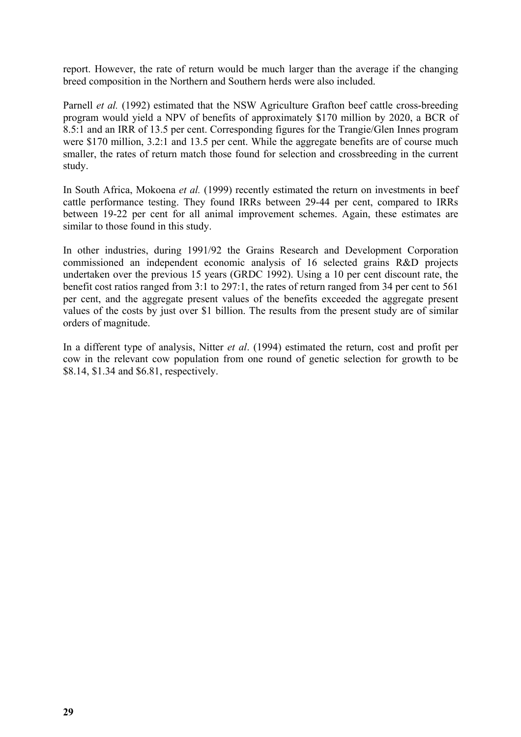report. However, the rate of return would be much larger than the average if the changing breed composition in the Northern and Southern herds were also included.

Parnell *et al.* (1992) estimated that the NSW Agriculture Grafton beef cattle cross-breeding program would yield a NPV of benefits of approximately \$170 million by 2020, a BCR of 8.5:1 and an IRR of 13.5 per cent. Corresponding figures for the Trangie/Glen Innes program were \$170 million, 3.2:1 and 13.5 per cent. While the aggregate benefits are of course much smaller, the rates of return match those found for selection and crossbreeding in the current study.

In South Africa, Mokoena *et al.* (1999) recently estimated the return on investments in beef cattle performance testing. They found IRRs between 29-44 per cent, compared to IRRs between 19-22 per cent for all animal improvement schemes. Again, these estimates are similar to those found in this study.

In other industries, during 1991/92 the Grains Research and Development Corporation commissioned an independent economic analysis of 16 selected grains R&D projects undertaken over the previous 15 years (GRDC 1992). Using a 10 per cent discount rate, the benefit cost ratios ranged from 3:1 to 297:1, the rates of return ranged from 34 per cent to 561 per cent, and the aggregate present values of the benefits exceeded the aggregate present values of the costs by just over \$1 billion. The results from the present study are of similar orders of magnitude.

In a different type of analysis, Nitter *et al*. (1994) estimated the return, cost and profit per cow in the relevant cow population from one round of genetic selection for growth to be \$8.14, \$1.34 and \$6.81, respectively.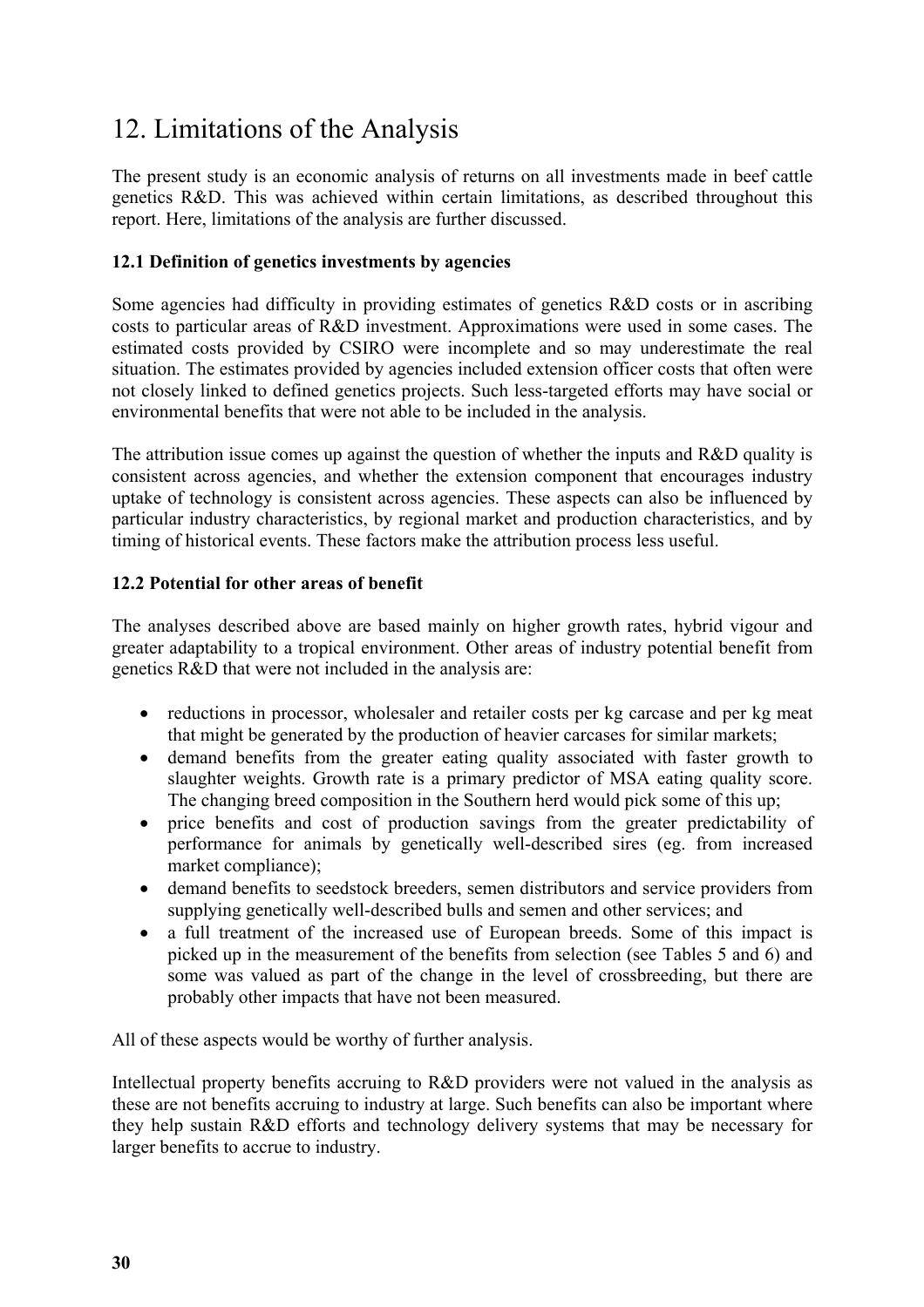# 12. Limitations of the Analysis

The present study is an economic analysis of returns on all investments made in beef cattle genetics R&D. This was achieved within certain limitations, as described throughout this report. Here, limitations of the analysis are further discussed.

### 12.1 Definition of genetics investments by agencies

Some agencies had difficulty in providing estimates of genetics R&D costs or in ascribing costs to particular areas of R&D investment. Approximations were used in some cases. The estimated costs provided by CSIRO were incomplete and so may underestimate the real situation. The estimates provided by agencies included extension officer costs that often were not closely linked to defined genetics projects. Such less-targeted efforts may have social or environmental benefits that were not able to be included in the analysis.

The attribution issue comes up against the question of whether the inputs and R&D quality is consistent across agencies, and whether the extension component that encourages industry uptake of technology is consistent across agencies. These aspects can also be influenced by particular industry characteristics, by regional market and production characteristics, and by timing of historical events. These factors make the attribution process less useful.

### 12.2 Potential for other areas of benefit

The analyses described above are based mainly on higher growth rates, hybrid vigour and greater adaptability to a tropical environment. Other areas of industry potential benefit from genetics R&D that were not included in the analysis are:

- reductions in processor, wholesaler and retailer costs per kg carcase and per kg meat that might be generated by the production of heavier carcases for similar markets;
- demand benefits from the greater eating quality associated with faster growth to slaughter weights. Growth rate is a primary predictor of MSA eating quality score. The changing breed composition in the Southern herd would pick some of this up;
- price benefits and cost of production savings from the greater predictability of performance for animals by genetically well-described sires (eg. from increased market compliance);
- demand benefits to seedstock breeders, semen distributors and service providers from supplying genetically well-described bulls and semen and other services; and
- a full treatment of the increased use of European breeds. Some of this impact is picked up in the measurement of the benefits from selection (see Tables 5 and 6) and some was valued as part of the change in the level of crossbreeding, but there are probably other impacts that have not been measured.

All of these aspects would be worthy of further analysis.

Intellectual property benefits accruing to R&D providers were not valued in the analysis as these are not benefits accruing to industry at large. Such benefits can also be important where they help sustain R&D efforts and technology delivery systems that may be necessary for larger benefits to accrue to industry.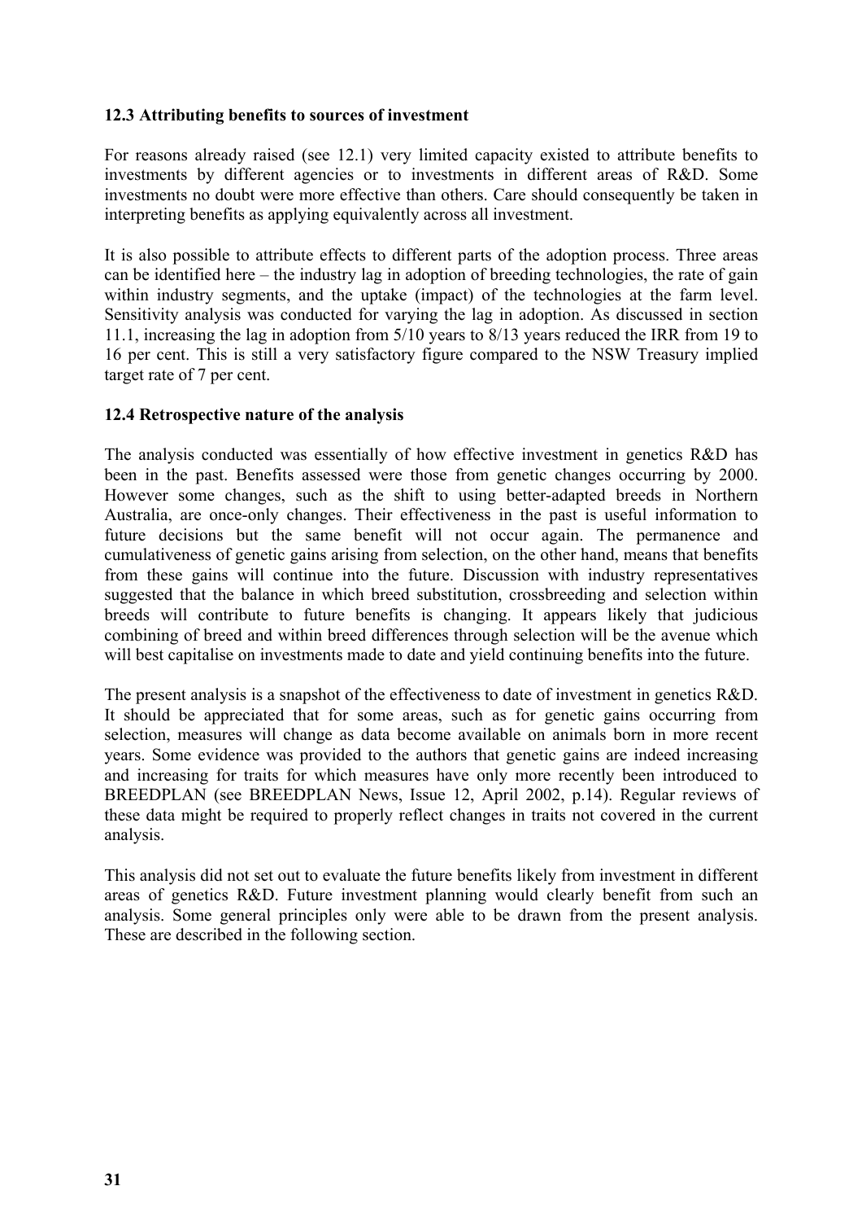### 12.3 Attributing benefits to sources of investment

For reasons already raised (see 12.1) very limited capacity existed to attribute benefits to investments by different agencies or to investments in different areas of R&D. Some investments no doubt were more effective than others. Care should consequently be taken in interpreting benefits as applying equivalently across all investment.

It is also possible to attribute effects to different parts of the adoption process. Three areas can be identified here – the industry lag in adoption of breeding technologies, the rate of gain within industry segments, and the uptake (impact) of the technologies at the farm level. Sensitivity analysis was conducted for varying the lag in adoption. As discussed in section 11.1, increasing the lag in adoption from 5/10 years to 8/13 years reduced the IRR from 19 to 16 per cent. This is still a very satisfactory figure compared to the NSW Treasury implied target rate of 7 per cent.

### 12.4 Retrospective nature of the analysis

The analysis conducted was essentially of how effective investment in genetics R&D has been in the past. Benefits assessed were those from genetic changes occurring by 2000. However some changes, such as the shift to using better-adapted breeds in Northern Australia, are once-only changes. Their effectiveness in the past is useful information to future decisions but the same benefit will not occur again. The permanence and cumulativeness of genetic gains arising from selection, on the other hand, means that benefits from these gains will continue into the future. Discussion with industry representatives suggested that the balance in which breed substitution, crossbreeding and selection within breeds will contribute to future benefits is changing. It appears likely that judicious combining of breed and within breed differences through selection will be the avenue which will best capitalise on investments made to date and yield continuing benefits into the future.

The present analysis is a snapshot of the effectiveness to date of investment in genetics R&D. It should be appreciated that for some areas, such as for genetic gains occurring from selection, measures will change as data become available on animals born in more recent years. Some evidence was provided to the authors that genetic gains are indeed increasing and increasing for traits for which measures have only more recently been introduced to BREEDPLAN (see BREEDPLAN News, Issue 12, April 2002, p.14). Regular reviews of these data might be required to properly reflect changes in traits not covered in the current analysis.

This analysis did not set out to evaluate the future benefits likely from investment in different areas of genetics R&D. Future investment planning would clearly benefit from such an analysis. Some general principles only were able to be drawn from the present analysis. These are described in the following section.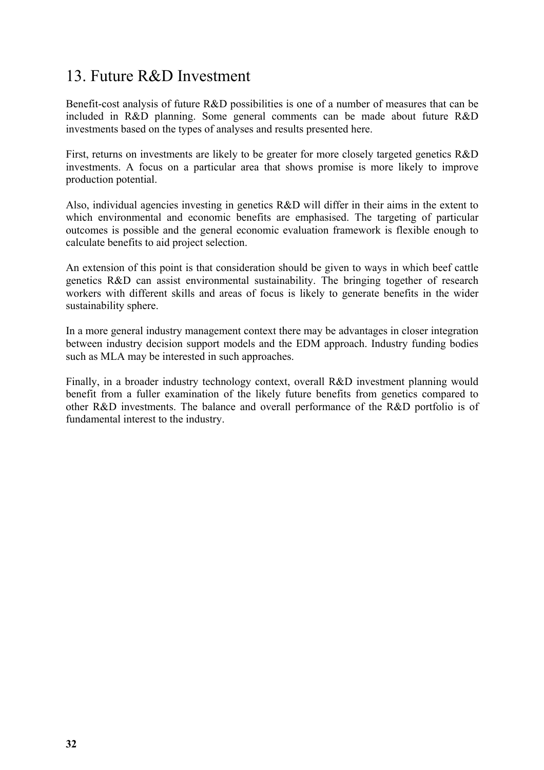# 13. Future R&D Investment

Benefit-cost analysis of future R&D possibilities is one of a number of measures that can be included in R&D planning. Some general comments can be made about future R&D investments based on the types of analyses and results presented here.

First, returns on investments are likely to be greater for more closely targeted genetics R&D investments. A focus on a particular area that shows promise is more likely to improve production potential.

Also, individual agencies investing in genetics R&D will differ in their aims in the extent to which environmental and economic benefits are emphasised. The targeting of particular outcomes is possible and the general economic evaluation framework is flexible enough to calculate benefits to aid project selection.

An extension of this point is that consideration should be given to ways in which beef cattle genetics R&D can assist environmental sustainability. The bringing together of research workers with different skills and areas of focus is likely to generate benefits in the wider sustainability sphere.

In a more general industry management context there may be advantages in closer integration between industry decision support models and the EDM approach. Industry funding bodies such as MLA may be interested in such approaches.

Finally, in a broader industry technology context, overall R&D investment planning would benefit from a fuller examination of the likely future benefits from genetics compared to other R&D investments. The balance and overall performance of the R&D portfolio is of fundamental interest to the industry.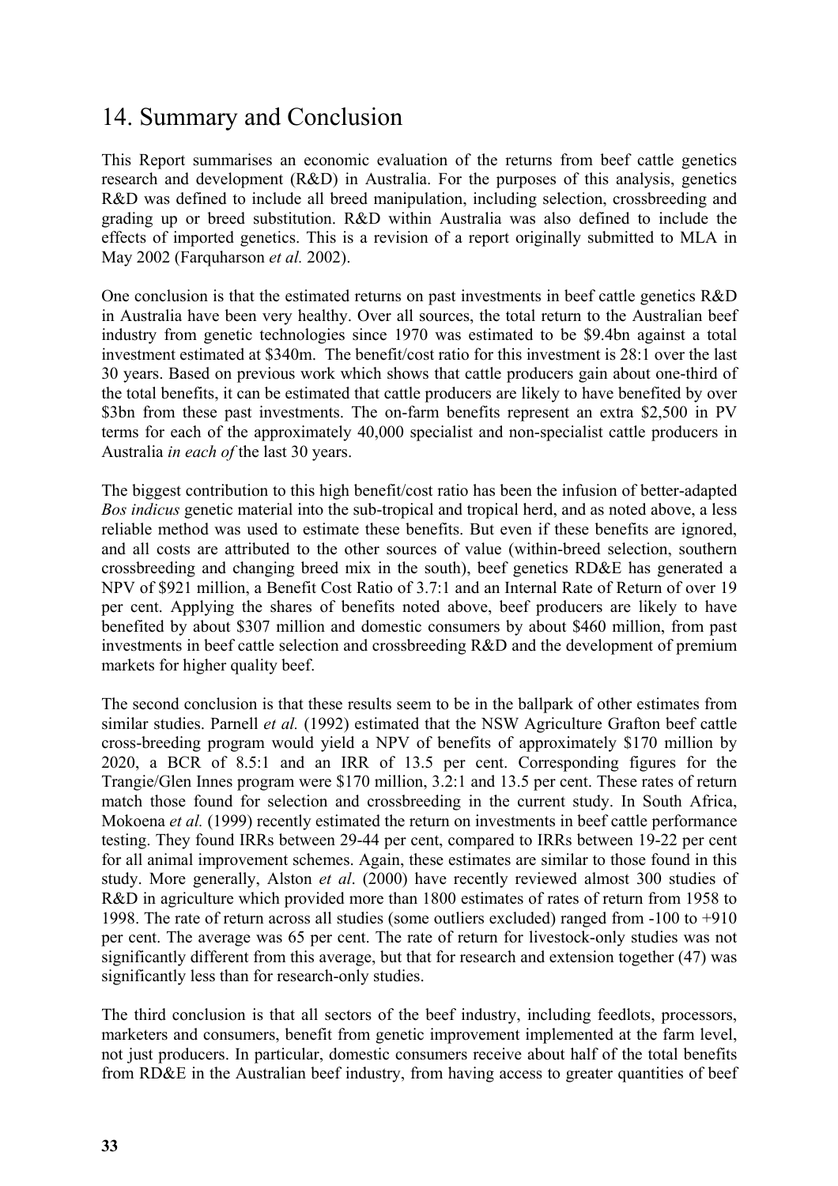# 14. Summary and Conclusion

This Report summarises an economic evaluation of the returns from beef cattle genetics research and development (R&D) in Australia. For the purposes of this analysis, genetics R&D was defined to include all breed manipulation, including selection, crossbreeding and grading up or breed substitution. R&D within Australia was also defined to include the effects of imported genetics. This is a revision of a report originally submitted to MLA in May 2002 (Farquharson *et al.* 2002).

One conclusion is that the estimated returns on past investments in beef cattle genetics R&D in Australia have been very healthy. Over all sources, the total return to the Australian beef industry from genetic technologies since 1970 was estimated to be $9.4bn against a total investment estimated at $340m. The benefit/cost ratio for this investment is 28:1 over the last 30 years. Based on previous work which shows that cattle producers gain about one-third of the total benefits, it can be estimated that cattle producers are likely to have benefited by over $3bn from these past investments. The on-farm benefits represent an extra $2,500 in PV terms for each of the approximately 40,000 specialist and non-specialist cattle producers in Australia *in each of* the last 30 years.

The biggest contribution to this high benefit/cost ratio has been the infusion of better-adapted *Bos indicus* genetic material into the sub-tropical and tropical herd, and as noted above, a less reliable method was used to estimate these benefits. But even if these benefits are ignored, and all costs are attributed to the other sources of value (within-breed selection, southern crossbreeding and changing breed mix in the south), beef genetics RD&E has generated a NPV of $921 million, a Benefit Cost Ratio of 3.7:1 and an Internal Rate of Return of over 19 per cent. Applying the shares of benefits noted above, beef producers are likely to have benefited by about $307 million and domestic consumers by about $460 million, from past investments in beef cattle selection and crossbreeding R&D and the development of premium markets for higher quality beef.

The second conclusion is that these results seem to be in the ballpark of other estimates from similar studies. Parnell *et al.* (1992) estimated that the NSW Agriculture Grafton beef cattle cross-breeding program would yield a NPV of benefits of approximately $170 million by 2020, a BCR of 8.5:1 and an IRR of 13.5 per cent. Corresponding figures for the Trangie/Glen Innes program were $170 million, 3.2:1 and 13.5 per cent. These rates of return match those found for selection and crossbreeding in the current study. In South Africa, Mokoena *et al.* (1999) recently estimated the return on investments in beef cattle performance testing. They found IRRs between 29-44 per cent, compared to IRRs between 19-22 per cent for all animal improvement schemes. Again, these estimates are similar to those found in this study. More generally, Alston *et al*. (2000) have recently reviewed almost 300 studies of R&D in agriculture which provided more than 1800 estimates of rates of return from 1958 to 1998. The rate of return across all studies (some outliers excluded) ranged from -100 to +910 per cent. The average was 65 per cent. The rate of return for livestock-only studies was not significantly different from this average, but that for research and extension together (47) was significantly less than for research-only studies.

The third conclusion is that all sectors of the beef industry, including feedlots, processors, marketers and consumers, benefit from genetic improvement implemented at the farm level, not just producers. In particular, domestic consumers receive about half of the total benefits from RD&E in the Australian beef industry, from having access to greater quantities of beef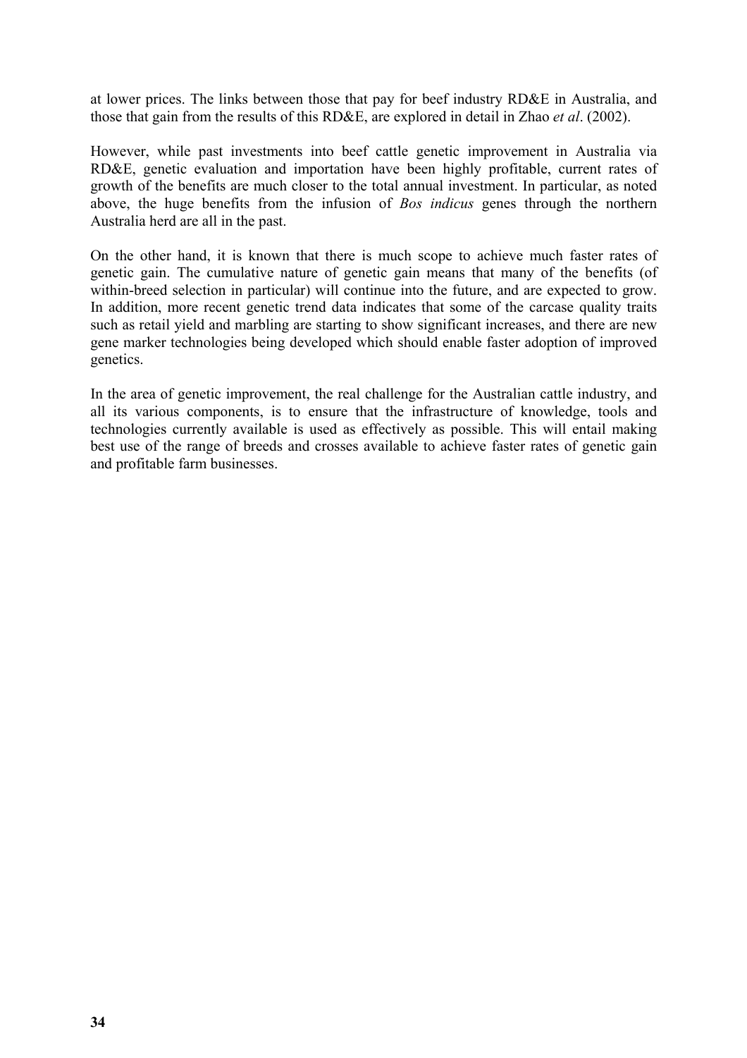at lower prices. The links between those that pay for beef industry RD&E in Australia, and those that gain from the results of this RD&E, are explored in detail in Zhao *et al*. (2002).

However, while past investments into beef cattle genetic improvement in Australia via RD&E, genetic evaluation and importation have been highly profitable, current rates of growth of the benefits are much closer to the total annual investment. In particular, as noted above, the huge benefits from the infusion of *Bos indicus* genes through the northern Australia herd are all in the past.

On the other hand, it is known that there is much scope to achieve much faster rates of genetic gain. The cumulative nature of genetic gain means that many of the benefits (of within-breed selection in particular) will continue into the future, and are expected to grow. In addition, more recent genetic trend data indicates that some of the carcase quality traits such as retail yield and marbling are starting to show significant increases, and there are new gene marker technologies being developed which should enable faster adoption of improved genetics.

In the area of genetic improvement, the real challenge for the Australian cattle industry, and all its various components, is to ensure that the infrastructure of knowledge, tools and technologies currently available is used as effectively as possible. This will entail making best use of the range of breeds and crosses available to achieve faster rates of genetic gain and profitable farm businesses.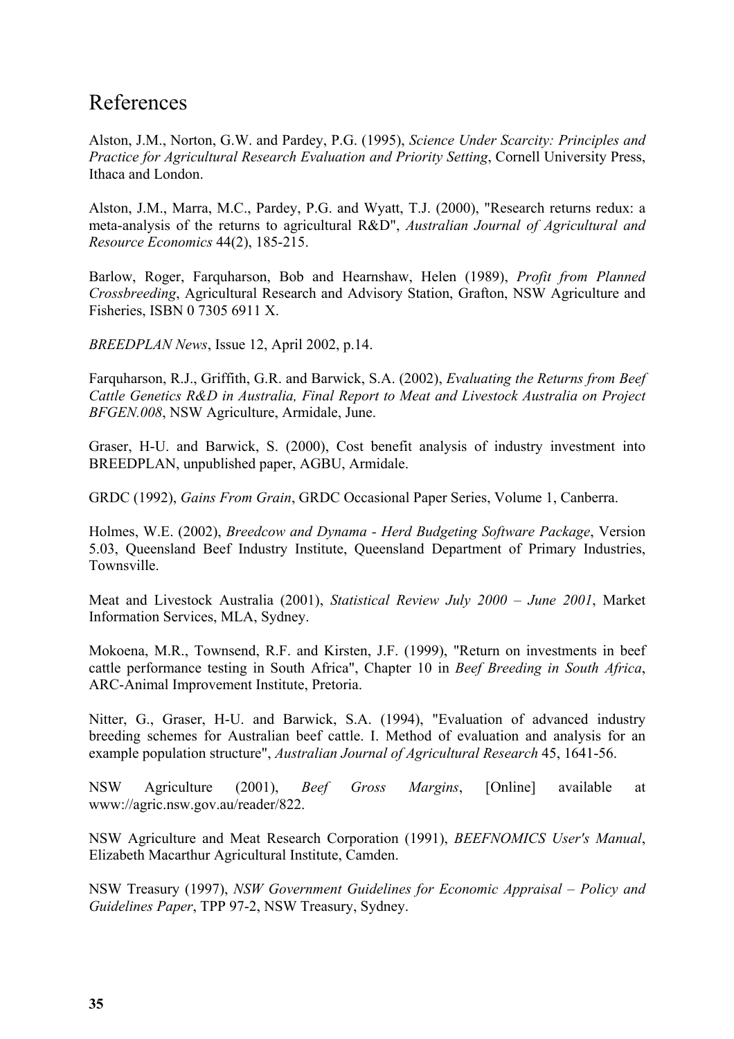# References

Alston, J.M., Norton, G.W. and Pardey, P.G. (1995), *Science Under Scarcity: Principles and Practice for Agricultural Research Evaluation and Priority Setting*, Cornell University Press, Ithaca and London.

Alston, J.M., Marra, M.C., Pardey, P.G. and Wyatt, T.J. (2000), "Research returns redux: a meta-analysis of the returns to agricultural R&D", *Australian Journal of Agricultural and Resource Economics* 44(2), 185-215.

Barlow, Roger, Farquharson, Bob and Hearnshaw, Helen (1989), *Profit from Planned Crossbreeding*, Agricultural Research and Advisory Station, Grafton, NSW Agriculture and Fisheries, ISBN 0 7305 6911 X.

*BREEDPLAN News*, Issue 12, April 2002, p.14.

Farquharson, R.J., Griffith, G.R. and Barwick, S.A. (2002), *Evaluating the Returns from Beef Cattle Genetics R&D in Australia, Final Report to Meat and Livestock Australia on Project BFGEN.008*, NSW Agriculture, Armidale, June.

Graser, H-U. and Barwick, S. (2000), Cost benefit analysis of industry investment into BREEDPLAN, unpublished paper, AGBU, Armidale.

GRDC (1992), *Gains From Grain*, GRDC Occasional Paper Series, Volume 1, Canberra.

Holmes, W.E. (2002), *Breedcow and Dynama - Herd Budgeting Software Package*, Version 5.03, Queensland Beef Industry Institute, Queensland Department of Primary Industries, Townsville.

Meat and Livestock Australia (2001), *Statistical Review July 2000 – June 2001*, Market Information Services, MLA, Sydney.

Mokoena, M.R., Townsend, R.F. and Kirsten, J.F. (1999), "Return on investments in beef cattle performance testing in South Africa", Chapter 10 in *Beef Breeding in South Africa*, ARC-Animal Improvement Institute, Pretoria.

Nitter, G., Graser, H-U. and Barwick, S.A. (1994), "Evaluation of advanced industry breeding schemes for Australian beef cattle. I. Method of evaluation and analysis for an example population structure", *Australian Journal of Agricultural Research* 45, 1641-56.

NSW Agriculture (2001), *Beef Gross Margins*, [Online] available at www://agric.nsw.gov.au/reader/822.

NSW Agriculture and Meat Research Corporation (1991), *BEEFNOMICS User's Manual*, Elizabeth Macarthur Agricultural Institute, Camden.

NSW Treasury (1997), *NSW Government Guidelines for Economic Appraisal – Policy and Guidelines Paper*, TPP 97-2, NSW Treasury, Sydney.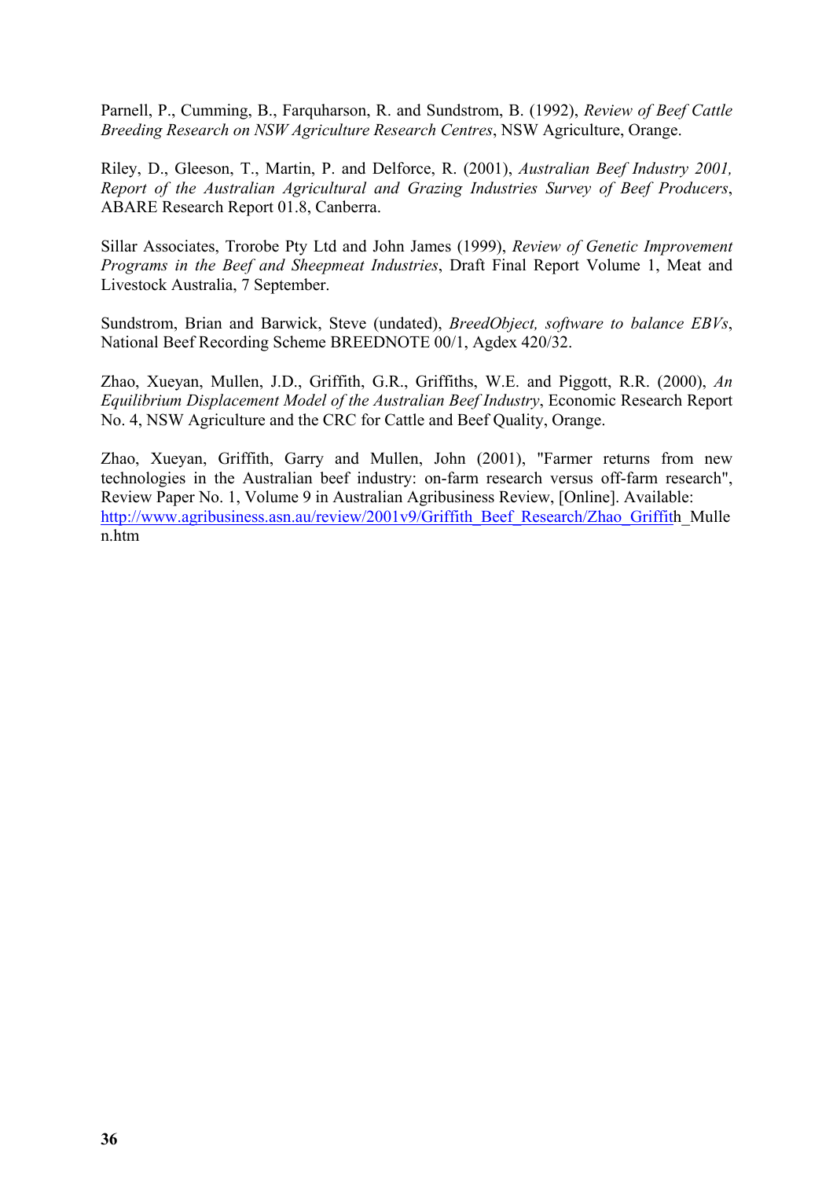Parnell, P., Cumming, B., Farquharson, R. and Sundstrom, B. (1992), *Review of Beef Cattle Breeding Research on NSW Agriculture Research Centres*, NSW Agriculture, Orange.

Riley, D., Gleeson, T., Martin, P. and Delforce, R. (2001), *Australian Beef Industry 2001, Report of the Australian Agricultural and Grazing Industries Survey of Beef Producers*, ABARE Research Report 01.8, Canberra.

Sillar Associates, Trorobe Pty Ltd and John James (1999), *Review of Genetic Improvement Programs in the Beef and Sheepmeat Industries*, Draft Final Report Volume 1, Meat and Livestock Australia, 7 September.

Sundstrom, Brian and Barwick, Steve (undated), *BreedObject, software to balance EBVs*, National Beef Recording Scheme BREEDNOTE 00/1, Agdex 420/32.

Zhao, Xueyan, Mullen, J.D., Griffith, G.R., Griffiths, W.E. and Piggott, R.R. (2000), *An Equilibrium Displacement Model of the Australian Beef Industry*, Economic Research Report No. 4, NSW Agriculture and the CRC for Cattle and Beef Quality, Orange.

Zhao, Xueyan, Griffith, Garry and Mullen, John (2001), "Farmer returns from new technologies in the Australian beef industry: on-farm research versus off-farm research", Review Paper No. 1, Volume 9 in Australian Agribusiness Review, [Online]. Available: http://www.agribusiness.asn.au/review/2001v9/Griffith_Beef_Research/Zhao_Griffith_Mullen.htm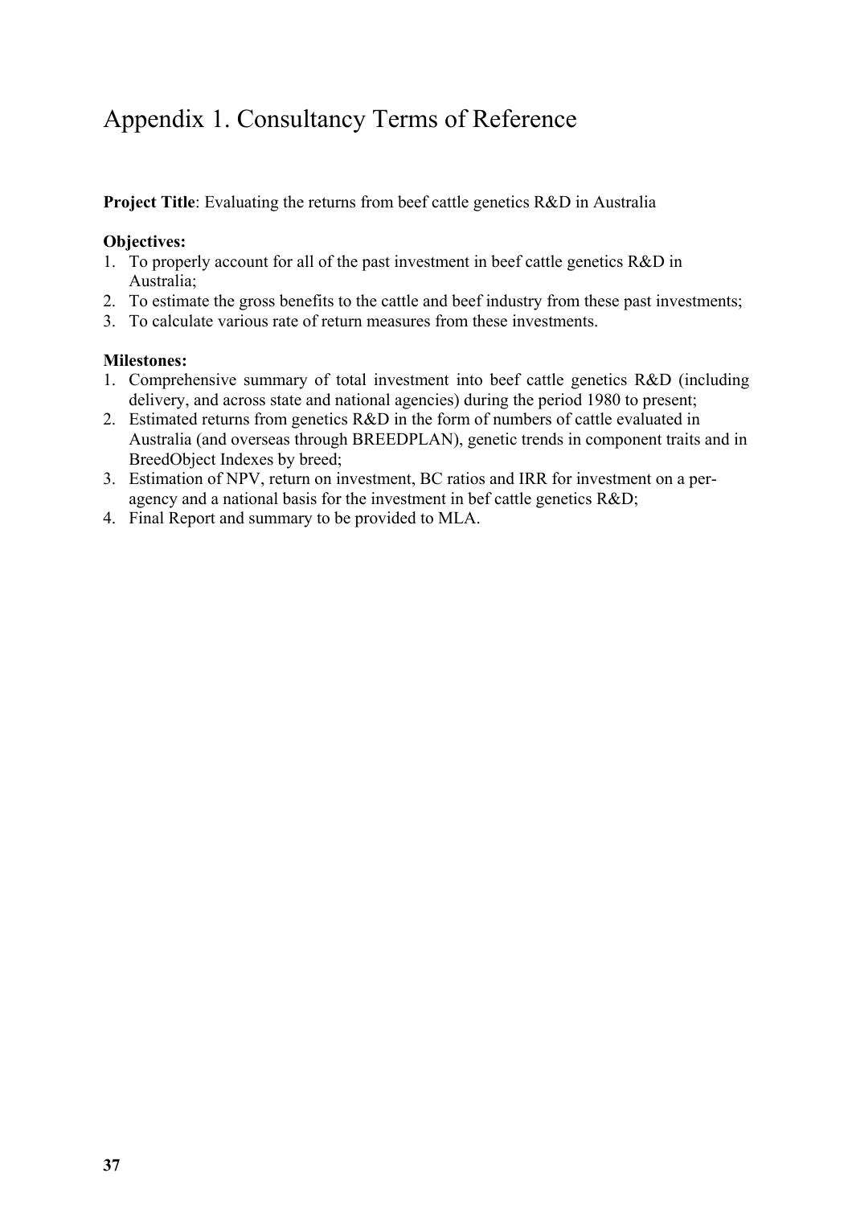# Appendix 1. Consultancy Terms of Reference

**Project Title**: Evaluating the returns from beef cattle genetics R&D in Australia

**Objectives:**

1. To properly account for all of the past investment in beef cattle genetics R&D in Australia;
2. To estimate the gross benefits to the cattle and beef industry from these past investments;
3. To calculate various rate of return measures from these investments.

**Milestones:**

1. Comprehensive summary of total investment into beef cattle genetics R&D (including delivery, and across state and national agencies) during the period 1980 to present;
2. Estimated returns from genetics R&D in the form of numbers of cattle evaluated in Australia (and overseas through BREEDPLAN), genetic trends in component traits and in BreedObject Indexes by breed;
3. Estimation of NPV, return on investment, BC ratios and IRR for investment on a per-agency and a national basis for the investment in bef cattle genetics R&D;
4. Final Report and summary to be provided to MLA.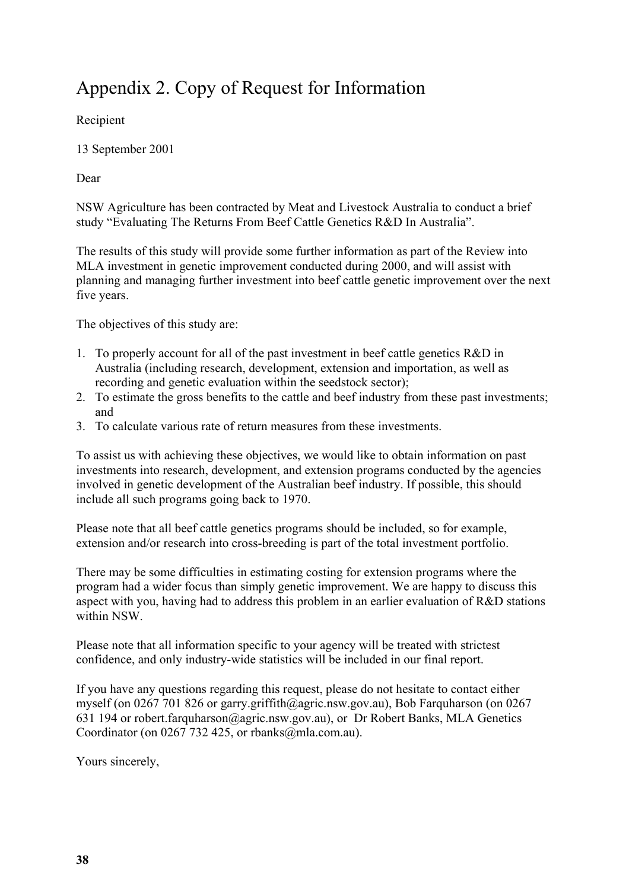# Appendix 2. Copy of Request for Information

Recipient

13 September 2001

Dear

NSW Agriculture has been contracted by Meat and Livestock Australia to conduct a brief study "Evaluating The Returns From Beef Cattle Genetics R&D In Australia".

The results of this study will provide some further information as part of the Review into MLA investment in genetic improvement conducted during 2000, and will assist with planning and managing further investment into beef cattle genetic improvement over the next five years.

The objectives of this study are:

1. To properly account for all of the past investment in beef cattle genetics R&D in Australia (including research, development, extension and importation, as well as recording and genetic evaluation within the seedstock sector);
2. To estimate the gross benefits to the cattle and beef industry from these past investments; and
3. To calculate various rate of return measures from these investments.

To assist us with achieving these objectives, we would like to obtain information on past investments into research, development, and extension programs conducted by the agencies involved in genetic development of the Australian beef industry. If possible, this should include all such programs going back to 1970.

Please note that all beef cattle genetics programs should be included, so for example, extension and/or research into cross-breeding is part of the total investment portfolio.

There may be some difficulties in estimating costing for extension programs where the program had a wider focus than simply genetic improvement. We are happy to discuss this aspect with you, having had to address this problem in an earlier evaluation of R&D stations within NSW.

Please note that all information specific to your agency will be treated with strictest confidence, and only industry-wide statistics will be included in our final report.

If you have any questions regarding this request, please do not hesitate to contact either myself (on 0267 701 826 or garry.griffith@agric.nsw.gov.au), Bob Farquharson (on 0267 631 194 or robert.farquharson@agric.nsw.gov.au), or Dr Robert Banks, MLA Genetics Coordinator (on 0267 732 425, or rbanks@mla.com.au).

Yours sincerely,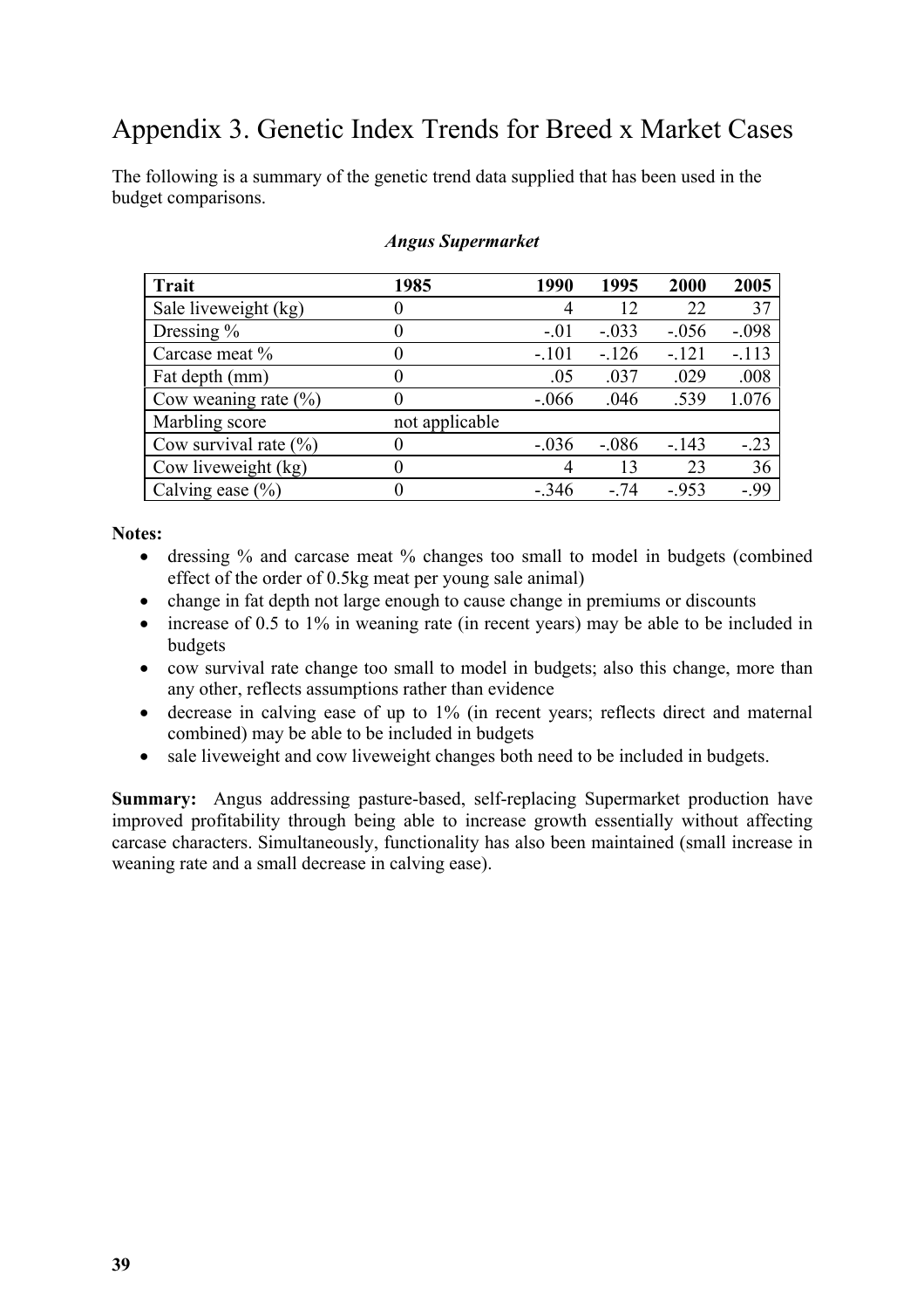# Appendix 3. Genetic Index Trends for Breed x Market Cases

The following is a summary of the genetic trend data supplied that has been used in the budget comparisons.

***Angus Supermarket***

| Trait | 1985 | 1990 | 1995 | 2000 | 2005 |
|---|---|---|---|---|---|
| Sale liveweight (kg) | 0 | 4 | 12 | 22 | 37 |
| Dressing % | 0 | -.01 | -.033 | -.056 | -.098 |
| Carcase meat % | 0 | -.101 | -.126 | -.121 | -.113 |
| Fat depth (mm) | 0 | .05 | .037 | .029 | .008 |
| Cow weaning rate (%) | 0 | -.066 | .046 | .539 | 1.076 |
| Marbling score | not applicable | | | | |
| Cow survival rate (%) | 0 | -.036 | -.086 | -.143 | -.23 |
| Cow liveweight (kg) | 0 | 4 | 13 | 23 | 36 |
| Calving ease (%) | 0 | -.346 | -.74 | -.953 | -.99 |

**Notes:**

- dressing % and carcase meat % changes too small to model in budgets (combined effect of the order of 0.5kg meat per young sale animal)
- change in fat depth not large enough to cause change in premiums or discounts
- increase of 0.5 to 1% in weaning rate (in recent years) may be able to be included in budgets
- cow survival rate change too small to model in budgets; also this change, more than any other, reflects assumptions rather than evidence
- decrease in calving ease of up to 1% (in recent years; reflects direct and maternal combined) may be able to be included in budgets
- sale liveweight and cow liveweight changes both need to be included in budgets.

**Summary:** Angus addressing pasture-based, self-replacing Supermarket production have improved profitability through being able to increase growth essentially without affecting carcase characters. Simultaneously, functionality has also been maintained (small increase in weaning rate and a small decrease in calving ease).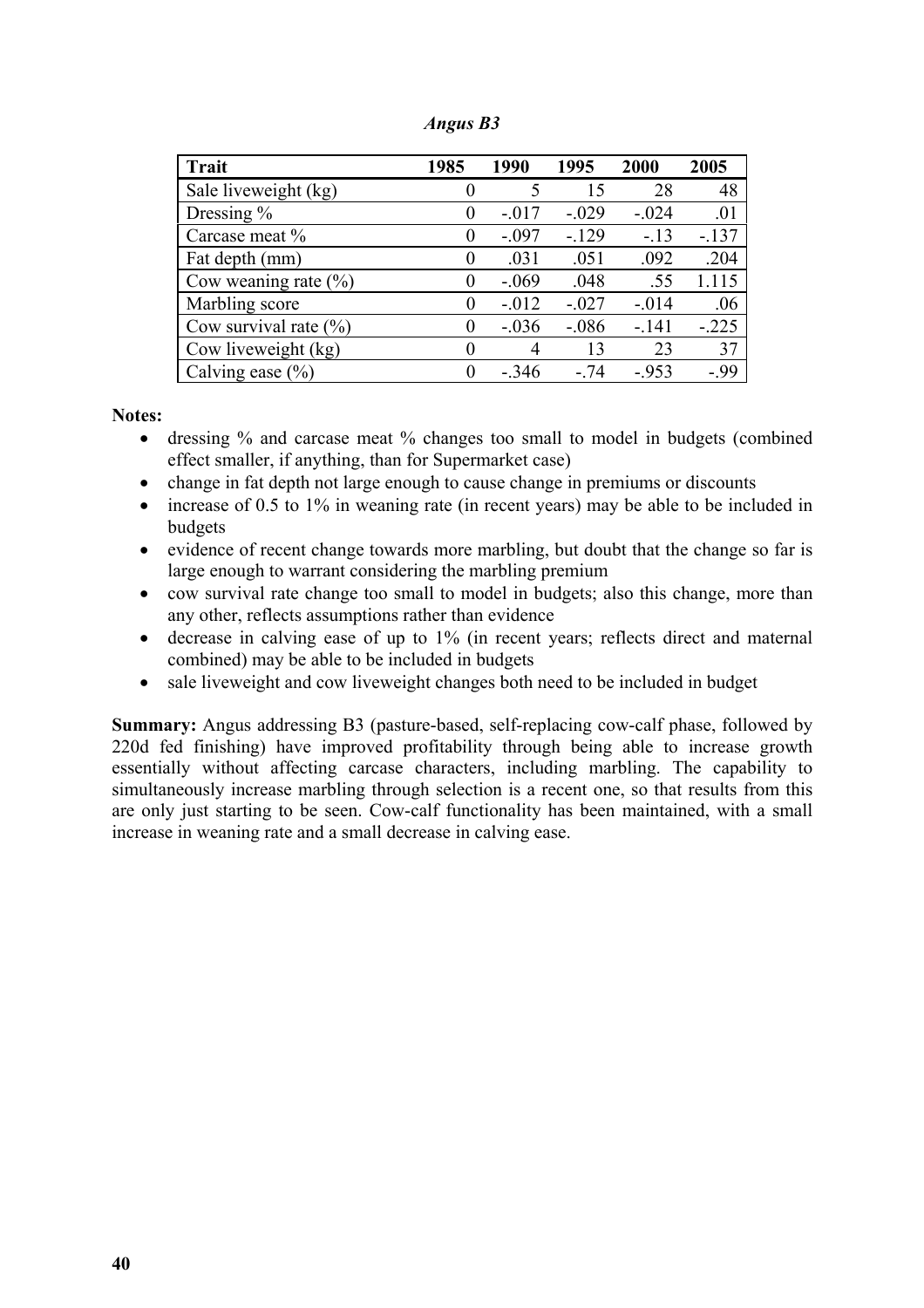*Angus B3*

| Trait | 1985 | 1990 | 1995 | 2000 | 2005 |
|---|---|---|---|---|---|
| Sale liveweight (kg) | 0 | 5 | 15 | 28 | 48 |
| Dressing % | 0 | -.017 | -.029 | -.024 | .01 |
| Carcase meat % | 0 | -.097 | -.129 | -.13 | -.137 |
| Fat depth (mm) | 0 | .031 | .051 | .092 | .204 |
| Cow weaning rate (%) | 0 | -.069 | .048 | .55 | 1.115 |
| Marbling score | 0 | -.012 | -.027 | -.014 | .06 |
| Cow survival rate (%) | 0 | -.036 | -.086 | -.141 | -.225 |
| Cow liveweight (kg) | 0 | 4 | 13 | 23 | 37 |
| Calving ease (%) | 0 | -.346 | -.74 | -.953 | -.99 |

**Notes:**

- dressing % and carcase meat % changes too small to model in budgets (combined effect smaller, if anything, than for Supermarket case)
- change in fat depth not large enough to cause change in premiums or discounts
- increase of 0.5 to 1% in weaning rate (in recent years) may be able to be included in budgets
- evidence of recent change towards more marbling, but doubt that the change so far is large enough to warrant considering the marbling premium
- cow survival rate change too small to model in budgets; also this change, more than any other, reflects assumptions rather than evidence
- decrease in calving ease of up to 1% (in recent years; reflects direct and maternal combined) may be able to be included in budgets
- sale liveweight and cow liveweight changes both need to be included in budget

**Summary:** Angus addressing B3 (pasture-based, self-replacing cow-calf phase, followed by 220d fed finishing) have improved profitability through being able to increase growth essentially without affecting carcase characters, including marbling. The capability to simultaneously increase marbling through selection is a recent one, so that results from this are only just starting to be seen. Cow-calf functionality has been maintained, with a small increase in weaning rate and a small decrease in calving ease.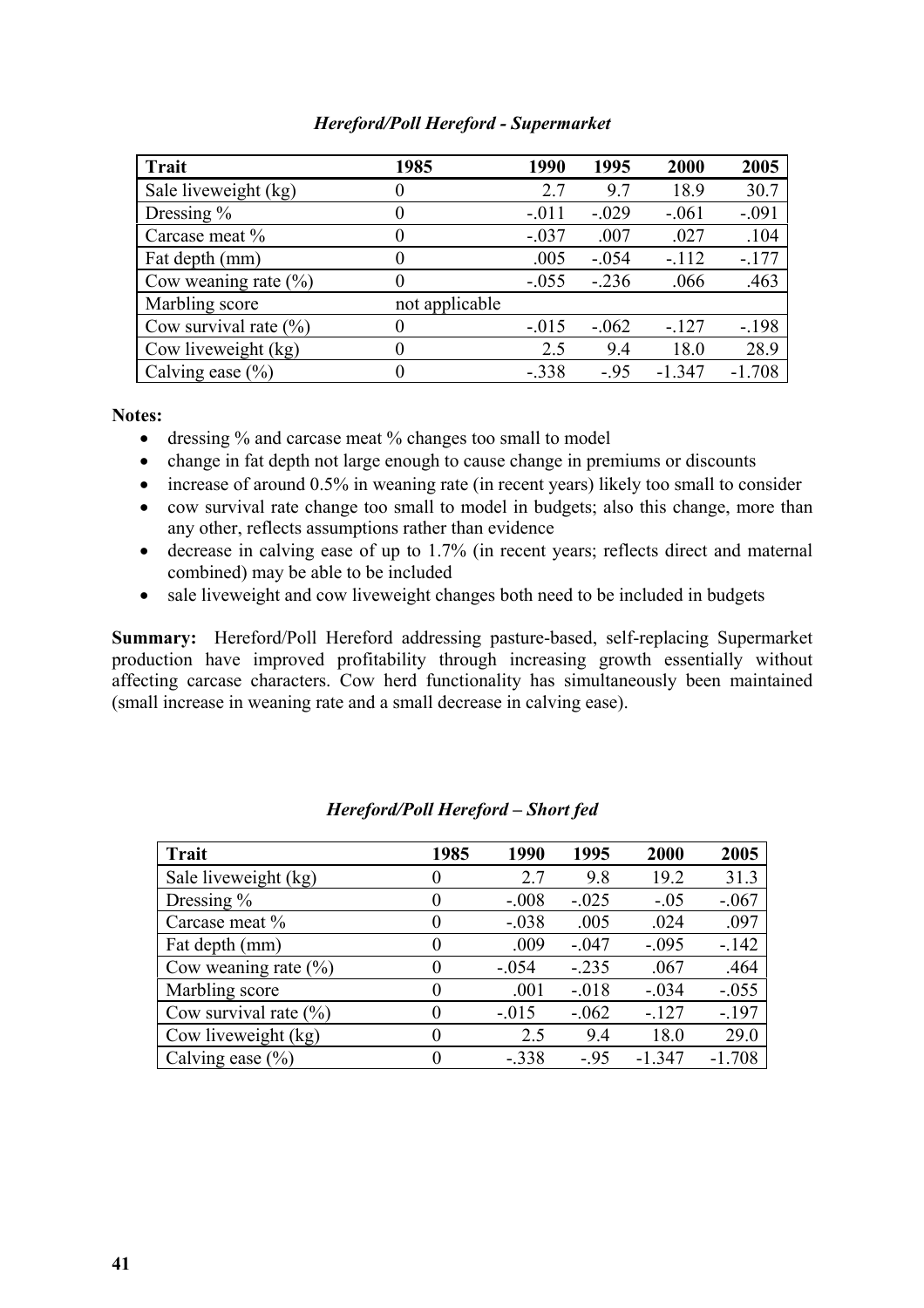### *Hereford/Poll Hereford - Supermarket*

| Trait | 1985 | 1990 | 1995 | 2000 | 2005 |
|---|---|---|---|---|---|
| Sale liveweight (kg) | 0 | 2.7 | 9.7 | 18.9 | 30.7 |
| Dressing % | 0 | -.011 | -.029 | -.061 | -.091 |
| Carcase meat % | 0 | -.037 | .007 | .027 | .104 |
| Fat depth (mm) | 0 | .005 | -.054 | -.112 | -.177 |
| Cow weaning rate (%) | 0 | -.055 | -.236 | .066 | .463 |
| Marbling score | not applicable | | | | |
| Cow survival rate (%) | 0 | -.015 | -.062 | -.127 | -.198 |
| Cow liveweight (kg) | 0 | 2.5 | 9.4 | 18.0 | 28.9 |
| Calving ease (%) | 0 | -.338 | -.95 | -1.347 | -1.708 |

**Notes:**

- dressing % and carcase meat % changes too small to model
- change in fat depth not large enough to cause change in premiums or discounts
- increase of around 0.5% in weaning rate (in recent years) likely too small to consider
- cow survival rate change too small to model in budgets; also this change, more than any other, reflects assumptions rather than evidence
- decrease in calving ease of up to 1.7% (in recent years; reflects direct and maternal combined) may be able to be included
- sale liveweight and cow liveweight changes both need to be included in budgets

**Summary:** Hereford/Poll Hereford addressing pasture-based, self-replacing Supermarket production have improved profitability through increasing growth essentially without affecting carcase characters. Cow herd functionality has simultaneously been maintained (small increase in weaning rate and a small decrease in calving ease).

### *Hereford/Poll Hereford – Short fed*

| Trait | 1985 | 1990 | 1995 | 2000 | 2005 |
|---|---|---|---|---|---|
| Sale liveweight (kg) | 0 | 2.7 | 9.8 | 19.2 | 31.3 |
| Dressing % | 0 | -.008 | -.025 | -.05 | -.067 |
| Carcase meat % | 0 | -.038 | .005 | .024 | .097 |
| Fat depth (mm) | 0 | .009 | -.047 | -.095 | -.142 |
| Cow weaning rate (%) | 0 | -.054 | -.235 | .067 | .464 |
| Marbling score | 0 | .001 | -.018 | -.034 | -.055 |
| Cow survival rate (%) | 0 | -.015 | -.062 | -.127 | -.197 |
| Cow liveweight (kg) | 0 | 2.5 | 9.4 | 18.0 | 29.0 |
| Calving ease (%) | 0 | -.338 | -.95 | -1.347 | -1.708 |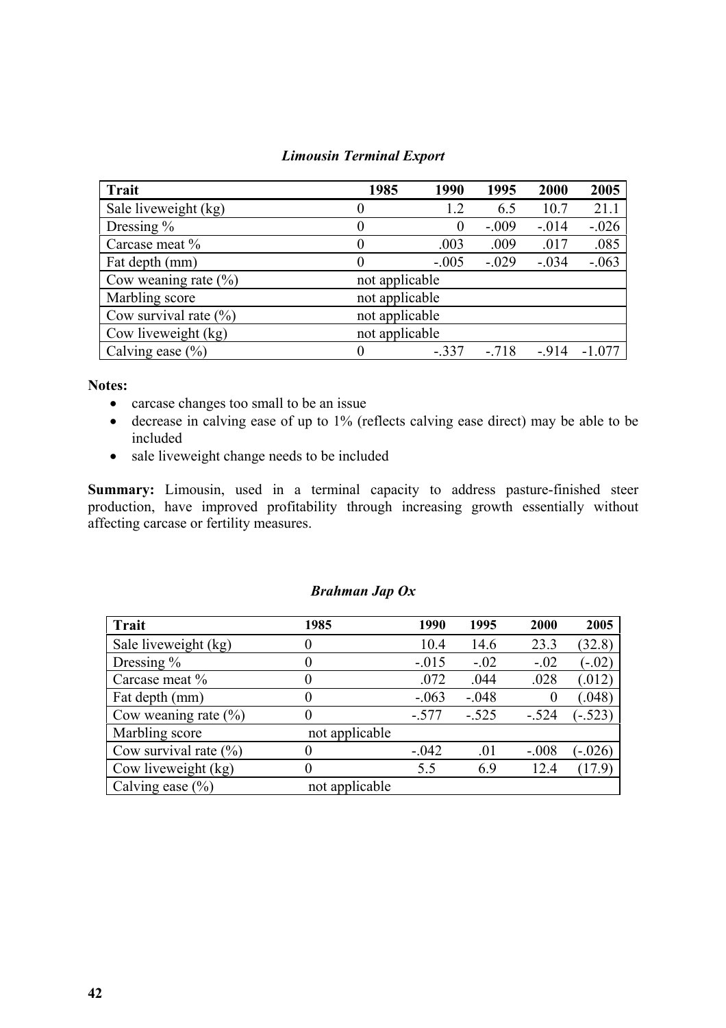***Limousin Terminal Export***

| Trait | 1985 | 1990 | 1995 | 2000 | 2005 |
|---|---|---|---|---|---|
| Sale liveweight (kg) | 0 | 1.2 | 6.5 | 10.7 | 21.1 |
| Dressing % | 0 | 0 | -.009 | -.014 | -.026 |
| Carcase meat % | 0 | .003 | .009 | .017 | .085 |
| Fat depth (mm) | 0 | -.005 | -.029 | -.034 | -.063 |
| Cow weaning rate (%) | not applicable | | | | |
| Marbling score | not applicable | | | | |
| Cow survival rate (%) | not applicable | | | | |
| Cow liveweight (kg) | not applicable | | | | |
| Calving ease (%) | 0 | -.337 | -.718 | -.914 | -1.077 |

**Notes:**

- carcase changes too small to be an issue
- decrease in calving ease of up to 1% (reflects calving ease direct) may be able to be included
- sale liveweight change needs to be included

**Summary:** Limousin, used in a terminal capacity to address pasture-finished steer production, have improved profitability through increasing growth essentially without affecting carcase or fertility measures.

***Brahman Jap Ox***

| Trait | 1985 | 1990 | 1995 | 2000 | 2005 |
|---|---|---|---|---|---|
| Sale liveweight (kg) | 0 | 10.4 | 14.6 | 23.3 | (32.8) |
| Dressing % | 0 | -.015 | -.02 | -.02 | (-.02) |
| Carcase meat % | 0 | .072 | .044 | .028 | (.012) |
| Fat depth (mm) | 0 | -.063 | -.048 | 0 | (.048) |
| Cow weaning rate (%) | 0 | -.577 | -.525 | -.524 | (-.523) |
| Marbling score | not applicable | | | | |
| Cow survival rate (%) | 0 | -.042 | .01 | -.008 | (-.026) |
| Cow liveweight (kg) | 0 | 5.5 | 6.9 | 12.4 | (17.9) |
| Calving ease (%) | not applicable | | | | |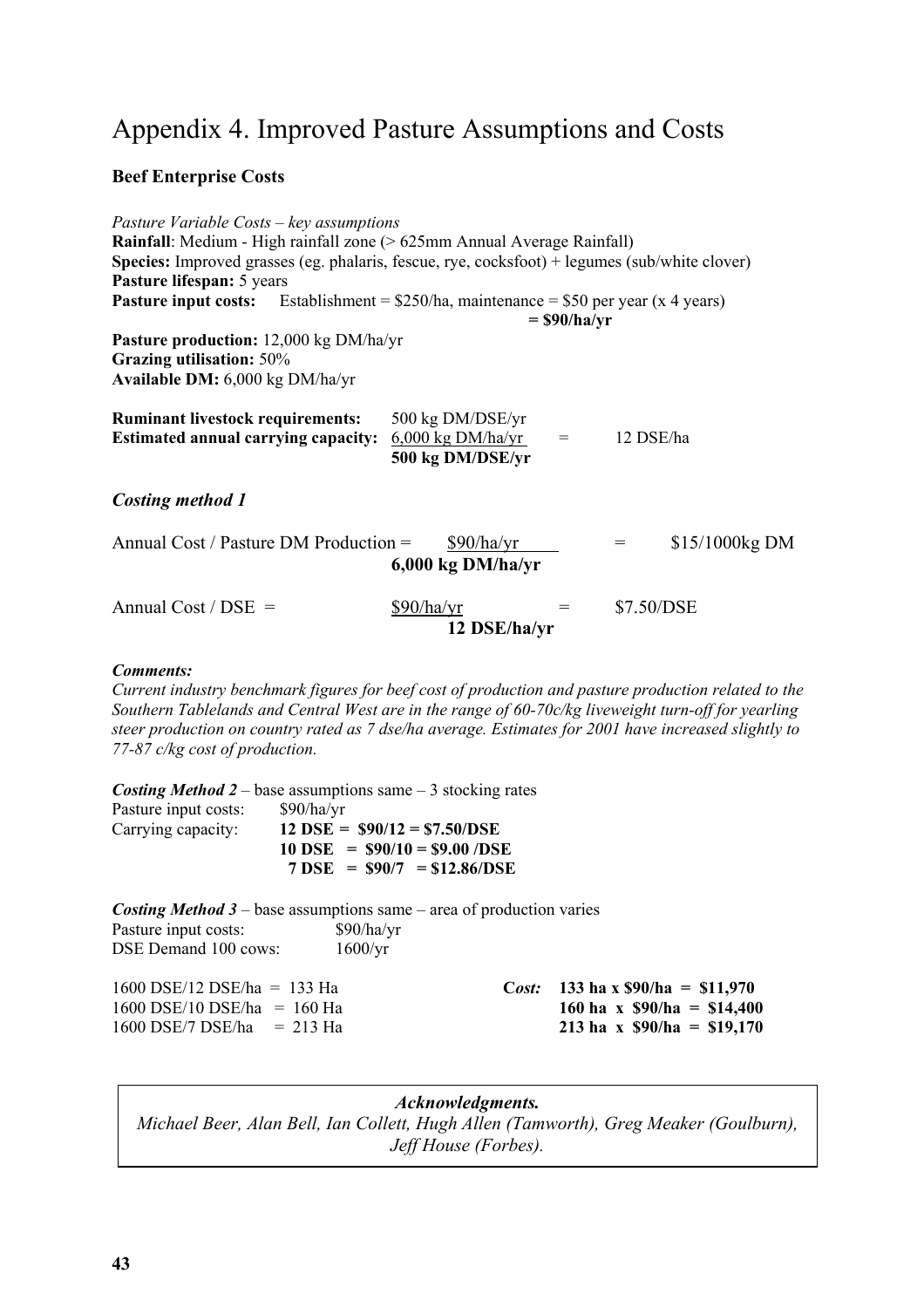# Appendix 4. Improved Pasture Assumptions and Costs

**Beef Enterprise Costs**

*Pasture Variable Costs – key assumptions*

**Rainfall**: Medium - High rainfall zone (> 625mm Annual Average Rainfall)

**Species:** Improved grasses (eg. phalaris, fescue, rye, cocksfoot) + legumes (sub/white clover)

**Pasture lifespan:** 5 years

**Pasture input costs:** Establishment = $250/ha, maintenance = $50 per year (x 4 years) **= $90/ha/yr**

**Pasture production:** 12,000 kg DM/ha/yr

**Grazing utilisation:** 50%

**Available DM:** 6,000 kg DM/ha/yr

**Ruminant livestock requirements:** 500 kg DM/DSE/yr

**Estimated annual carrying capacity:** 6,000 kg DM/ha/yr / **500 kg DM/DSE/yr** = 12 DSE/ha

### *Costing method 1*

Annual Cost / Pasture DM Production = $90/ha/yr / **6,000 kg DM/ha/yr** = $15/1000kg DM

Annual Cost / DSE = $90/ha/yr / **12 DSE/ha/yr** = $7.50/DSE

***Comments:***

*Current industry benchmark figures for beef cost of production and pasture production related to the Southern Tablelands and Central West are in the range of 60-70c/kg liveweight turn-off for yearling steer production on country rated as 7 dse/ha average. Estimates for 2001 have increased slightly to 77-87 c/kg cost of production.*

***Costing Method 2*** – base assumptions same – 3 stocking rates

Pasture input costs: $90/ha/yr

Carrying capacity:
**12 DSE = $90/12 = $7.50/DSE**
**10 DSE = $90/10 = $9.00 /DSE**
**7 DSE = $90/7 = $12.86/DSE**

***Costing Method 3*** – base assumptions same – area of production varies

Pasture input costs: $90/ha/yr

DSE Demand 100 cows: 1600/yr

| | Cost: |
|---|---|
| 1600 DSE/12 DSE/ha = 133 Ha | **133 ha x $90/ha = $11,970** |
| 1600 DSE/10 DSE/ha = 160 Ha | **160 ha x $90/ha = $14,400** |
| 1600 DSE/7 DSE/ha = 213 Ha | **213 ha x $90/ha = $19,170** |

***Acknowledgments.***

*Michael Beer, Alan Bell, Ian Collett, Hugh Allen (Tamworth), Greg Meaker (Goulburn), Jeff House (Forbes).*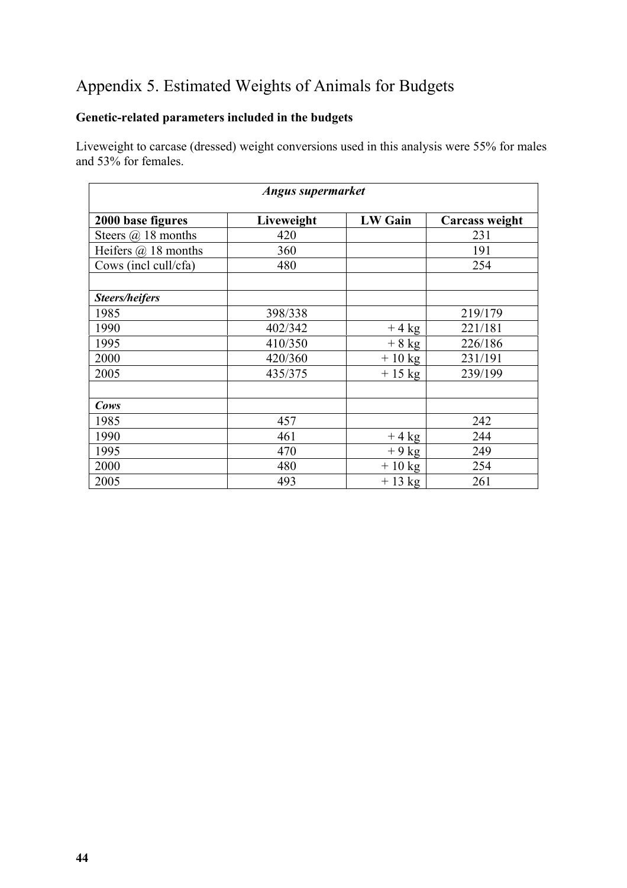# Appendix 5. Estimated Weights of Animals for Budgets

**Genetic-related parameters included in the budgets**

Liveweight to carcase (dressed) weight conversions used in this analysis were 55% for males and 53% for females.

| *Angus supermarket* | | | |
|---|---|---|---|
| **2000 base figures** | **Liveweight** | **LW Gain** | **Carcass weight** |
| Steers @ 18 months | 420 | | 231 |
| Heifers @ 18 months | 360 | | 191 |
| Cows (incl cull/cfa) | 480 | | 254 |
| | | | |
| ***Steers/heifers*** | | | |
| 1985 | 398/338 | | 219/179 |
| 1990 | 402/342 | + 4 kg | 221/181 |
| 1995 | 410/350 | + 8 kg | 226/186 |
| 2000 | 420/360 | + 10 kg | 231/191 |
| 2005 | 435/375 | + 15 kg | 239/199 |
| | | | |
| ***Cows*** | | | |
| 1985 | 457 | | 242 |
| 1990 | 461 | + 4 kg | 244 |
| 1995 | 470 | + 9 kg | 249 |
| 2000 | 480 | + 10 kg | 254 |
| 2005 | 493 | + 13 kg | 261 |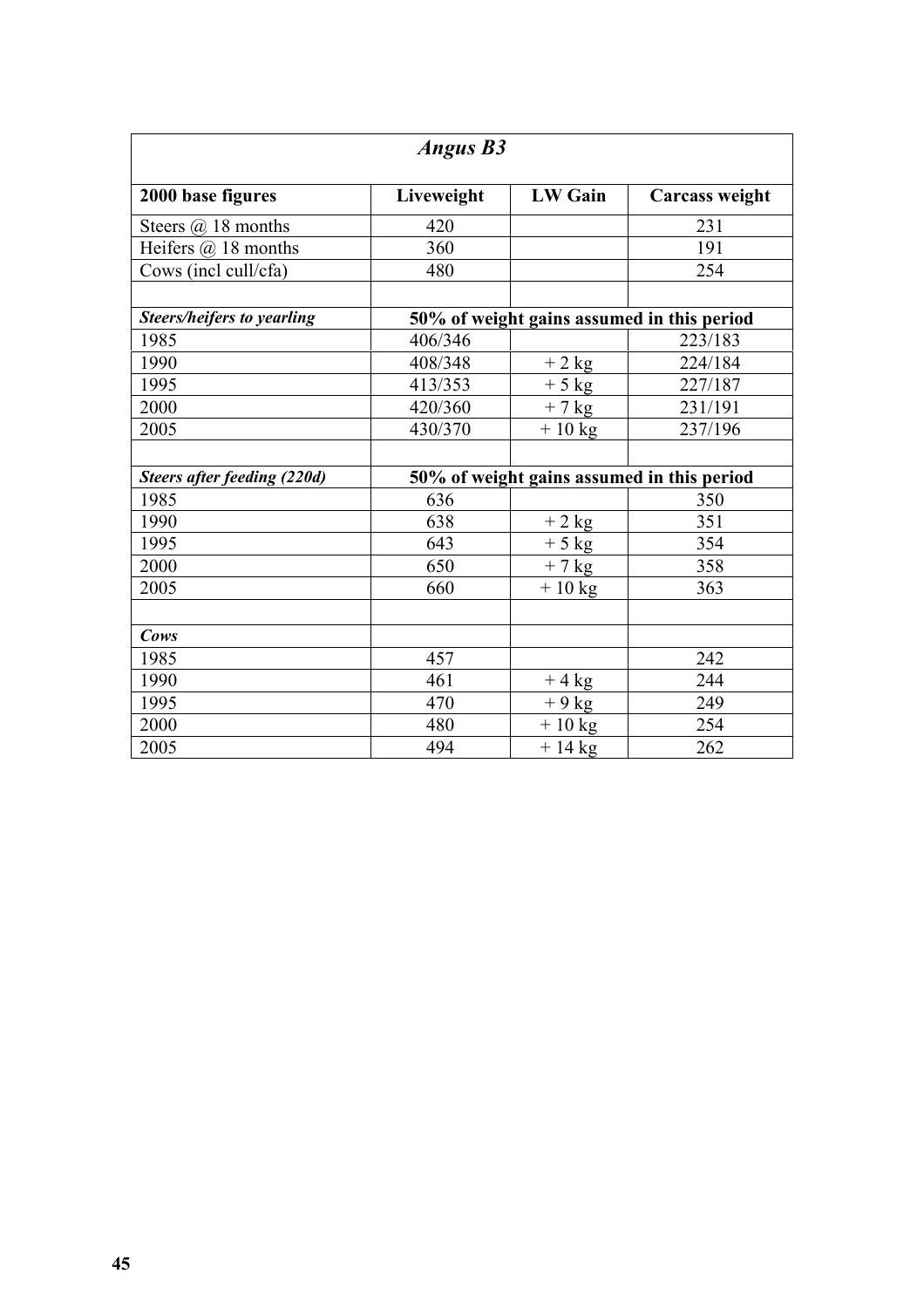| *Angus B3* | | | |
|---|---|---|---|
| **2000 base figures** | **Liveweight** | **LW Gain** | **Carcass weight** |
| Steers @ 18 months | 420 | | 231 |
| Heifers @ 18 months | 360 | | 191 |
| Cows (incl cull/cfa) | 480 | | 254 |
| | | | |
| ***Steers/heifers to yearling*** | **50% of weight gains assumed in this period** | | |
| 1985 | 406/346 | | 223/183 |
| 1990 | 408/348 | + 2 kg | 224/184 |
| 1995 | 413/353 | + 5 kg | 227/187 |
| 2000 | 420/360 | + 7 kg | 231/191 |
| 2005 | 430/370 | + 10 kg | 237/196 |
| | | | |
| ***Steers after feeding (220d)*** | **50% of weight gains assumed in this period** | | |
| 1985 | 636 | | 350 |
| 1990 | 638 | + 2 kg | 351 |
| 1995 | 643 | + 5 kg | 354 |
| 2000 | 650 | + 7 kg | 358 |
| 2005 | 660 | + 10 kg | 363 |
| | | | |
| ***Cows*** | | | |
| 1985 | 457 | | 242 |
| 1990 | 461 | + 4 kg | 244 |
| 1995 | 470 | + 9 kg | 249 |
| 2000 | 480 | + 10 kg | 254 |
| 2005 | 494 | + 14 kg | 262 |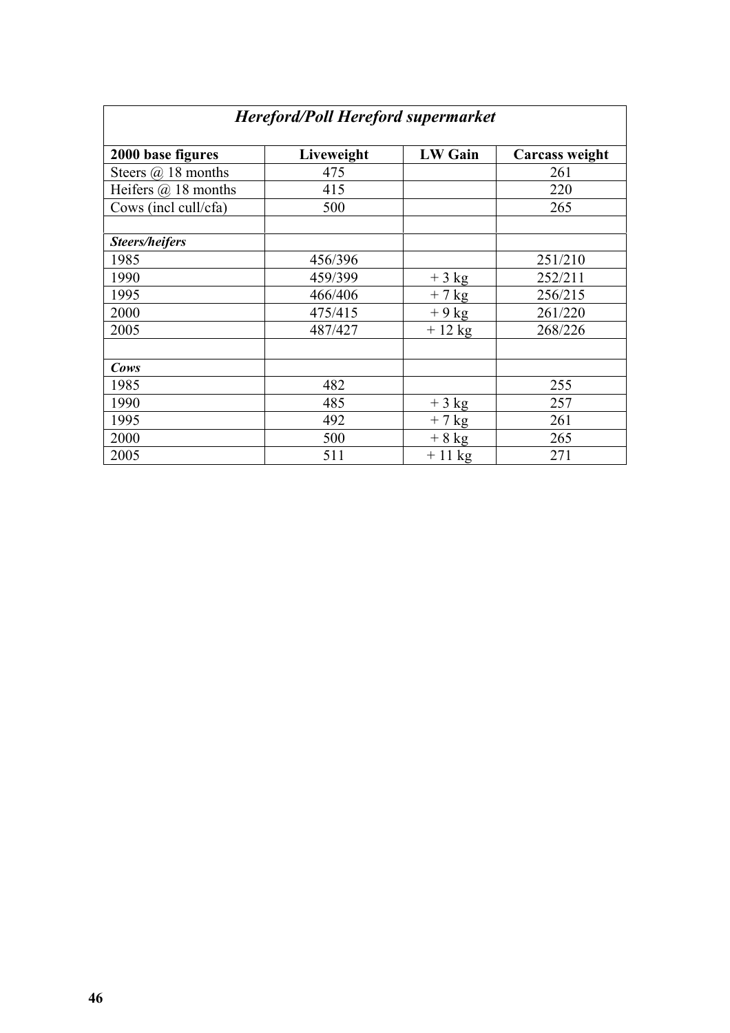| *Hereford/Poll Hereford supermarket* | | | |
|---|---|---|---|
| **2000 base figures** | **Liveweight** | **LW Gain** | **Carcass weight** |
| Steers @ 18 months | 475 | | 261 |
| Heifers @ 18 months | 415 | | 220 |
| Cows (incl cull/cfa) | 500 | | 265 |
| | | | |
| ***Steers/heifers*** | | | |
| 1985 | 456/396 | | 251/210 |
| 1990 | 459/399 | + 3 kg | 252/211 |
| 1995 | 466/406 | + 7 kg | 256/215 |
| 2000 | 475/415 | + 9 kg | 261/220 |
| 2005 | 487/427 | + 12 kg | 268/226 |
| | | | |
| ***Cows*** | | | |
| 1985 | 482 | | 255 |
| 1990 | 485 | + 3 kg | 257 |
| 1995 | 492 | + 7 kg | 261 |
| 2000 | 500 | + 8 kg | 265 |
| 2005 | 511 | + 11 kg | 271 |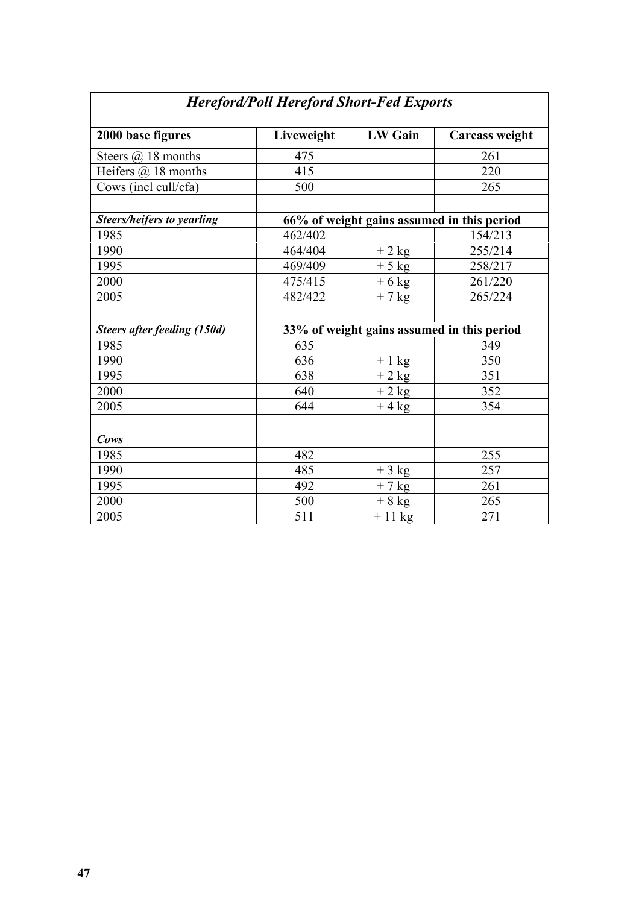| *Hereford/Poll Hereford Short-Fed Exports* | | | |
|---|---|---|---|
| **2000 base figures** | **Liveweight** | **LW Gain** | **Carcass weight** |
| Steers @ 18 months | 475 | | 261 |
| Heifers @ 18 months | 415 | | 220 |
| Cows (incl cull/cfa) | 500 | | 265 |
| | | | |
| ***Steers/heifers to yearling*** | **66% of weight gains assumed in this period** | | |
| 1985 | 462/402 | | 154/213 |
| 1990 | 464/404 | + 2 kg | 255/214 |
| 1995 | 469/409 | + 5 kg | 258/217 |
| 2000 | 475/415 | + 6 kg | 261/220 |
| 2005 | 482/422 | + 7 kg | 265/224 |
| | | | |
| ***Steers after feeding (150d)*** | **33% of weight gains assumed in this period** | | |
| 1985 | 635 | | 349 |
| 1990 | 636 | + 1 kg | 350 |
| 1995 | 638 | + 2 kg | 351 |
| 2000 | 640 | + 2 kg | 352 |
| 2005 | 644 | + 4 kg | 354 |
| | | | |
| ***Cows*** | | | |
| 1985 | 482 | | 255 |
| 1990 | 485 | + 3 kg | 257 |
| 1995 | 492 | + 7 kg | 261 |
| 2000 | 500 | + 8 kg | 265 |
| 2005 | 511 | + 11 kg | 271 |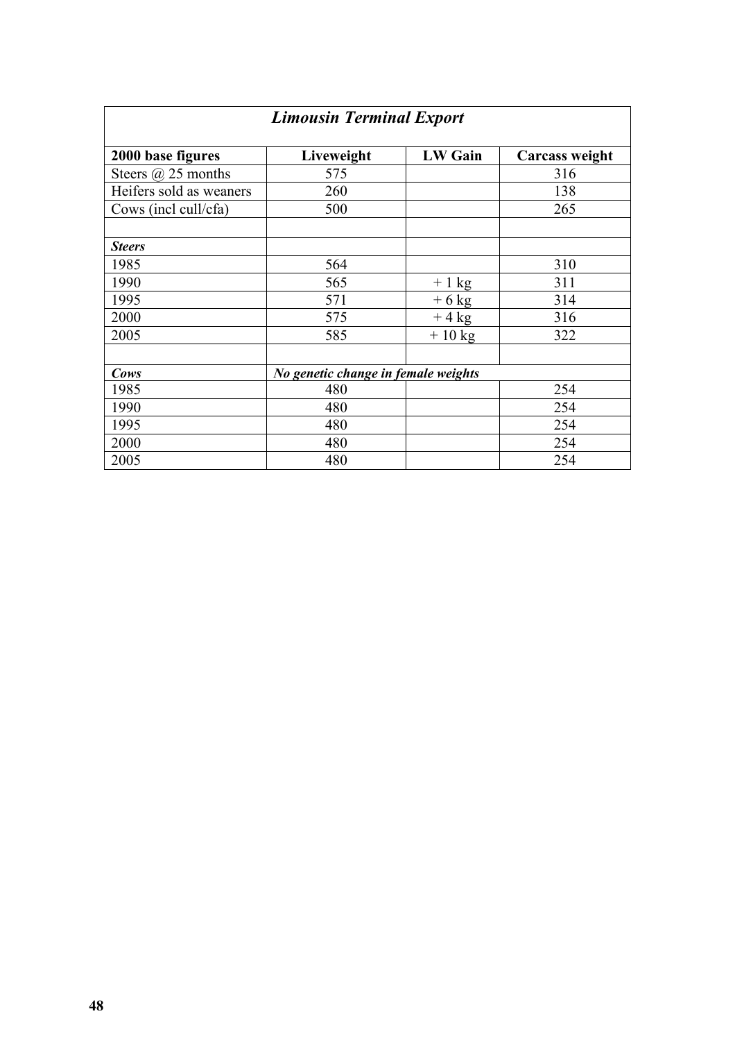| *Limousin Terminal Export* | | | |
|---|---|---|---|
| **2000 base figures** | **Liveweight** | **LW Gain** | **Carcass weight** |
| Steers @ 25 months | 575 | | 316 |
| Heifers sold as weaners | 260 | | 138 |
| Cows (incl cull/cfa) | 500 | | 265 |
| | | | |
| ***Steers*** | | | |
| 1985 | 564 | | 310 |
| 1990 | 565 | + 1 kg | 311 |
| 1995 | 571 | + 6 kg | 314 |
| 2000 | 575 | + 4 kg | 316 |
| 2005 | 585 | + 10 kg | 322 |
| | | | |
| ***Cows*** | ***No genetic change in female weights*** | | |
| 1985 | 480 | | 254 |
| 1990 | 480 | | 254 |
| 1995 | 480 | | 254 |
| 2000 | 480 | | 254 |
| 2005 | 480 | | 254 |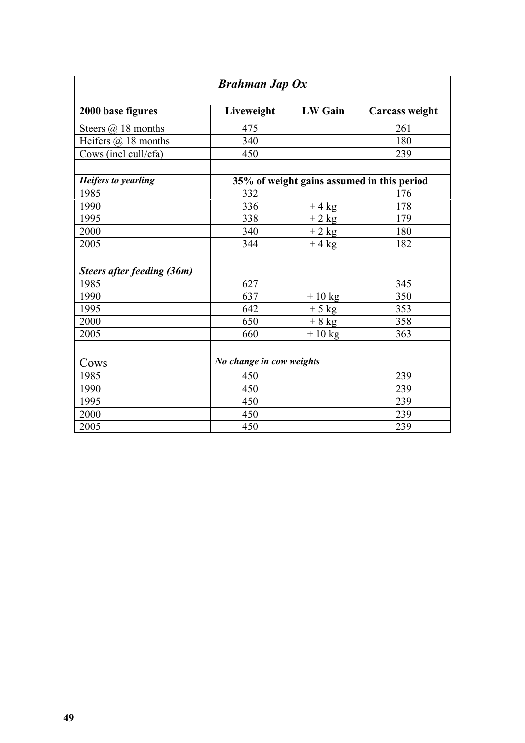| *Brahman Jap Ox* | | | |
|---|---|---|---|
| **2000 base figures** | **Liveweight** | **LW Gain** | **Carcass weight** |
| Steers @ 18 months | 475 | | 261 |
| Heifers @ 18 months | 340 | | 180 |
| Cows (incl cull/cfa) | 450 | | 239 |
| | | | |
| ***Heifers to yearling*** | **35% of weight gains assumed in this period** | | |
| 1985 | 332 | | 176 |
| 1990 | 336 | + 4 kg | 178 |
| 1995 | 338 | + 2 kg | 179 |
| 2000 | 340 | + 2 kg | 180 |
| 2005 | 344 | + 4 kg | 182 |
| | | | |
| ***Steers after feeding (36m)*** | | | |
| 1985 | 627 | | 345 |
| 1990 | 637 | + 10 kg | 350 |
| 1995 | 642 | + 5 kg | 353 |
| 2000 | 650 | + 8 kg | 358 |
| 2005 | 660 | + 10 kg | 363 |
| | | | |
| Cows | ***No change in cow weights*** | | |
| 1985 | 450 | | 239 |
| 1990 | 450 | | 239 |
| 1995 | 450 | | 239 |
| 2000 | 450 | | 239 |
| 2005 | 450 | | 239 |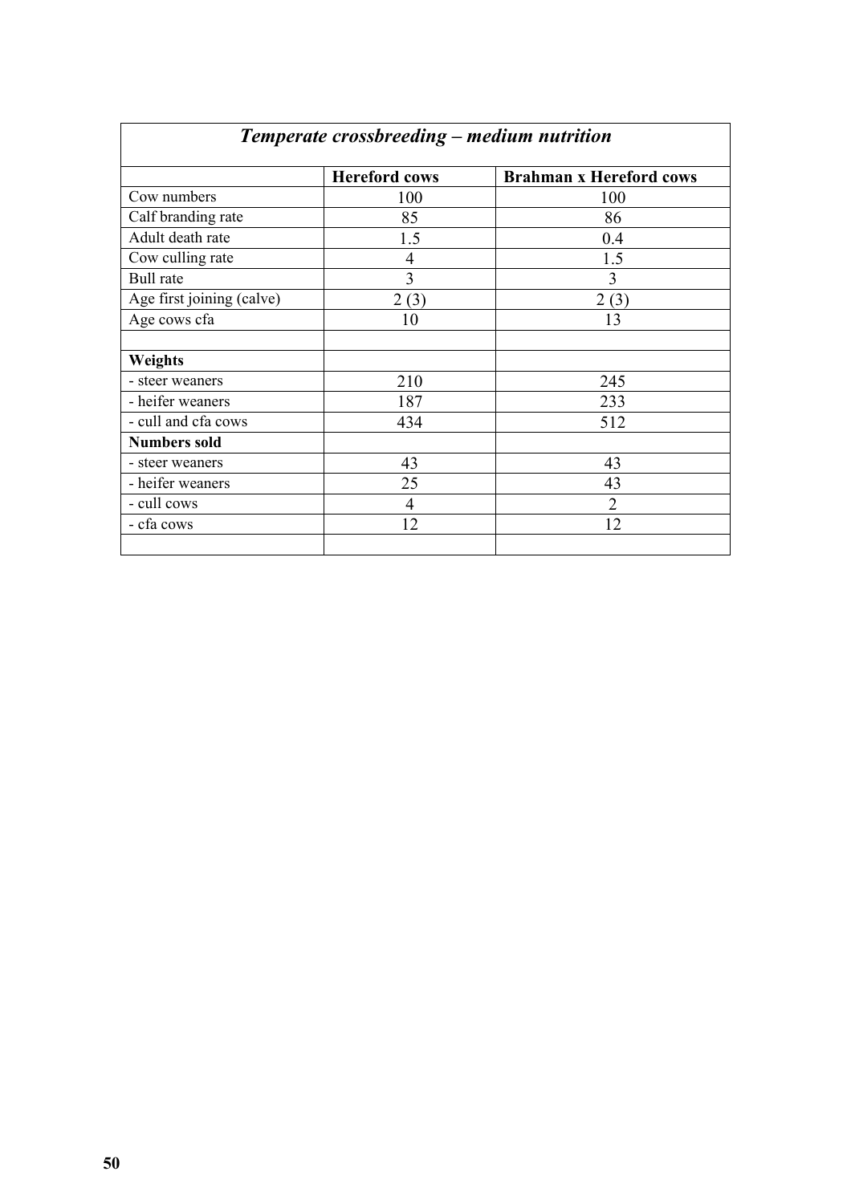| *Temperate crossbreeding – medium nutrition* | | |
|---|---|---|
| | **Hereford cows** | **Brahman x Hereford cows** |
| Cow numbers | 100 | 100 |
| Calf branding rate | 85 | 86 |
| Adult death rate | 1.5 | 0.4 |
| Cow culling rate | 4 | 1.5 |
| Bull rate | 3 | 3 |
| Age first joining (calve) | 2 (3) | 2 (3) |
| Age cows cfa | 10 | 13 |
| | | |
| **Weights** | | |
| - steer weaners | 210 | 245 |
| - heifer weaners | 187 | 233 |
| - cull and cfa cows | 434 | 512 |
| **Numbers sold** | | |
| - steer weaners | 43 | 43 |
| - heifer weaners | 25 | 43 |
| - cull cows | 4 | 2 |
| - cfa cows | 12 | 12 |
| | | |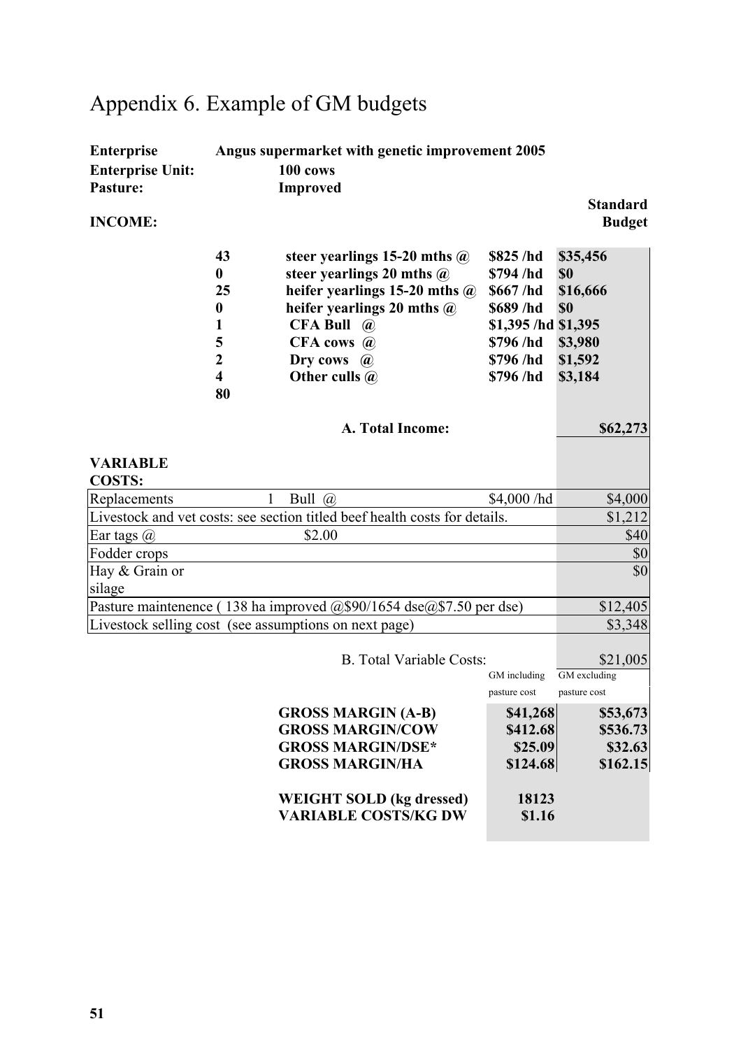# Appendix 6. Example of GM budgets

**Enterprise** **Angus supermarket with genetic improvement 2005**
**Enterprise Unit:** **100 cows**
**Pasture:** **Improved**

| **INCOME:** | | | | **Standard Budget** |
|---|---|---|---|---|
| | **43** | **steer yearlings 15-20 mths @** | **$825 /hd** | **$35,456** |
| | **0** | **steer yearlings 20 mths @** | **$794 /hd** | **$0** |
| | **25** | **heifer yearlings 15-20 mths @** | **$667 /hd** | **$16,666** |
| | **0** | **heifer yearlings 20 mths @** | **$689 /hd** | **$0** |
| | **1** | **CFA Bull @** | **$1,395 /hd** | **$1,395** |
| | **5** | **CFA cows @** | **$796 /hd** | **$3,980** |
| | **2** | **Dry cows @** | **$796 /hd** | **$1,592** |
| | **4** | **Other culls @** | **$796 /hd** | **$3,184** |
| | **80** | | | |
| | | **A. Total Income:** | | **$62,273** |

| **VARIABLE COSTS:** | | | |
|---|---|---|---|
| Replacements | 1 Bull @ | $4,000 /hd | $4,000 |
| Livestock and vet costs: see section titled beef health costs for details. | | | $1,212 |
| Ear tags @ | $2.00 | | $40 |
| Fodder crops | | | $0 |
| Hay & Grain or silage | | | $0 |
| Pasture maintenence ( 138 ha improved @$90/1654 dse@$7.50 per dse) | | | $12,405 |
| Livestock selling cost (see assumptions on next page) | | | $3,348 |
| | B. Total Variable Costs: | | $21,005 |

| | GM including pasture cost | GM excluding pasture cost |
|---|---|---|
| **GROSS MARGIN (A-B)** | **$41,268** | **$53,673** |
| **GROSS MARGIN/COW** | **$412.68** | **$536.73** |
| **GROSS MARGIN/DSE*** | **$25.09** | **$32.63** |
| **GROSS MARGIN/HA** | **$124.68** | **$162.15** |
| | | |
| **WEIGHT SOLD (kg dressed)** | **18123** | |
| **VARIABLE COSTS/KG DW** | **$1.16** | |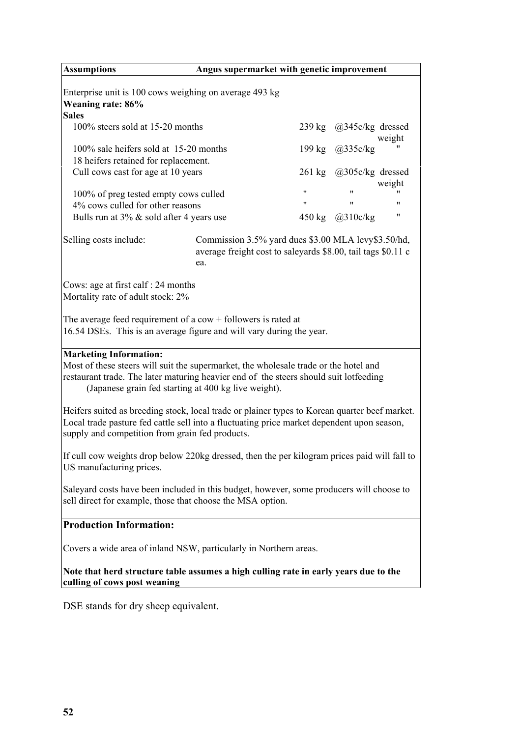| **Assumptions** | **Angus supermarket with genetic improvement** | | |
|---|---|---|---|

Enterprise unit is 100 cows weighing on average 493 kg

**Weaning rate: 86%**

**Sales**

| | | | |
|---|---|---|---|
| 100% steers sold at 15-20 months | 239 kg | @345c/kg | dressed weight |
| 100% sale heifers sold at 15-20 months | 199 kg | @335c/kg | " |
| 18 heifers retained for replacement. | | | |
| Cull cows cast for age at 10 years | 261 kg | @305c/kg | dressed weight |
| 100% of preg tested empty cows culled | " | " | " |
| 4% cows culled for other reasons | " | " | " |
| Bulls run at 3% & sold after 4 years use | 450 kg | @310c/kg | " |

Selling costs include: Commission 3.5% yard dues $3.00 MLA levy$3.50/hd, average freight cost to saleyards $8.00, tail tags $0.11 c ea.

Cows: age at first calf : 24 months
Mortality rate of adult stock: 2%

The average feed requirement of a cow + followers is rated at
16.54 DSEs. This is an average figure and will vary during the year.

**Marketing Information:**

Most of these steers will suit the supermarket, the wholesale trade or the hotel and restaurant trade. The later maturing heavier end of the steers should suit lotfeeding (Japanese grain fed starting at 400 kg live weight).

Heifers suited as breeding stock, local trade or plainer types to Korean quarter beef market. Local trade pasture fed cattle sell into a fluctuating price market dependent upon season, supply and competition from grain fed products.

If cull cow weights drop below 220kg dressed, then the per kilogram prices paid will fall to US manufacturing prices.

Saleyard costs have been included in this budget, however, some producers will choose to sell direct for example, those that choose the MSA option.

**Production Information:**

Covers a wide area of inland NSW, particularly in Northern areas.

**Note that herd structure table assumes a high culling rate in early years due to the culling of cows post weaning**

DSE stands for dry sheep equivalent.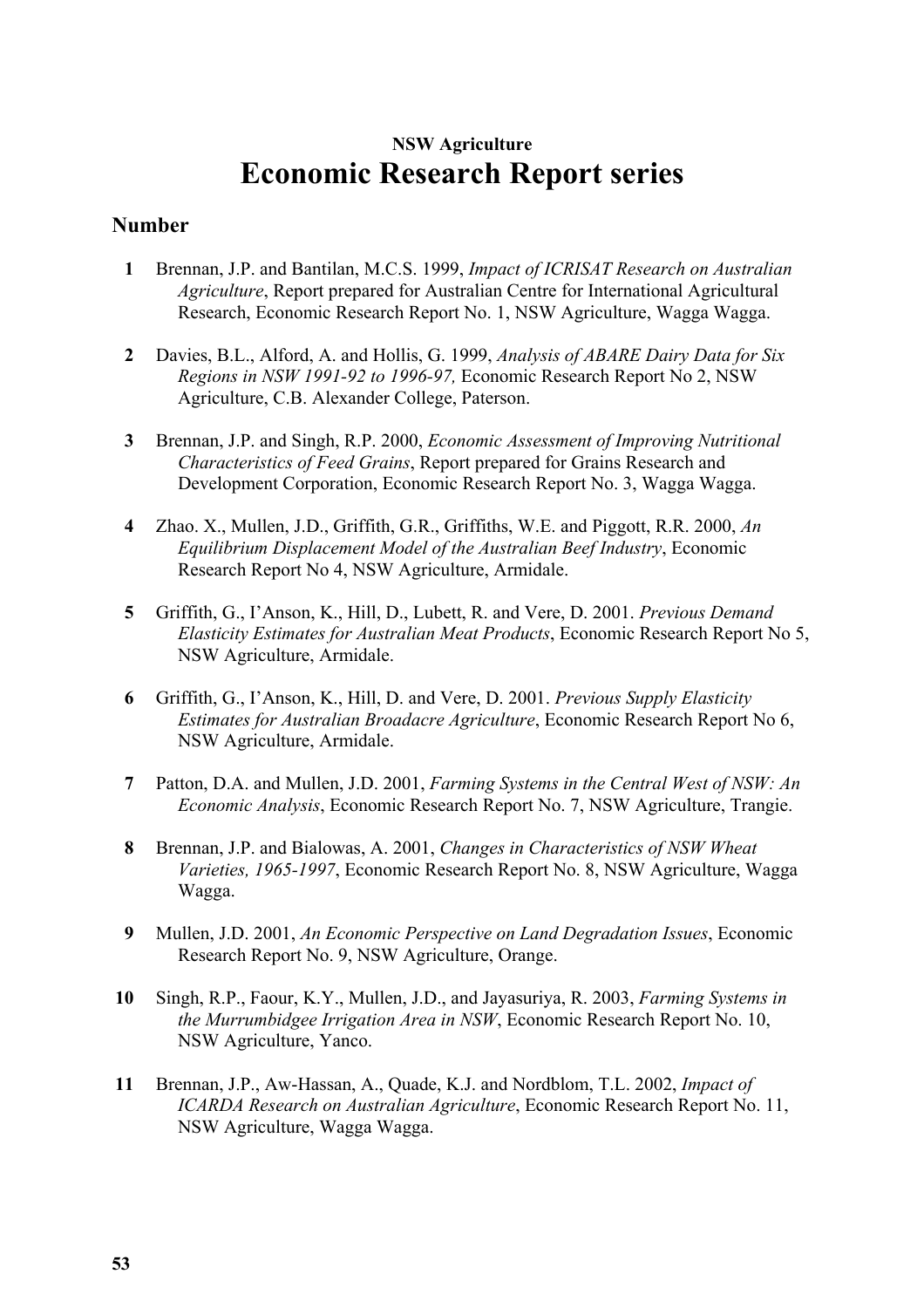**NSW Agriculture**

# Economic Research Report series

## Number

**1** Brennan, J.P. and Bantilan, M.C.S. 1999, *Impact of ICRISAT Research on Australian Agriculture*, Report prepared for Australian Centre for International Agricultural Research, Economic Research Report No. 1, NSW Agriculture, Wagga Wagga.

**2** Davies, B.L., Alford, A. and Hollis, G. 1999, *Analysis of ABARE Dairy Data for Six Regions in NSW 1991-92 to 1996-97,* Economic Research Report No 2, NSW Agriculture, C.B. Alexander College, Paterson.

**3** Brennan, J.P. and Singh, R.P. 2000, *Economic Assessment of Improving Nutritional Characteristics of Feed Grains*, Report prepared for Grains Research and Development Corporation, Economic Research Report No. 3, Wagga Wagga.

**4** Zhao. X., Mullen, J.D., Griffith, G.R., Griffiths, W.E. and Piggott, R.R. 2000, *An Equilibrium Displacement Model of the Australian Beef Industry*, Economic Research Report No 4, NSW Agriculture, Armidale.

**5** Griffith, G., I'Anson, K., Hill, D., Lubett, R. and Vere, D. 2001. *Previous Demand Elasticity Estimates for Australian Meat Products*, Economic Research Report No 5, NSW Agriculture, Armidale.

**6** Griffith, G., I'Anson, K., Hill, D. and Vere, D. 2001. *Previous Supply Elasticity Estimates for Australian Broadacre Agriculture*, Economic Research Report No 6, NSW Agriculture, Armidale.

**7** Patton, D.A. and Mullen, J.D. 2001, *Farming Systems in the Central West of NSW: An Economic Analysis*, Economic Research Report No. 7, NSW Agriculture, Trangie.

**8** Brennan, J.P. and Bialowas, A. 2001, *Changes in Characteristics of NSW Wheat Varieties, 1965-1997*, Economic Research Report No. 8, NSW Agriculture, Wagga Wagga.

**9** Mullen, J.D. 2001, *An Economic Perspective on Land Degradation Issues*, Economic Research Report No. 9, NSW Agriculture, Orange.

**10** Singh, R.P., Faour, K.Y., Mullen, J.D., and Jayasuriya, R. 2003, *Farming Systems in the Murrumbidgee Irrigation Area in NSW*, Economic Research Report No. 10, NSW Agriculture, Yanco.

**11** Brennan, J.P., Aw-Hassan, A., Quade, K.J. and Nordblom, T.L. 2002, *Impact of ICARDA Research on Australian Agriculture*, Economic Research Report No. 11, NSW Agriculture, Wagga Wagga.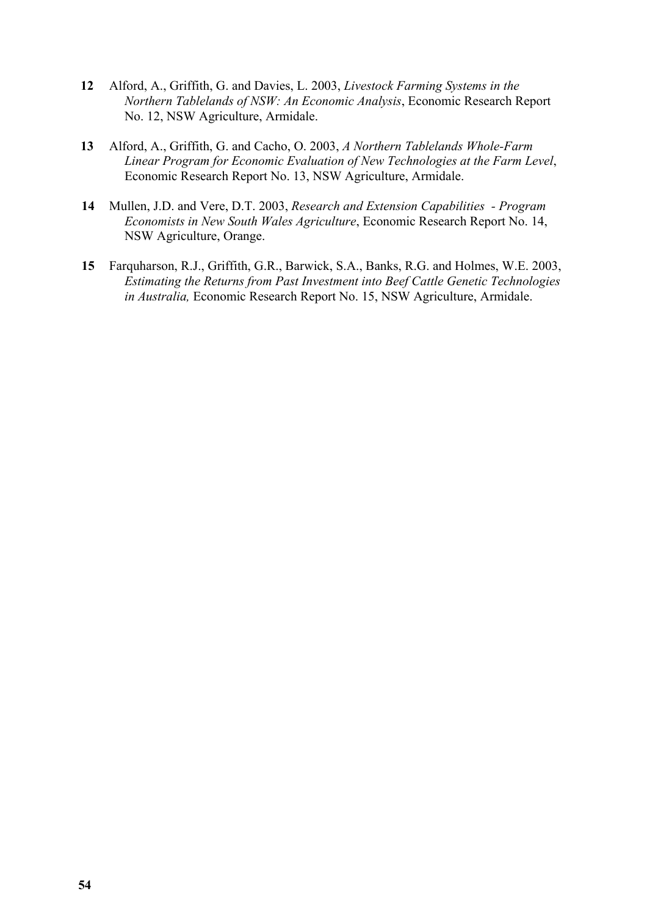**12** Alford, A., Griffith, G. and Davies, L. 2003, *Livestock Farming Systems in the Northern Tablelands of NSW: An Economic Analysis*, Economic Research Report No. 12, NSW Agriculture, Armidale.

**13** Alford, A., Griffith, G. and Cacho, O. 2003, *A Northern Tablelands Whole-Farm Linear Program for Economic Evaluation of New Technologies at the Farm Level*, Economic Research Report No. 13, NSW Agriculture, Armidale.

**14** Mullen, J.D. and Vere, D.T. 2003, *Research and Extension Capabilities - Program Economists in New South Wales Agriculture*, Economic Research Report No. 14, NSW Agriculture, Orange.

**15** Farquharson, R.J., Griffith, G.R., Barwick, S.A., Banks, R.G. and Holmes, W.E. 2003, *Estimating the Returns from Past Investment into Beef Cattle Genetic Technologies in Australia,* Economic Research Report No. 15, NSW Agriculture, Armidale.